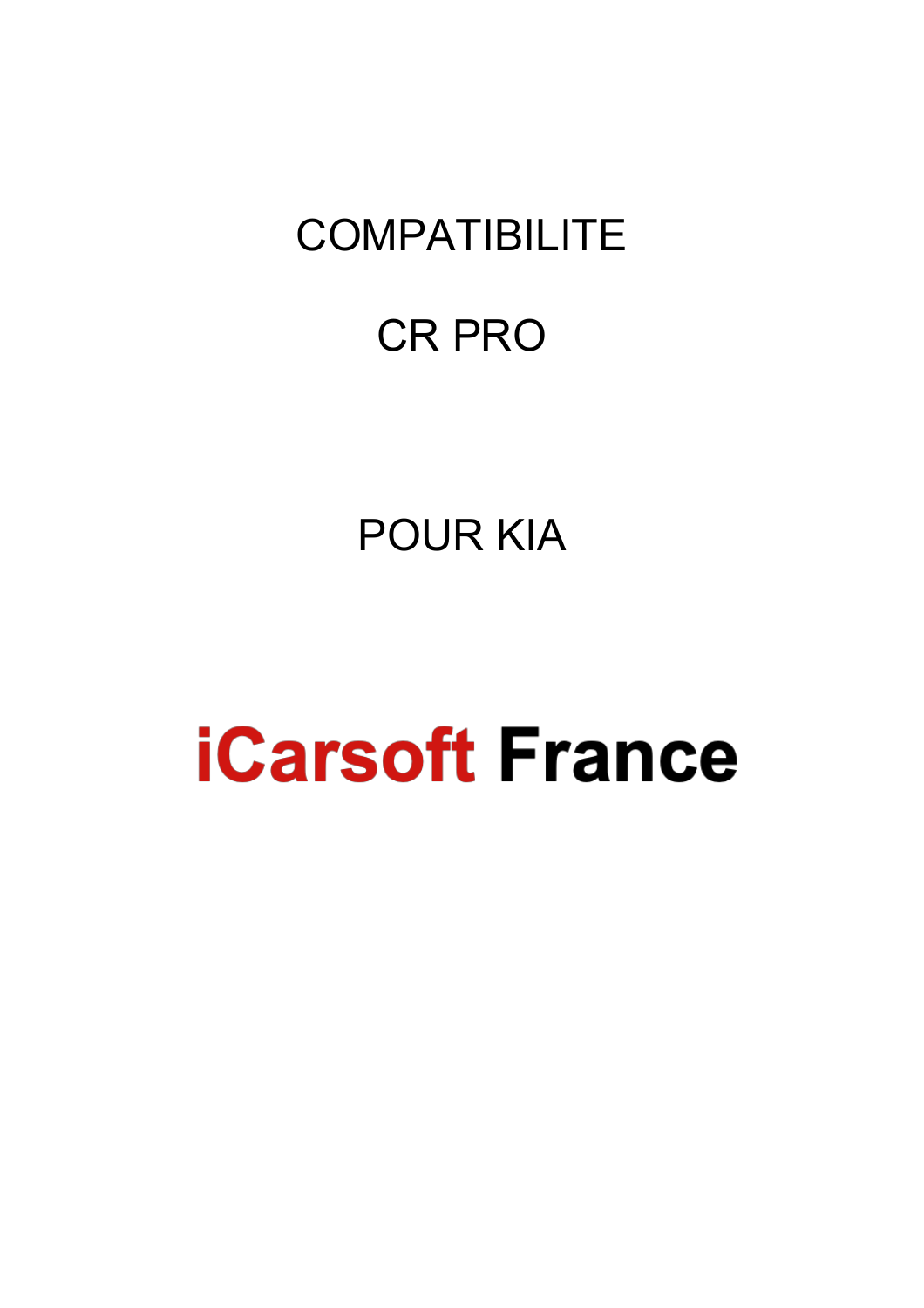# COMPATIBILITE

# CR PRO

# POUR KIA

**iCarsoft France**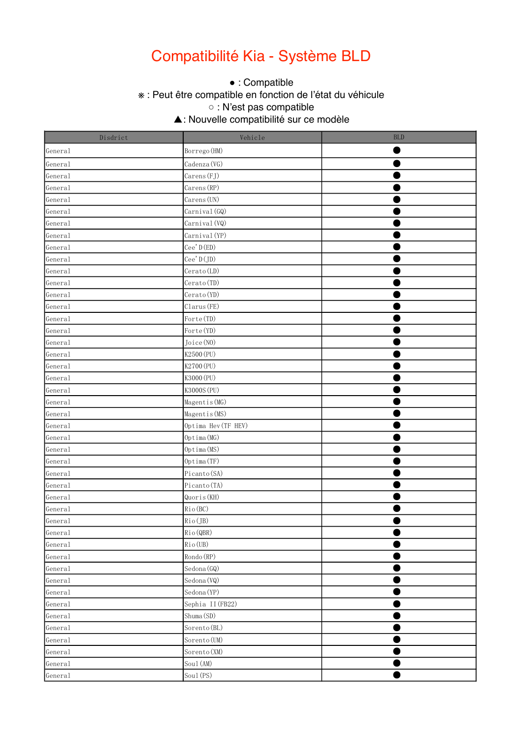# Compatibilité Kia - Système BLD

● : Compatible
※ : Peut être compatible en fonction de l'état du véhicule
○ : N'est pas compatible
▲: Nouvelle compatibilité sur ce modèle

| Disdrict | Vehicle | BLD |
|---|---|---|
| General | Borrego(HM) | ● |
| General | Cadenza(VG) | ● |
| General | Carens(FJ) | ● |
| General | Carens(RP) | ● |
| General | Carens(UN) | ● |
| General | Carnival(GQ) | ● |
| General | Carnival(VQ) | ● |
| General | Carnival(YP) | ● |
| General | Cee'D(ED) | ● |
| General | Cee'D(JD) | ● |
| General | Cerato(LD) | ● |
| General | Cerato(TD) | ● |
| General | Cerato(YD) | ● |
| General | Clarus(FE) | ● |
| General | Forte(TD) | ● |
| General | Forte(YD) | ● |
| General | Joice(NO) | ● |
| General | K2500(PU) | ● |
| General | K2700(PU) | ● |
| General | K3000(PU) | ● |
| General | K3000S(PU) | ● |
| General | Magentis(MG) | ● |
| General | Magentis(MS) | ● |
| General | Optima Hev(TF HEV) | ● |
| General | Optima(MG) | ● |
| General | Optima(MS) | ● |
| General | Optima(TF) | ● |
| General | Picanto(SA) | ● |
| General | Picanto(TA) | ● |
| General | Quoris(KH) | ● |
| General | Rio(BC) | ● |
| General | Rio(JB) | ● |
| General | Rio(QBR) | ● |
| General | Rio(UB) | ● |
| General | Rondo(RP) | ● |
| General | Sedona(GQ) | ● |
| General | Sedona(VQ) | ● |
| General | Sedona(YP) | ● |
| General | Sephia II(FB22) | ● |
| General | Shuma(SD) | ● |
| General | Sorento(BL) | ● |
| General | Sorento(UM) | ● |
| General | Sorento(XM) | ● |
| General | Soul(AM) | ● |
| General | Soul(PS) | ● |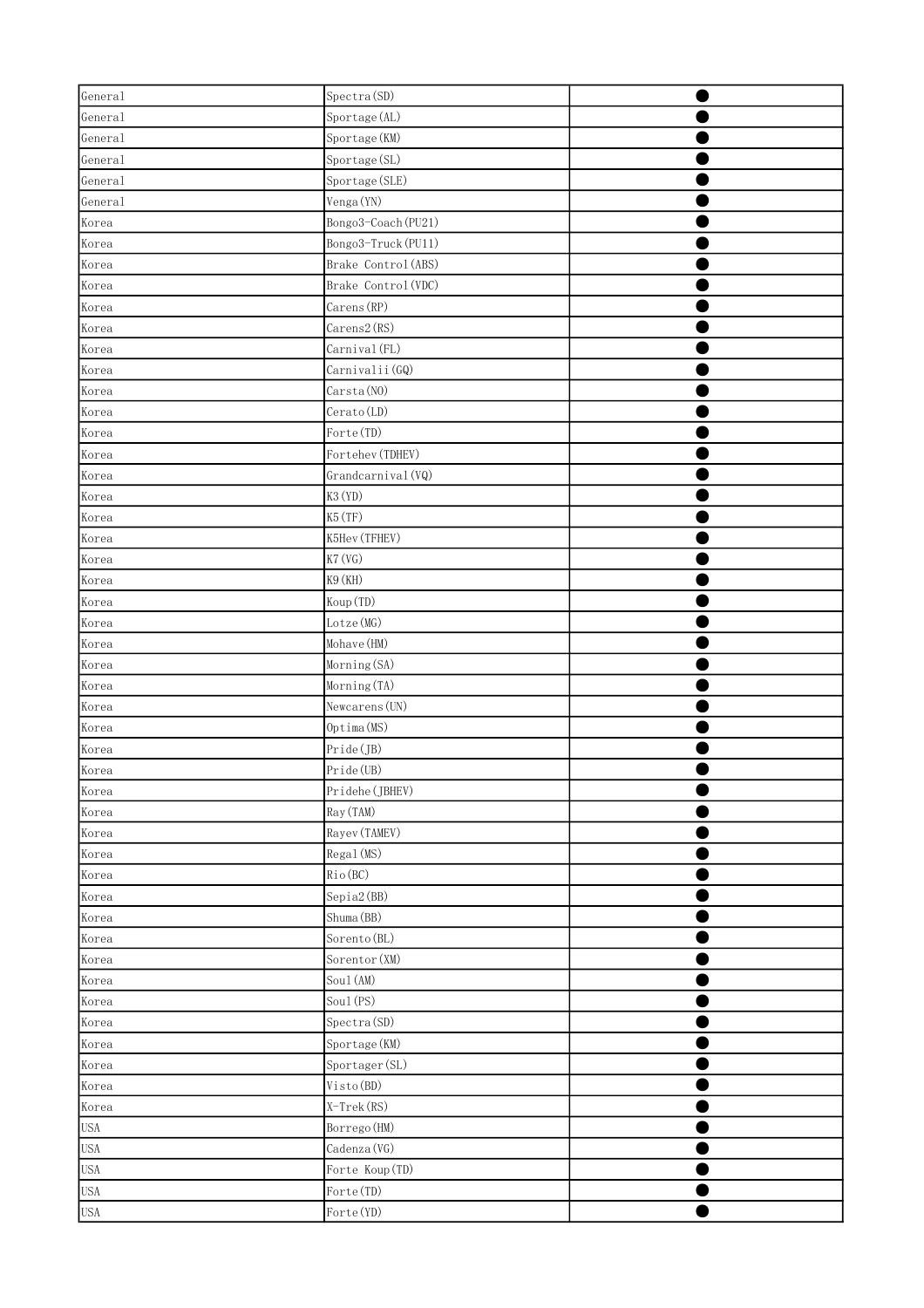| General | Spectra(SD) | ● |
|---|---|---|
| General | Sportage(AL) | ● |
| General | Sportage(KM) | ● |
| General | Sportage(SL) | ● |
| General | Sportage(SLE) | ● |
| General | Venga(YN) | ● |
| Korea | Bongo3-Coach(PU21) | ● |
| Korea | Bongo3-Truck(PU11) | ● |
| Korea | Brake Control(ABS) | ● |
| Korea | Brake Control(VDC) | ● |
| Korea | Carens(RP) | ● |
| Korea | Carens2(RS) | ● |
| Korea | Carnival(FL) | ● |
| Korea | Carnivalii(GQ) | ● |
| Korea | Carsta(NO) | ● |
| Korea | Cerato(LD) | ● |
| Korea | Forte(TD) | ● |
| Korea | Fortehev(TDHEV) | ● |
| Korea | Grandcarnival(VQ) | ● |
| Korea | K3(YD) | ● |
| Korea | K5(TF) | ● |
| Korea | K5Hev(TFHEV) | ● |
| Korea | K7(VG) | ● |
| Korea | K9(KH) | ● |
| Korea | Koup(TD) | ● |
| Korea | Lotze(MG) | ● |
| Korea | Mohave(HM) | ● |
| Korea | Morning(SA) | ● |
| Korea | Morning(TA) | ● |
| Korea | Newcarens(UN) | ● |
| Korea | Optima(MS) | ● |
| Korea | Pride(JB) | ● |
| Korea | Pride(UB) | ● |
| Korea | Pridehe(JBHEV) | ● |
| Korea | Ray(TAM) | ● |
| Korea | Rayev(TAMEV) | ● |
| Korea | Regal(MS) | ● |
| Korea | Rio(BC) | ● |
| Korea | Sepia2(BB) | ● |
| Korea | Shuma(BB) | ● |
| Korea | Sorento(BL) | ● |
| Korea | Sorentor(XM) | ● |
| Korea | Soul(AM) | ● |
| Korea | Soul(PS) | ● |
| Korea | Spectra(SD) | ● |
| Korea | Sportage(KM) | ● |
| Korea | Sportager(SL) | ● |
| Korea | Visto(BD) | ● |
| Korea | X-Trek(RS) | ● |
| USA | Borrego(HM) | ● |
| USA | Cadenza(VG) | ● |
| USA | Forte Koup(TD) | ● |
| USA | Forte(TD) | ● |
| USA | Forte(YD) | ● |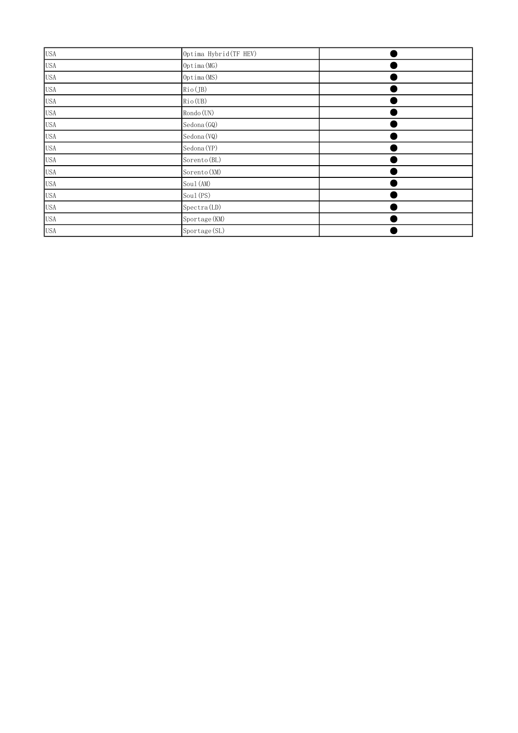| USA | Optima Hybrid(TF HEV) | ● |
|---|---|---|
| USA | Optima(MG) | ● |
| USA | Optima(MS) | ● |
| USA | Rio(JB) | ● |
| USA | Rio(UB) | ● |
| USA | Rondo(UN) | ● |
| USA | Sedona(GQ) | ● |
| USA | Sedona(VQ) | ● |
| USA | Sedona(YP) | ● |
| USA | Sorento(BL) | ● |
| USA | Sorento(XM) | ● |
| USA | Soul(AM) | ● |
| USA | Soul(PS) | ● |
| USA | Spectra(LD) | ● |
| USA | Sportage(KM) | ● |
| USA | Sportage(SL) | ● |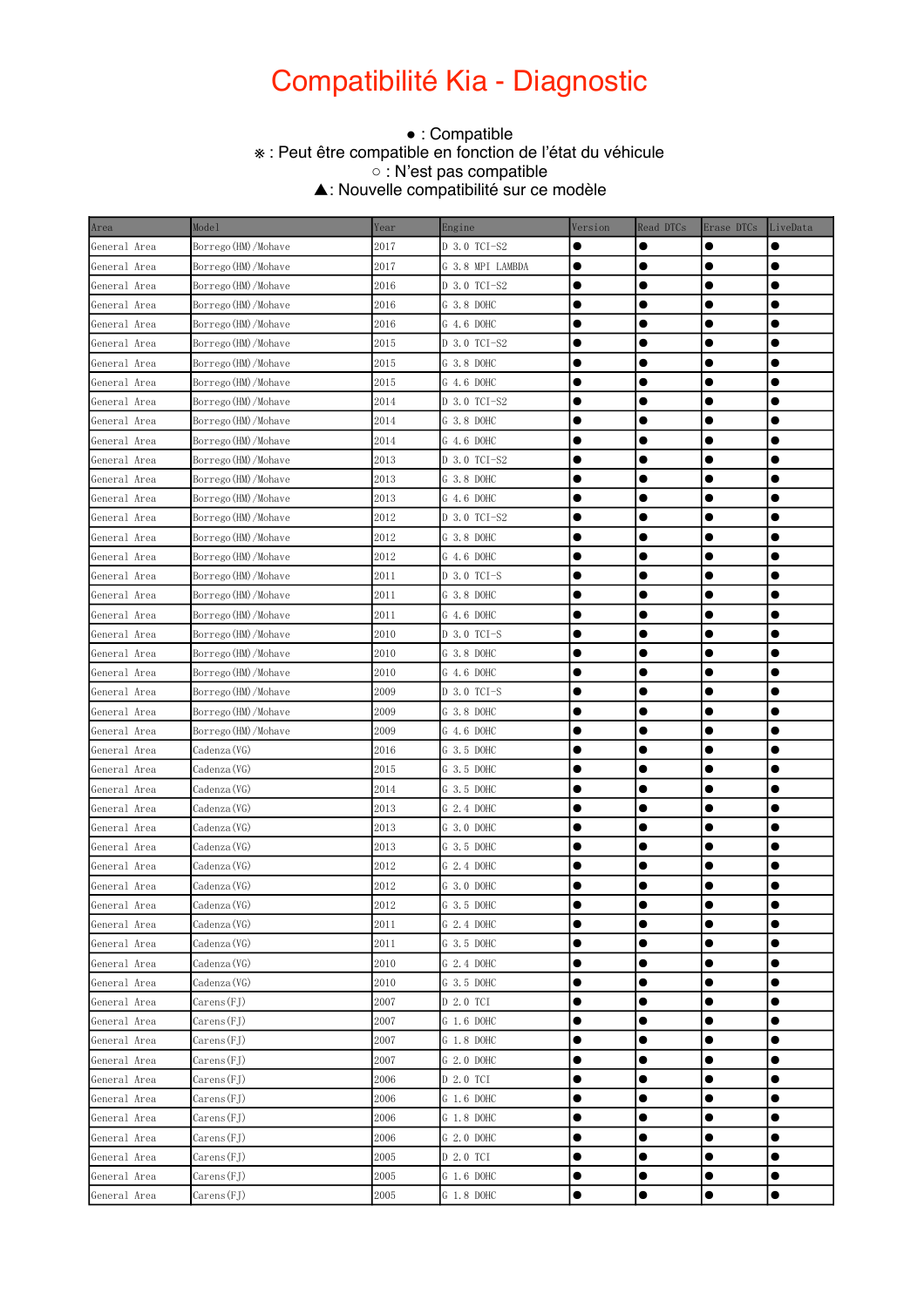# Compatibilité Kia - Diagnostic

● : Compatible
※ : Peut être compatible en fonction de l'état du véhicule
○ : N'est pas compatible
▲: Nouvelle compatibilité sur ce modèle

| Area | Model | Year | Engine | Version | Read DTCs | Erase DTCs | LiveData |
|---|---|---|---|---|---|---|---|
| General Area | Borrego(HM)/Mohave | 2017 | D 3.0 TCI-S2 | ● | ● | ● | ● |
| General Area | Borrego(HM)/Mohave | 2017 | G 3.8 MPI LAMBDA | ● | ● | ● | ● |
| General Area | Borrego(HM)/Mohave | 2016 | D 3.0 TCI-S2 | ● | ● | ● | ● |
| General Area | Borrego(HM)/Mohave | 2016 | G 3.8 DOHC | ● | ● | ● | ● |
| General Area | Borrego(HM)/Mohave | 2016 | G 4.6 DOHC | ● | ● | ● | ● |
| General Area | Borrego(HM)/Mohave | 2015 | D 3.0 TCI-S2 | ● | ● | ● | ● |
| General Area | Borrego(HM)/Mohave | 2015 | G 3.8 DOHC | ● | ● | ● | ● |
| General Area | Borrego(HM)/Mohave | 2015 | G 4.6 DOHC | ● | ● | ● | ● |
| General Area | Borrego(HM)/Mohave | 2014 | D 3.0 TCI-S2 | ● | ● | ● | ● |
| General Area | Borrego(HM)/Mohave | 2014 | G 3.8 DOHC | ● | ● | ● | ● |
| General Area | Borrego(HM)/Mohave | 2014 | G 4.6 DOHC | ● | ● | ● | ● |
| General Area | Borrego(HM)/Mohave | 2013 | D 3.0 TCI-S2 | ● | ● | ● | ● |
| General Area | Borrego(HM)/Mohave | 2013 | G 3.8 DOHC | ● | ● | ● | ● |
| General Area | Borrego(HM)/Mohave | 2013 | G 4.6 DOHC | ● | ● | ● | ● |
| General Area | Borrego(HM)/Mohave | 2012 | D 3.0 TCI-S2 | ● | ● | ● | ● |
| General Area | Borrego(HM)/Mohave | 2012 | G 3.8 DOHC | ● | ● | ● | ● |
| General Area | Borrego(HM)/Mohave | 2012 | G 4.6 DOHC | ● | ● | ● | ● |
| General Area | Borrego(HM)/Mohave | 2011 | D 3.0 TCI-S | ● | ● | ● | ● |
| General Area | Borrego(HM)/Mohave | 2011 | G 3.8 DOHC | ● | ● | ● | ● |
| General Area | Borrego(HM)/Mohave | 2011 | G 4.6 DOHC | ● | ● | ● | ● |
| General Area | Borrego(HM)/Mohave | 2010 | D 3.0 TCI-S | ● | ● | ● | ● |
| General Area | Borrego(HM)/Mohave | 2010 | G 3.8 DOHC | ● | ● | ● | ● |
| General Area | Borrego(HM)/Mohave | 2010 | G 4.6 DOHC | ● | ● | ● | ● |
| General Area | Borrego(HM)/Mohave | 2009 | D 3.0 TCI-S | ● | ● | ● | ● |
| General Area | Borrego(HM)/Mohave | 2009 | G 3.8 DOHC | ● | ● | ● | ● |
| General Area | Borrego(HM)/Mohave | 2009 | G 4.6 DOHC | ● | ● | ● | ● |
| General Area | Cadenza(VG) | 2016 | G 3.5 DOHC | ● | ● | ● | ● |
| General Area | Cadenza(VG) | 2015 | G 3.5 DOHC | ● | ● | ● | ● |
| General Area | Cadenza(VG) | 2014 | G 3.5 DOHC | ● | ● | ● | ● |
| General Area | Cadenza(VG) | 2013 | G 2.4 DOHC | ● | ● | ● | ● |
| General Area | Cadenza(VG) | 2013 | G 3.0 DOHC | ● | ● | ● | ● |
| General Area | Cadenza(VG) | 2013 | G 3.5 DOHC | ● | ● | ● | ● |
| General Area | Cadenza(VG) | 2012 | G 2.4 DOHC | ● | ● | ● | ● |
| General Area | Cadenza(VG) | 2012 | G 3.0 DOHC | ● | ● | ● | ● |
| General Area | Cadenza(VG) | 2012 | G 3.5 DOHC | ● | ● | ● | ● |
| General Area | Cadenza(VG) | 2011 | G 2.4 DOHC | ● | ● | ● | ● |
| General Area | Cadenza(VG) | 2011 | G 3.5 DOHC | ● | ● | ● | ● |
| General Area | Cadenza(VG) | 2010 | G 2.4 DOHC | ● | ● | ● | ● |
| General Area | Cadenza(VG) | 2010 | G 3.5 DOHC | ● | ● | ● | ● |
| General Area | Carens(FJ) | 2007 | D 2.0 TCI | ● | ● | ● | ● |
| General Area | Carens(FJ) | 2007 | G 1.6 DOHC | ● | ● | ● | ● |
| General Area | Carens(FJ) | 2007 | G 1.8 DOHC | ● | ● | ● | ● |
| General Area | Carens(FJ) | 2007 | G 2.0 DOHC | ● | ● | ● | ● |
| General Area | Carens(FJ) | 2006 | D 2.0 TCI | ● | ● | ● | ● |
| General Area | Carens(FJ) | 2006 | G 1.6 DOHC | ● | ● | ● | ● |
| General Area | Carens(FJ) | 2006 | G 1.8 DOHC | ● | ● | ● | ● |
| General Area | Carens(FJ) | 2006 | G 2.0 DOHC | ● | ● | ● | ● |
| General Area | Carens(FJ) | 2005 | D 2.0 TCI | ● | ● | ● | ● |
| General Area | Carens(FJ) | 2005 | G 1.6 DOHC | ● | ● | ● | ● |
| General Area | Carens(FJ) | 2005 | G 1.8 DOHC | ● | ● | ● | ● |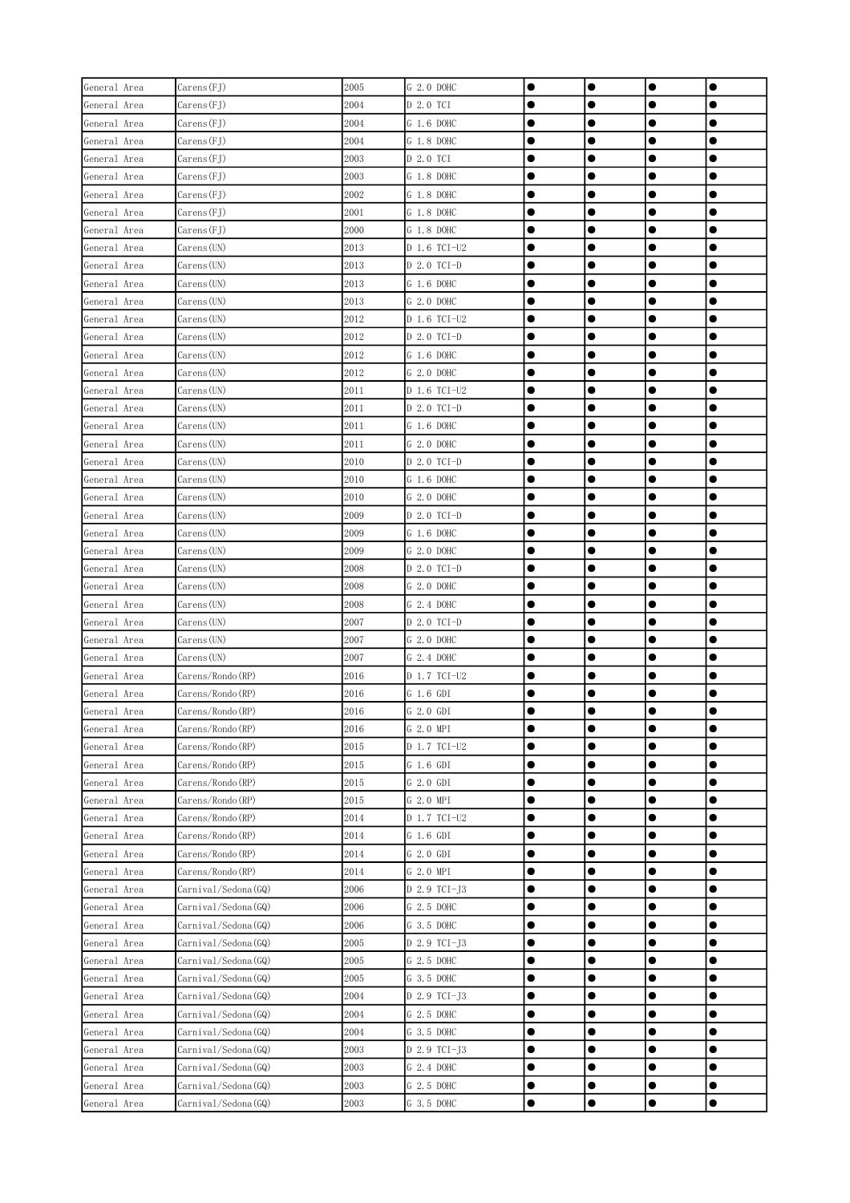| General Area | Carens(FJ) | 2005 | G 2.0 DOHC | ● | ● | ● | ● |
|---|---|---|---|---|---|---|---|
| General Area | Carens(FJ) | 2004 | D 2.0 TCI | ● | ● | ● | ● |
| General Area | Carens(FJ) | 2004 | G 1.6 DOHC | ● | ● | ● | ● |
| General Area | Carens(FJ) | 2004 | G 1.8 DOHC | ● | ● | ● | ● |
| General Area | Carens(FJ) | 2003 | D 2.0 TCI | ● | ● | ● | ● |
| General Area | Carens(FJ) | 2003 | G 1.8 DOHC | ● | ● | ● | ● |
| General Area | Carens(FJ) | 2002 | G 1.8 DOHC | ● | ● | ● | ● |
| General Area | Carens(FJ) | 2001 | G 1.8 DOHC | ● | ● | ● | ● |
| General Area | Carens(FJ) | 2000 | G 1.8 DOHC | ● | ● | ● | ● |
| General Area | Carens(UN) | 2013 | D 1.6 TCI-U2 | ● | ● | ● | ● |
| General Area | Carens(UN) | 2013 | D 2.0 TCI-D | ● | ● | ● | ● |
| General Area | Carens(UN) | 2013 | G 1.6 DOHC | ● | ● | ● | ● |
| General Area | Carens(UN) | 2013 | G 2.0 DOHC | ● | ● | ● | ● |
| General Area | Carens(UN) | 2012 | D 1.6 TCI-U2 | ● | ● | ● | ● |
| General Area | Carens(UN) | 2012 | D 2.0 TCI-D | ● | ● | ● | ● |
| General Area | Carens(UN) | 2012 | G 1.6 DOHC | ● | ● | ● | ● |
| General Area | Carens(UN) | 2012 | G 2.0 DOHC | ● | ● | ● | ● |
| General Area | Carens(UN) | 2011 | D 1.6 TCI-U2 | ● | ● | ● | ● |
| General Area | Carens(UN) | 2011 | D 2.0 TCI-D | ● | ● | ● | ● |
| General Area | Carens(UN) | 2011 | G 1.6 DOHC | ● | ● | ● | ● |
| General Area | Carens(UN) | 2011 | G 2.0 DOHC | ● | ● | ● | ● |
| General Area | Carens(UN) | 2010 | D 2.0 TCI-D | ● | ● | ● | ● |
| General Area | Carens(UN) | 2010 | G 1.6 DOHC | ● | ● | ● | ● |
| General Area | Carens(UN) | 2010 | G 2.0 DOHC | ● | ● | ● | ● |
| General Area | Carens(UN) | 2009 | D 2.0 TCI-D | ● | ● | ● | ● |
| General Area | Carens(UN) | 2009 | G 1.6 DOHC | ● | ● | ● | ● |
| General Area | Carens(UN) | 2009 | G 2.0 DOHC | ● | ● | ● | ● |
| General Area | Carens(UN) | 2008 | D 2.0 TCI-D | ● | ● | ● | ● |
| General Area | Carens(UN) | 2008 | G 2.0 DOHC | ● | ● | ● | ● |
| General Area | Carens(UN) | 2008 | G 2.4 DOHC | ● | ● | ● | ● |
| General Area | Carens(UN) | 2007 | D 2.0 TCI-D | ● | ● | ● | ● |
| General Area | Carens(UN) | 2007 | G 2.0 DOHC | ● | ● | ● | ● |
| General Area | Carens(UN) | 2007 | G 2.4 DOHC | ● | ● | ● | ● |
| General Area | Carens/Rondo(RP) | 2016 | D 1.7 TCI-U2 | ● | ● | ● | ● |
| General Area | Carens/Rondo(RP) | 2016 | G 1.6 GDI | ● | ● | ● | ● |
| General Area | Carens/Rondo(RP) | 2016 | G 2.0 GDI | ● | ● | ● | ● |
| General Area | Carens/Rondo(RP) | 2016 | G 2.0 MPI | ● | ● | ● | ● |
| General Area | Carens/Rondo(RP) | 2015 | D 1.7 TCI-U2 | ● | ● | ● | ● |
| General Area | Carens/Rondo(RP) | 2015 | G 1.6 GDI | ● | ● | ● | ● |
| General Area | Carens/Rondo(RP) | 2015 | G 2.0 GDI | ● | ● | ● | ● |
| General Area | Carens/Rondo(RP) | 2015 | G 2.0 MPI | ● | ● | ● | ● |
| General Area | Carens/Rondo(RP) | 2014 | D 1.7 TCI-U2 | ● | ● | ● | ● |
| General Area | Carens/Rondo(RP) | 2014 | G 1.6 GDI | ● | ● | ● | ● |
| General Area | Carens/Rondo(RP) | 2014 | G 2.0 GDI | ● | ● | ● | ● |
| General Area | Carens/Rondo(RP) | 2014 | G 2.0 MPI | ● | ● | ● | ● |
| General Area | Carnival/Sedona(GQ) | 2006 | D 2.9 TCI-J3 | ● | ● | ● | ● |
| General Area | Carnival/Sedona(GQ) | 2006 | G 2.5 DOHC | ● | ● | ● | ● |
| General Area | Carnival/Sedona(GQ) | 2006 | G 3.5 DOHC | ● | ● | ● | ● |
| General Area | Carnival/Sedona(GQ) | 2005 | D 2.9 TCI-J3 | ● | ● | ● | ● |
| General Area | Carnival/Sedona(GQ) | 2005 | G 2.5 DOHC | ● | ● | ● | ● |
| General Area | Carnival/Sedona(GQ) | 2005 | G 3.5 DOHC | ● | ● | ● | ● |
| General Area | Carnival/Sedona(GQ) | 2004 | D 2.9 TCI-J3 | ● | ● | ● | ● |
| General Area | Carnival/Sedona(GQ) | 2004 | G 2.5 DOHC | ● | ● | ● | ● |
| General Area | Carnival/Sedona(GQ) | 2004 | G 3.5 DOHC | ● | ● | ● | ● |
| General Area | Carnival/Sedona(GQ) | 2003 | D 2.9 TCI-J3 | ● | ● | ● | ● |
| General Area | Carnival/Sedona(GQ) | 2003 | G 2.4 DOHC | ● | ● | ● | ● |
| General Area | Carnival/Sedona(GQ) | 2003 | G 2.5 DOHC | ● | ● | ● | ● |
| General Area | Carnival/Sedona(GQ) | 2003 | G 3.5 DOHC | ● | ● | ● | ● |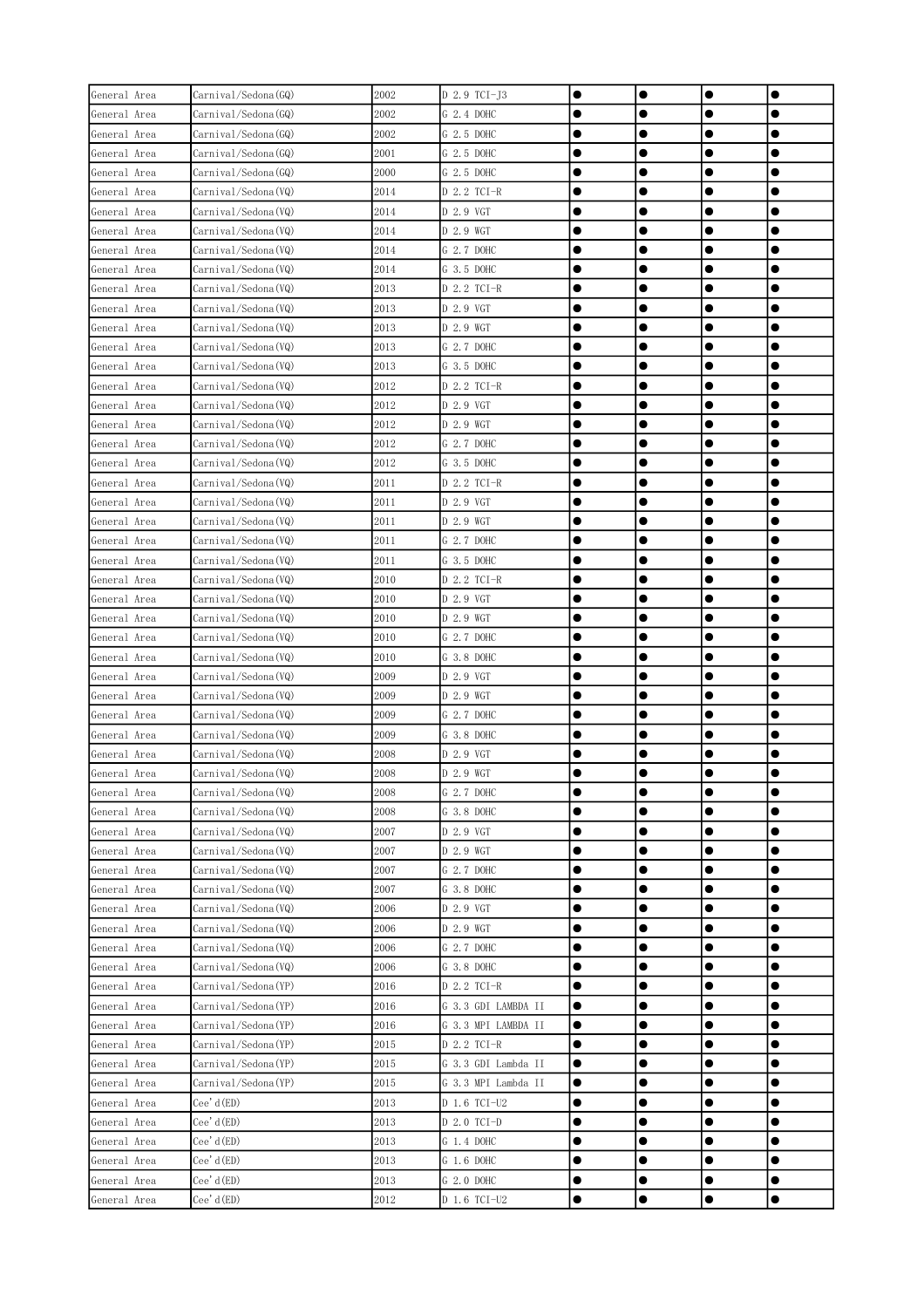| General Area | Carnival/Sedona(GQ) | 2002 | D 2.9 TCI-J3 | ● | ● | ● | ● |
|---|---|---|---|---|---|---|---|
| General Area | Carnival/Sedona(GQ) | 2002 | G 2.4 DOHC | ● | ● | ● | ● |
| General Area | Carnival/Sedona(GQ) | 2002 | G 2.5 DOHC | ● | ● | ● | ● |
| General Area | Carnival/Sedona(GQ) | 2001 | G 2.5 DOHC | ● | ● | ● | ● |
| General Area | Carnival/Sedona(GQ) | 2000 | G 2.5 DOHC | ● | ● | ● | ● |
| General Area | Carnival/Sedona(VQ) | 2014 | D 2.2 TCI-R | ● | ● | ● | ● |
| General Area | Carnival/Sedona(VQ) | 2014 | D 2.9 VGT | ● | ● | ● | ● |
| General Area | Carnival/Sedona(VQ) | 2014 | D 2.9 WGT | ● | ● | ● | ● |
| General Area | Carnival/Sedona(VQ) | 2014 | G 2.7 DOHC | ● | ● | ● | ● |
| General Area | Carnival/Sedona(VQ) | 2014 | G 3.5 DOHC | ● | ● | ● | ● |
| General Area | Carnival/Sedona(VQ) | 2013 | D 2.2 TCI-R | ● | ● | ● | ● |
| General Area | Carnival/Sedona(VQ) | 2013 | D 2.9 VGT | ● | ● | ● | ● |
| General Area | Carnival/Sedona(VQ) | 2013 | D 2.9 WGT | ● | ● | ● | ● |
| General Area | Carnival/Sedona(VQ) | 2013 | G 2.7 DOHC | ● | ● | ● | ● |
| General Area | Carnival/Sedona(VQ) | 2013 | G 3.5 DOHC | ● | ● | ● | ● |
| General Area | Carnival/Sedona(VQ) | 2012 | D 2.2 TCI-R | ● | ● | ● | ● |
| General Area | Carnival/Sedona(VQ) | 2012 | D 2.9 VGT | ● | ● | ● | ● |
| General Area | Carnival/Sedona(VQ) | 2012 | D 2.9 WGT | ● | ● | ● | ● |
| General Area | Carnival/Sedona(VQ) | 2012 | G 2.7 DOHC | ● | ● | ● | ● |
| General Area | Carnival/Sedona(VQ) | 2012 | G 3.5 DOHC | ● | ● | ● | ● |
| General Area | Carnival/Sedona(VQ) | 2011 | D 2.2 TCI-R | ● | ● | ● | ● |
| General Area | Carnival/Sedona(VQ) | 2011 | D 2.9 VGT | ● | ● | ● | ● |
| General Area | Carnival/Sedona(VQ) | 2011 | D 2.9 WGT | ● | ● | ● | ● |
| General Area | Carnival/Sedona(VQ) | 2011 | G 2.7 DOHC | ● | ● | ● | ● |
| General Area | Carnival/Sedona(VQ) | 2011 | G 3.5 DOHC | ● | ● | ● | ● |
| General Area | Carnival/Sedona(VQ) | 2010 | D 2.2 TCI-R | ● | ● | ● | ● |
| General Area | Carnival/Sedona(VQ) | 2010 | D 2.9 VGT | ● | ● | ● | ● |
| General Area | Carnival/Sedona(VQ) | 2010 | D 2.9 WGT | ● | ● | ● | ● |
| General Area | Carnival/Sedona(VQ) | 2010 | G 2.7 DOHC | ● | ● | ● | ● |
| General Area | Carnival/Sedona(VQ) | 2010 | G 3.8 DOHC | ● | ● | ● | ● |
| General Area | Carnival/Sedona(VQ) | 2009 | D 2.9 VGT | ● | ● | ● | ● |
| General Area | Carnival/Sedona(VQ) | 2009 | D 2.9 WGT | ● | ● | ● | ● |
| General Area | Carnival/Sedona(VQ) | 2009 | G 2.7 DOHC | ● | ● | ● | ● |
| General Area | Carnival/Sedona(VQ) | 2009 | G 3.8 DOHC | ● | ● | ● | ● |
| General Area | Carnival/Sedona(VQ) | 2008 | D 2.9 VGT | ● | ● | ● | ● |
| General Area | Carnival/Sedona(VQ) | 2008 | D 2.9 WGT | ● | ● | ● | ● |
| General Area | Carnival/Sedona(VQ) | 2008 | G 2.7 DOHC | ● | ● | ● | ● |
| General Area | Carnival/Sedona(VQ) | 2008 | G 3.8 DOHC | ● | ● | ● | ● |
| General Area | Carnival/Sedona(VQ) | 2007 | D 2.9 VGT | ● | ● | ● | ● |
| General Area | Carnival/Sedona(VQ) | 2007 | D 2.9 WGT | ● | ● | ● | ● |
| General Area | Carnival/Sedona(VQ) | 2007 | G 2.7 DOHC | ● | ● | ● | ● |
| General Area | Carnival/Sedona(VQ) | 2007 | G 3.8 DOHC | ● | ● | ● | ● |
| General Area | Carnival/Sedona(VQ) | 2006 | D 2.9 VGT | ● | ● | ● | ● |
| General Area | Carnival/Sedona(VQ) | 2006 | D 2.9 WGT | ● | ● | ● | ● |
| General Area | Carnival/Sedona(VQ) | 2006 | G 2.7 DOHC | ● | ● | ● | ● |
| General Area | Carnival/Sedona(VQ) | 2006 | G 3.8 DOHC | ● | ● | ● | ● |
| General Area | Carnival/Sedona(YP) | 2016 | D 2.2 TCI-R | ● | ● | ● | ● |
| General Area | Carnival/Sedona(YP) | 2016 | G 3.3 GDI LAMBDA II | ● | ● | ● | ● |
| General Area | Carnival/Sedona(YP) | 2016 | G 3.3 MPI LAMBDA II | ● | ● | ● | ● |
| General Area | Carnival/Sedona(YP) | 2015 | D 2.2 TCI-R | ● | ● | ● | ● |
| General Area | Carnival/Sedona(YP) | 2015 | G 3.3 GDI Lambda II | ● | ● | ● | ● |
| General Area | Carnival/Sedona(YP) | 2015 | G 3.3 MPI Lambda II | ● | ● | ● | ● |
| General Area | Cee'd(ED) | 2013 | D 1.6 TCI-U2 | ● | ● | ● | ● |
| General Area | Cee'd(ED) | 2013 | D 2.0 TCI-D | ● | ● | ● | ● |
| General Area | Cee'd(ED) | 2013 | G 1.4 DOHC | ● | ● | ● | ● |
| General Area | Cee'd(ED) | 2013 | G 1.6 DOHC | ● | ● | ● | ● |
| General Area | Cee'd(ED) | 2013 | G 2.0 DOHC | ● | ● | ● | ● |
| General Area | Cee'd(ED) | 2012 | D 1.6 TCI-U2 | ● | ● | ● | ● |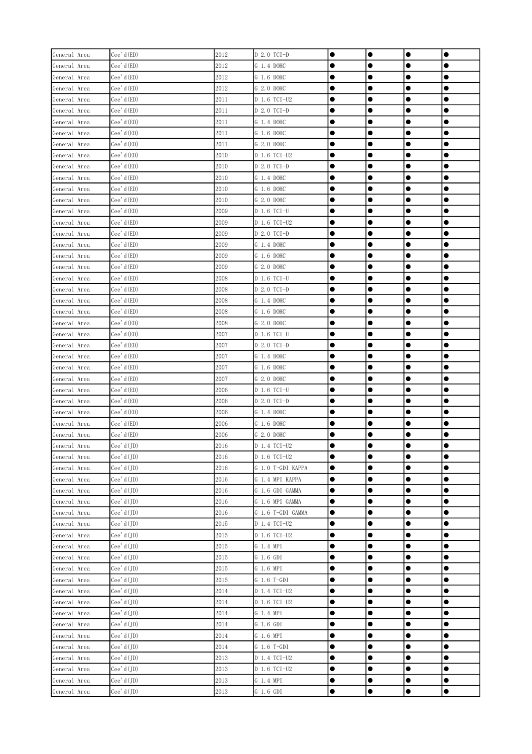| General Area | Cee'd(ED) | 2012 | D 2.0 TCI-D | ● | ● | ● | ● |
|---|---|---|---|---|---|---|---|
| General Area | Cee'd(ED) | 2012 | G 1.4 DOHC | ● | ● | ● | ● |
| General Area | Cee'd(ED) | 2012 | G 1.6 DOHC | ● | ● | ● | ● |
| General Area | Cee'd(ED) | 2012 | G 2.0 DOHC | ● | ● | ● | ● |
| General Area | Cee'd(ED) | 2011 | D 1.6 TCI-U2 | ● | ● | ● | ● |
| General Area | Cee'd(ED) | 2011 | D 2.0 TCI-D | ● | ● | ● | ● |
| General Area | Cee'd(ED) | 2011 | G 1.4 DOHC | ● | ● | ● | ● |
| General Area | Cee'd(ED) | 2011 | G 1.6 DOHC | ● | ● | ● | ● |
| General Area | Cee'd(ED) | 2011 | G 2.0 DOHC | ● | ● | ● | ● |
| General Area | Cee'd(ED) | 2010 | D 1.6 TCI-U2 | ● | ● | ● | ● |
| General Area | Cee'd(ED) | 2010 | D 2.0 TCI-D | ● | ● | ● | ● |
| General Area | Cee'd(ED) | 2010 | G 1.4 DOHC | ● | ● | ● | ● |
| General Area | Cee'd(ED) | 2010 | G 1.6 DOHC | ● | ● | ● | ● |
| General Area | Cee'd(ED) | 2010 | G 2.0 DOHC | ● | ● | ● | ● |
| General Area | Cee'd(ED) | 2009 | D 1.6 TCI-U | ● | ● | ● | ● |
| General Area | Cee'd(ED) | 2009 | D 1.6 TCI-U2 | ● | ● | ● | ● |
| General Area | Cee'd(ED) | 2009 | D 2.0 TCI-D | ● | ● | ● | ● |
| General Area | Cee'd(ED) | 2009 | G 1.4 DOHC | ● | ● | ● | ● |
| General Area | Cee'd(ED) | 2009 | G 1.6 DOHC | ● | ● | ● | ● |
| General Area | Cee'd(ED) | 2009 | G 2.0 DOHC | ● | ● | ● | ● |
| General Area | Cee'd(ED) | 2008 | D 1.6 TCI-U | ● | ● | ● | ● |
| General Area | Cee'd(ED) | 2008 | D 2.0 TCI-D | ● | ● | ● | ● |
| General Area | Cee'd(ED) | 2008 | G 1.4 DOHC | ● | ● | ● | ● |
| General Area | Cee'd(ED) | 2008 | G 1.6 DOHC | ● | ● | ● | ● |
| General Area | Cee'd(ED) | 2008 | G 2.0 DOHC | ● | ● | ● | ● |
| General Area | Cee'd(ED) | 2007 | D 1.6 TCI-U | ● | ● | ● | ● |
| General Area | Cee'd(ED) | 2007 | D 2.0 TCI-D | ● | ● | ● | ● |
| General Area | Cee'd(ED) | 2007 | G 1.4 DOHC | ● | ● | ● | ● |
| General Area | Cee'd(ED) | 2007 | G 1.6 DOHC | ● | ● | ● | ● |
| General Area | Cee'd(ED) | 2007 | G 2.0 DOHC | ● | ● | ● | ● |
| General Area | Cee'd(ED) | 2006 | D 1.6 TCI-U | ● | ● | ● | ● |
| General Area | Cee'd(ED) | 2006 | D 2.0 TCI-D | ● | ● | ● | ● |
| General Area | Cee'd(ED) | 2006 | G 1.4 DOHC | ● | ● | ● | ● |
| General Area | Cee'd(ED) | 2006 | G 1.6 DOHC | ● | ● | ● | ● |
| General Area | Cee'd(ED) | 2006 | G 2.0 DOHC | ● | ● | ● | ● |
| General Area | Cee'd(JD) | 2016 | D 1.4 TCI-U2 | ● | ● | ● | ● |
| General Area | Cee'd(JD) | 2016 | D 1.6 TCI-U2 | ● | ● | ● | ● |
| General Area | Cee'd(JD) | 2016 | G 1.0 T-GDI KAPPA | ● | ● | ● | ● |
| General Area | Cee'd(JD) | 2016 | G 1.4 MPI KAPPA | ● | ● | ● | ● |
| General Area | Cee'd(JD) | 2016 | G 1.6 GDI GAMMA | ● | ● | ● | ● |
| General Area | Cee'd(JD) | 2016 | G 1.6 MPI GAMMA | ● | ● | ● | ● |
| General Area | Cee'd(JD) | 2016 | G 1.6 T-GDI GAMMA | ● | ● | ● | ● |
| General Area | Cee'd(JD) | 2015 | D 1.4 TCI-U2 | ● | ● | ● | ● |
| General Area | Cee'd(JD) | 2015 | D 1.6 TCI-U2 | ● | ● | ● | ● |
| General Area | Cee'd(JD) | 2015 | G 1.4 MPI | ● | ● | ● | ● |
| General Area | Cee'd(JD) | 2015 | G 1.6 GDI | ● | ● | ● | ● |
| General Area | Cee'd(JD) | 2015 | G 1.6 MPI | ● | ● | ● | ● |
| General Area | Cee'd(JD) | 2015 | G 1.6 T-GDI | ● | ● | ● | ● |
| General Area | Cee'd(JD) | 2014 | D 1.4 TCI-U2 | ● | ● | ● | ● |
| General Area | Cee'd(JD) | 2014 | D 1.6 TCI-U2 | ● | ● | ● | ● |
| General Area | Cee'd(JD) | 2014 | G 1.4 MPI | ● | ● | ● | ● |
| General Area | Cee'd(JD) | 2014 | G 1.6 GDI | ● | ● | ● | ● |
| General Area | Cee'd(JD) | 2014 | G 1.6 MPI | ● | ● | ● | ● |
| General Area | Cee'd(JD) | 2014 | G 1.6 T-GDI | ● | ● | ● | ● |
| General Area | Cee'd(JD) | 2013 | D 1.4 TCI-U2 | ● | ● | ● | ● |
| General Area | Cee'd(JD) | 2013 | D 1.6 TCI-U2 | ● | ● | ● | ● |
| General Area | Cee'd(JD) | 2013 | G 1.4 MPI | ● | ● | ● | ● |
| General Area | Cee'd(JD) | 2013 | G 1.6 GDI | ● | ● | ● | ● |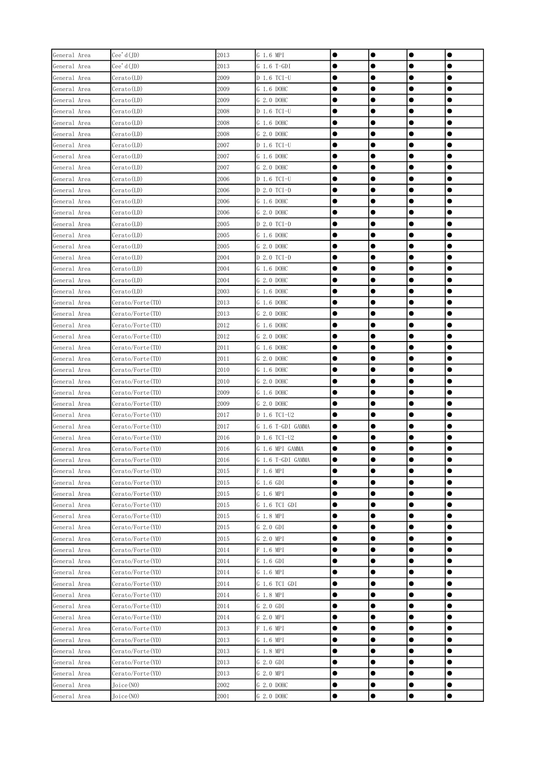| General Area | Cee'd(JD) | 2013 | G 1.6 MPI | ● | ● | ● | ● |
|---|---|---|---|---|---|---|---|
| General Area | Cee'd(JD) | 2013 | G 1.6 T-GDI | ● | ● | ● | ● |
| General Area | Cerato(LD) | 2009 | D 1.6 TCI-U | ● | ● | ● | ● |
| General Area | Cerato(LD) | 2009 | G 1.6 DOHC | ● | ● | ● | ● |
| General Area | Cerato(LD) | 2009 | G 2.0 DOHC | ● | ● | ● | ● |
| General Area | Cerato(LD) | 2008 | D 1.6 TCI-U | ● | ● | ● | ● |
| General Area | Cerato(LD) | 2008 | G 1.6 DOHC | ● | ● | ● | ● |
| General Area | Cerato(LD) | 2008 | G 2.0 DOHC | ● | ● | ● | ● |
| General Area | Cerato(LD) | 2007 | D 1.6 TCI-U | ● | ● | ● | ● |
| General Area | Cerato(LD) | 2007 | G 1.6 DOHC | ● | ● | ● | ● |
| General Area | Cerato(LD) | 2007 | G 2.0 DOHC | ● | ● | ● | ● |
| General Area | Cerato(LD) | 2006 | D 1.6 TCI-U | ● | ● | ● | ● |
| General Area | Cerato(LD) | 2006 | D 2.0 TCI-D | ● | ● | ● | ● |
| General Area | Cerato(LD) | 2006 | G 1.6 DOHC | ● | ● | ● | ● |
| General Area | Cerato(LD) | 2006 | G 2.0 DOHC | ● | ● | ● | ● |
| General Area | Cerato(LD) | 2005 | D 2.0 TCI-D | ● | ● | ● | ● |
| General Area | Cerato(LD) | 2005 | G 1.6 DOHC | ● | ● | ● | ● |
| General Area | Cerato(LD) | 2005 | G 2.0 DOHC | ● | ● | ● | ● |
| General Area | Cerato(LD) | 2004 | D 2.0 TCI-D | ● | ● | ● | ● |
| General Area | Cerato(LD) | 2004 | G 1.6 DOHC | ● | ● | ● | ● |
| General Area | Cerato(LD) | 2004 | G 2.0 DOHC | ● | ● | ● | ● |
| General Area | Cerato(LD) | 2003 | G 1.6 DOHC | ● | ● | ● | ● |
| General Area | Cerato/Forte(TD) | 2013 | G 1.6 DOHC | ● | ● | ● | ● |
| General Area | Cerato/Forte(TD) | 2013 | G 2.0 DOHC | ● | ● | ● | ● |
| General Area | Cerato/Forte(TD) | 2012 | G 1.6 DOHC | ● | ● | ● | ● |
| General Area | Cerato/Forte(TD) | 2012 | G 2.0 DOHC | ● | ● | ● | ● |
| General Area | Cerato/Forte(TD) | 2011 | G 1.6 DOHC | ● | ● | ● | ● |
| General Area | Cerato/Forte(TD) | 2011 | G 2.0 DOHC | ● | ● | ● | ● |
| General Area | Cerato/Forte(TD) | 2010 | G 1.6 DOHC | ● | ● | ● | ● |
| General Area | Cerato/Forte(TD) | 2010 | G 2.0 DOHC | ● | ● | ● | ● |
| General Area | Cerato/Forte(TD) | 2009 | G 1.6 DOHC | ● | ● | ● | ● |
| General Area | Cerato/Forte(TD) | 2009 | G 2.0 DOHC | ● | ● | ● | ● |
| General Area | Cerato/Forte(YD) | 2017 | D 1.6 TCI-U2 | ● | ● | ● | ● |
| General Area | Cerato/Forte(YD) | 2017 | G 1.6 T-GDI GAMMA | ● | ● | ● | ● |
| General Area | Cerato/Forte(YD) | 2016 | D 1.6 TCI-U2 | ● | ● | ● | ● |
| General Area | Cerato/Forte(YD) | 2016 | G 1.6 MPI GAMMA | ● | ● | ● | ● |
| General Area | Cerato/Forte(YD) | 2016 | G 1.6 T-GDI GAMMA | ● | ● | ● | ● |
| General Area | Cerato/Forte(YD) | 2015 | F 1.6 MPI | ● | ● | ● | ● |
| General Area | Cerato/Forte(YD) | 2015 | G 1.6 GDI | ● | ● | ● | ● |
| General Area | Cerato/Forte(YD) | 2015 | G 1.6 MPI | ● | ● | ● | ● |
| General Area | Cerato/Forte(YD) | 2015 | G 1.6 TCI GDI | ● | ● | ● | ● |
| General Area | Cerato/Forte(YD) | 2015 | G 1.8 MPI | ● | ● | ● | ● |
| General Area | Cerato/Forte(YD) | 2015 | G 2.0 GDI | ● | ● | ● | ● |
| General Area | Cerato/Forte(YD) | 2015 | G 2.0 MPI | ● | ● | ● | ● |
| General Area | Cerato/Forte(YD) | 2014 | F 1.6 MPI | ● | ● | ● | ● |
| General Area | Cerato/Forte(YD) | 2014 | G 1.6 GDI | ● | ● | ● | ● |
| General Area | Cerato/Forte(YD) | 2014 | G 1.6 MPI | ● | ● | ● | ● |
| General Area | Cerato/Forte(YD) | 2014 | G 1.6 TCI GDI | ● | ● | ● | ● |
| General Area | Cerato/Forte(YD) | 2014 | G 1.8 MPI | ● | ● | ● | ● |
| General Area | Cerato/Forte(YD) | 2014 | G 2.0 GDI | ● | ● | ● | ● |
| General Area | Cerato/Forte(YD) | 2014 | G 2.0 MPI | ● | ● | ● | ● |
| General Area | Cerato/Forte(YD) | 2013 | F 1.6 MPI | ● | ● | ● | ● |
| General Area | Cerato/Forte(YD) | 2013 | G 1.6 MPI | ● | ● | ● | ● |
| General Area | Cerato/Forte(YD) | 2013 | G 1.8 MPI | ● | ● | ● | ● |
| General Area | Cerato/Forte(YD) | 2013 | G 2.0 GDI | ● | ● | ● | ● |
| General Area | Cerato/Forte(YD) | 2013 | G 2.0 MPI | ● | ● | ● | ● |
| General Area | Joice(NO) | 2002 | G 2.0 DOHC | ● | ● | ● | ● |
| General Area | Joice(NO) | 2001 | G 2.0 DOHC | ● | ● | ● | ● |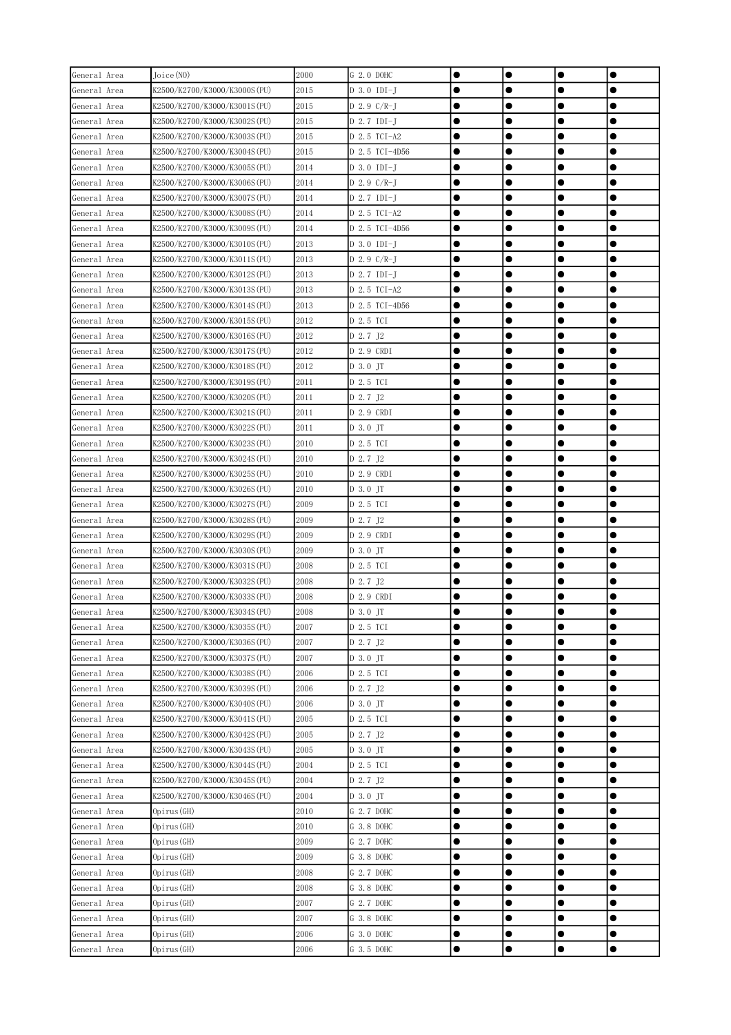| General Area | Joice(NO) | 2000 | G 2.0 DOHC | ● | ● | ● | ● |
|---|---|---|---|---|---|---|---|
| General Area | K2500/K2700/K3000/K3000S(PU) | 2015 | D 3.0 IDI-J | ● | ● | ● | ● |
| General Area | K2500/K2700/K3000/K3001S(PU) | 2015 | D 2.9 C/R-J | ● | ● | ● | ● |
| General Area | K2500/K2700/K3000/K3002S(PU) | 2015 | D 2.7 IDI-J | ● | ● | ● | ● |
| General Area | K2500/K2700/K3000/K3003S(PU) | 2015 | D 2.5 TCI-A2 | ● | ● | ● | ● |
| General Area | K2500/K2700/K3000/K3004S(PU) | 2015 | D 2.5 TCI-4D56 | ● | ● | ● | ● |
| General Area | K2500/K2700/K3000/K3005S(PU) | 2014 | D 3.0 IDI-J | ● | ● | ● | ● |
| General Area | K2500/K2700/K3000/K3006S(PU) | 2014 | D 2.9 C/R-J | ● | ● | ● | ● |
| General Area | K2500/K2700/K3000/K3007S(PU) | 2014 | D 2.7 IDI-J | ● | ● | ● | ● |
| General Area | K2500/K2700/K3000/K3008S(PU) | 2014 | D 2.5 TCI-A2 | ● | ● | ● | ● |
| General Area | K2500/K2700/K3000/K3009S(PU) | 2014 | D 2.5 TCI-4D56 | ● | ● | ● | ● |
| General Area | K2500/K2700/K3000/K3010S(PU) | 2013 | D 3.0 IDI-J | ● | ● | ● | ● |
| General Area | K2500/K2700/K3000/K3011S(PU) | 2013 | D 2.9 C/R-J | ● | ● | ● | ● |
| General Area | K2500/K2700/K3000/K3012S(PU) | 2013 | D 2.7 IDI-J | ● | ● | ● | ● |
| General Area | K2500/K2700/K3000/K3013S(PU) | 2013 | D 2.5 TCI-A2 | ● | ● | ● | ● |
| General Area | K2500/K2700/K3000/K3014S(PU) | 2013 | D 2.5 TCI-4D56 | ● | ● | ● | ● |
| General Area | K2500/K2700/K3000/K3015S(PU) | 2012 | D 2.5 TCI | ● | ● | ● | ● |
| General Area | K2500/K2700/K3000/K3016S(PU) | 2012 | D 2.7 J2 | ● | ● | ● | ● |
| General Area | K2500/K2700/K3000/K3017S(PU) | 2012 | D 2.9 CRDI | ● | ● | ● | ● |
| General Area | K2500/K2700/K3000/K3018S(PU) | 2012 | D 3.0 JT | ● | ● | ● | ● |
| General Area | K2500/K2700/K3000/K3019S(PU) | 2011 | D 2.5 TCI | ● | ● | ● | ● |
| General Area | K2500/K2700/K3000/K3020S(PU) | 2011 | D 2.7 J2 | ● | ● | ● | ● |
| General Area | K2500/K2700/K3000/K3021S(PU) | 2011 | D 2.9 CRDI | ● | ● | ● | ● |
| General Area | K2500/K2700/K3000/K3022S(PU) | 2011 | D 3.0 JT | ● | ● | ● | ● |
| General Area | K2500/K2700/K3000/K3023S(PU) | 2010 | D 2.5 TCI | ● | ● | ● | ● |
| General Area | K2500/K2700/K3000/K3024S(PU) | 2010 | D 2.7 J2 | ● | ● | ● | ● |
| General Area | K2500/K2700/K3000/K3025S(PU) | 2010 | D 2.9 CRDI | ● | ● | ● | ● |
| General Area | K2500/K2700/K3000/K3026S(PU) | 2010 | D 3.0 JT | ● | ● | ● | ● |
| General Area | K2500/K2700/K3000/K3027S(PU) | 2009 | D 2.5 TCI | ● | ● | ● | ● |
| General Area | K2500/K2700/K3000/K3028S(PU) | 2009 | D 2.7 J2 | ● | ● | ● | ● |
| General Area | K2500/K2700/K3000/K3029S(PU) | 2009 | D 2.9 CRDI | ● | ● | ● | ● |
| General Area | K2500/K2700/K3000/K3030S(PU) | 2009 | D 3.0 JT | ● | ● | ● | ● |
| General Area | K2500/K2700/K3000/K3031S(PU) | 2008 | D 2.5 TCI | ● | ● | ● | ● |
| General Area | K2500/K2700/K3000/K3032S(PU) | 2008 | D 2.7 J2 | ● | ● | ● | ● |
| General Area | K2500/K2700/K3000/K3033S(PU) | 2008 | D 2.9 CRDI | ● | ● | ● | ● |
| General Area | K2500/K2700/K3000/K3034S(PU) | 2008 | D 3.0 JT | ● | ● | ● | ● |
| General Area | K2500/K2700/K3000/K3035S(PU) | 2007 | D 2.5 TCI | ● | ● | ● | ● |
| General Area | K2500/K2700/K3000/K3036S(PU) | 2007 | D 2.7 J2 | ● | ● | ● | ● |
| General Area | K2500/K2700/K3000/K3037S(PU) | 2007 | D 3.0 JT | ● | ● | ● | ● |
| General Area | K2500/K2700/K3000/K3038S(PU) | 2006 | D 2.5 TCI | ● | ● | ● | ● |
| General Area | K2500/K2700/K3000/K3039S(PU) | 2006 | D 2.7 J2 | ● | ● | ● | ● |
| General Area | K2500/K2700/K3000/K3040S(PU) | 2006 | D 3.0 JT | ● | ● | ● | ● |
| General Area | K2500/K2700/K3000/K3041S(PU) | 2005 | D 2.5 TCI | ● | ● | ● | ● |
| General Area | K2500/K2700/K3000/K3042S(PU) | 2005 | D 2.7 J2 | ● | ● | ● | ● |
| General Area | K2500/K2700/K3000/K3043S(PU) | 2005 | D 3.0 JT | ● | ● | ● | ● |
| General Area | K2500/K2700/K3000/K3044S(PU) | 2004 | D 2.5 TCI | ● | ● | ● | ● |
| General Area | K2500/K2700/K3000/K3045S(PU) | 2004 | D 2.7 J2 | ● | ● | ● | ● |
| General Area | K2500/K2700/K3000/K3046S(PU) | 2004 | D 3.0 JT | ● | ● | ● | ● |
| General Area | Opirus(GH) | 2010 | G 2.7 DOHC | ● | ● | ● | ● |
| General Area | Opirus(GH) | 2010 | G 3.8 DOHC | ● | ● | ● | ● |
| General Area | Opirus(GH) | 2009 | G 2.7 DOHC | ● | ● | ● | ● |
| General Area | Opirus(GH) | 2009 | G 3.8 DOHC | ● | ● | ● | ● |
| General Area | Opirus(GH) | 2008 | G 2.7 DOHC | ● | ● | ● | ● |
| General Area | Opirus(GH) | 2008 | G 3.8 DOHC | ● | ● | ● | ● |
| General Area | Opirus(GH) | 2007 | G 2.7 DOHC | ● | ● | ● | ● |
| General Area | Opirus(GH) | 2007 | G 3.8 DOHC | ● | ● | ● | ● |
| General Area | Opirus(GH) | 2006 | G 3.0 DOHC | ● | ● | ● | ● |
| General Area | Opirus(GH) | 2006 | G 3.5 DOHC | ● | ● | ● | ● |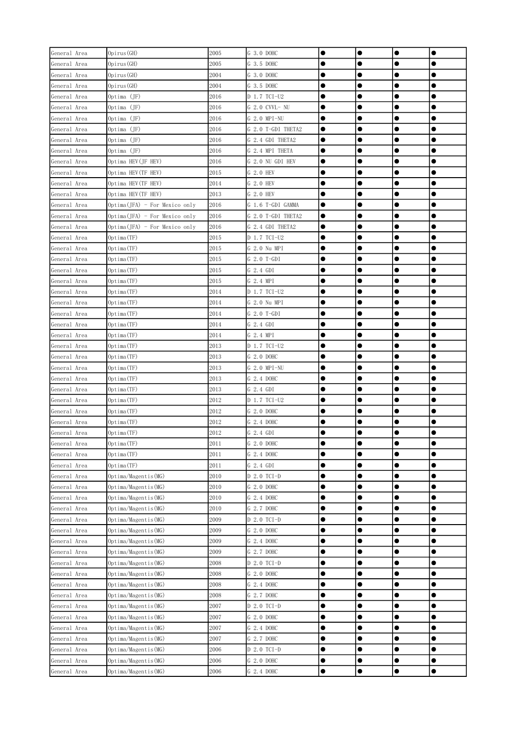| General Area | Opirus(GH) | 2005 | G 3.0 DOHC | ● | ● | ● | ● |
|---|---|---|---|---|---|---|---|
| General Area | Opirus(GH) | 2005 | G 3.5 DOHC | ● | ● | ● | ● |
| General Area | Opirus(GH) | 2004 | G 3.0 DOHC | ● | ● | ● | ● |
| General Area | Opirus(GH) | 2004 | G 3.5 DOHC | ● | ● | ● | ● |
| General Area | Optima (JF) | 2016 | D 1.7 TCI-U2 | ● | ● | ● | ● |
| General Area | Optima (JF) | 2016 | G 2.0 CVVL- NU | ● | ● | ● | ● |
| General Area | Optima (JF) | 2016 | G 2.0 MPI-NU | ● | ● | ● | ● |
| General Area | Optima (JF) | 2016 | G 2.0 T-GDI THETA2 | ● | ● | ● | ● |
| General Area | Optima (JF) | 2016 | G 2.4 GDI THETA2 | ● | ● | ● | ● |
| General Area | Optima (JF) | 2016 | G 2.4 MPI THETA | ● | ● | ● | ● |
| General Area | Optima HEV(JF HEV) | 2016 | G 2.0 NU GDI HEV | ● | ● | ● | ● |
| General Area | Optima HEV(TF HEV) | 2015 | G 2.0 HEV | ● | ● | ● | ● |
| General Area | Optima HEV(TF HEV) | 2014 | G 2.0 HEV | ● | ● | ● | ● |
| General Area | Optima HEV(TF HEV) | 2013 | G 2.0 HEV | ● | ● | ● | ● |
| General Area | Optima(JFA) - For Mexico only | 2016 | G 1.6 T-GDI GAMMA | ● | ● | ● | ● |
| General Area | Optima(JFA) - For Mexico only | 2016 | G 2.0 T-GDI THETA2 | ● | ● | ● | ● |
| General Area | Optima(JFA) - For Mexico only | 2016 | G 2.4 GDI THETA2 | ● | ● | ● | ● |
| General Area | Optima(TF) | 2015 | D 1.7 TCI-U2 | ● | ● | ● | ● |
| General Area | Optima(TF) | 2015 | G 2.0 Nu MPI | ● | ● | ● | ● |
| General Area | Optima(TF) | 2015 | G 2.0 T-GDI | ● | ● | ● | ● |
| General Area | Optima(TF) | 2015 | G 2.4 GDI | ● | ● | ● | ● |
| General Area | Optima(TF) | 2015 | G 2.4 MPI | ● | ● | ● | ● |
| General Area | Optima(TF) | 2014 | D 1.7 TCI-U2 | ● | ● | ● | ● |
| General Area | Optima(TF) | 2014 | G 2.0 Nu MPI | ● | ● | ● | ● |
| General Area | Optima(TF) | 2014 | G 2.0 T-GDI | ● | ● | ● | ● |
| General Area | Optima(TF) | 2014 | G 2.4 GDI | ● | ● | ● | ● |
| General Area | Optima(TF) | 2014 | G 2.4 MPI | ● | ● | ● | ● |
| General Area | Optima(TF) | 2013 | D 1.7 TCI-U2 | ● | ● | ● | ● |
| General Area | Optima(TF) | 2013 | G 2.0 DOHC | ● | ● | ● | ● |
| General Area | Optima(TF) | 2013 | G 2.0 MPI-NU | ● | ● | ● | ● |
| General Area | Optima(TF) | 2013 | G 2.4 DOHC | ● | ● | ● | ● |
| General Area | Optima(TF) | 2013 | G 2.4 GDI | ● | ● | ● | ● |
| General Area | Optima(TF) | 2012 | D 1.7 TCI-U2 | ● | ● | ● | ● |
| General Area | Optima(TF) | 2012 | G 2.0 DOHC | ● | ● | ● | ● |
| General Area | Optima(TF) | 2012 | G 2.4 DOHC | ● | ● | ● | ● |
| General Area | Optima(TF) | 2012 | G 2.4 GDI | ● | ● | ● | ● |
| General Area | Optima(TF) | 2011 | G 2.0 DOHC | ● | ● | ● | ● |
| General Area | Optima(TF) | 2011 | G 2.4 DOHC | ● | ● | ● | ● |
| General Area | Optima(TF) | 2011 | G 2.4 GDI | ● | ● | ● | ● |
| General Area | Optima/Magentis(MG) | 2010 | D 2.0 TCI-D | ● | ● | ● | ● |
| General Area | Optima/Magentis(MG) | 2010 | G 2.0 DOHC | ● | ● | ● | ● |
| General Area | Optima/Magentis(MG) | 2010 | G 2.4 DOHC | ● | ● | ● | ● |
| General Area | Optima/Magentis(MG) | 2010 | G 2.7 DOHC | ● | ● | ● | ● |
| General Area | Optima/Magentis(MG) | 2009 | D 2.0 TCI-D | ● | ● | ● | ● |
| General Area | Optima/Magentis(MG) | 2009 | G 2.0 DOHC | ● | ● | ● | ● |
| General Area | Optima/Magentis(MG) | 2009 | G 2.4 DOHC | ● | ● | ● | ● |
| General Area | Optima/Magentis(MG) | 2009 | G 2.7 DOHC | ● | ● | ● | ● |
| General Area | Optima/Magentis(MG) | 2008 | D 2.0 TCI-D | ● | ● | ● | ● |
| General Area | Optima/Magentis(MG) | 2008 | G 2.0 DOHC | ● | ● | ● | ● |
| General Area | Optima/Magentis(MG) | 2008 | G 2.4 DOHC | ● | ● | ● | ● |
| General Area | Optima/Magentis(MG) | 2008 | G 2.7 DOHC | ● | ● | ● | ● |
| General Area | Optima/Magentis(MG) | 2007 | D 2.0 TCI-D | ● | ● | ● | ● |
| General Area | Optima/Magentis(MG) | 2007 | G 2.0 DOHC | ● | ● | ● | ● |
| General Area | Optima/Magentis(MG) | 2007 | G 2.4 DOHC | ● | ● | ● | ● |
| General Area | Optima/Magentis(MG) | 2007 | G 2.7 DOHC | ● | ● | ● | ● |
| General Area | Optima/Magentis(MG) | 2006 | D 2.0 TCI-D | ● | ● | ● | ● |
| General Area | Optima/Magentis(MG) | 2006 | G 2.0 DOHC | ● | ● | ● | ● |
| General Area | Optima/Magentis(MG) | 2006 | G 2.4 DOHC | ● | ● | ● | ● |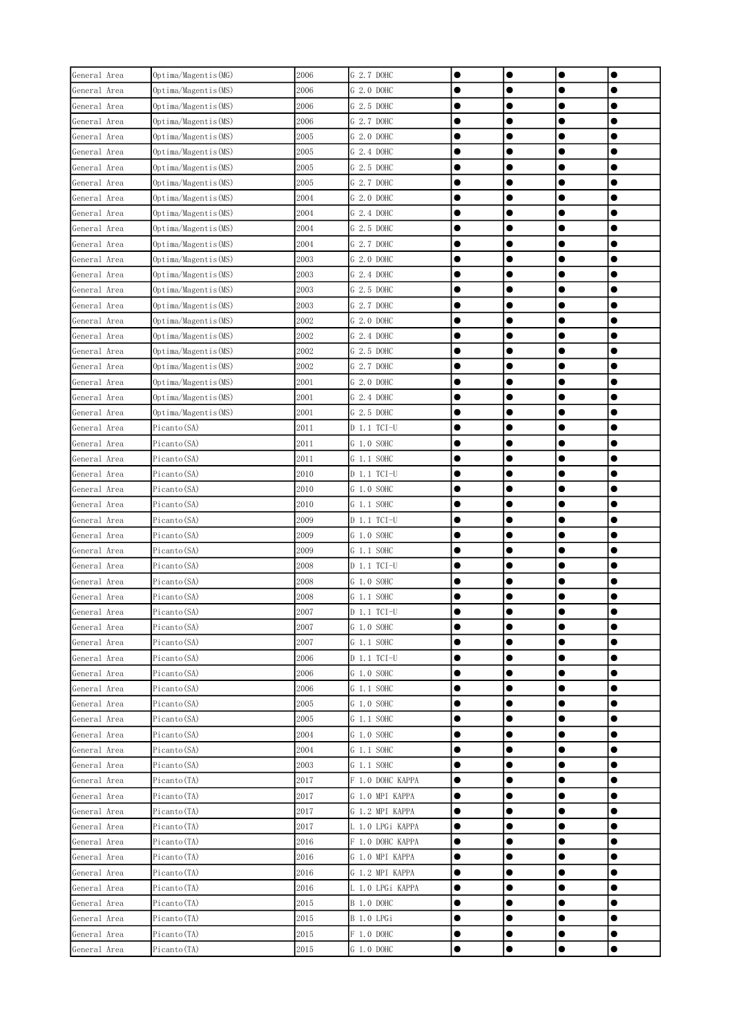| General Area | Optima/Magentis(MG) | 2006 | G 2.7 DOHC | ● | ● | ● | ● |
|---|---|---|---|---|---|---|---|
| General Area | Optima/Magentis(MS) | 2006 | G 2.0 DOHC | ● | ● | ● | ● |
| General Area | Optima/Magentis(MS) | 2006 | G 2.5 DOHC | ● | ● | ● | ● |
| General Area | Optima/Magentis(MS) | 2006 | G 2.7 DOHC | ● | ● | ● | ● |
| General Area | Optima/Magentis(MS) | 2005 | G 2.0 DOHC | ● | ● | ● | ● |
| General Area | Optima/Magentis(MS) | 2005 | G 2.4 DOHC | ● | ● | ● | ● |
| General Area | Optima/Magentis(MS) | 2005 | G 2.5 DOHC | ● | ● | ● | ● |
| General Area | Optima/Magentis(MS) | 2005 | G 2.7 DOHC | ● | ● | ● | ● |
| General Area | Optima/Magentis(MS) | 2004 | G 2.0 DOHC | ● | ● | ● | ● |
| General Area | Optima/Magentis(MS) | 2004 | G 2.4 DOHC | ● | ● | ● | ● |
| General Area | Optima/Magentis(MS) | 2004 | G 2.5 DOHC | ● | ● | ● | ● |
| General Area | Optima/Magentis(MS) | 2004 | G 2.7 DOHC | ● | ● | ● | ● |
| General Area | Optima/Magentis(MS) | 2003 | G 2.0 DOHC | ● | ● | ● | ● |
| General Area | Optima/Magentis(MS) | 2003 | G 2.4 DOHC | ● | ● | ● | ● |
| General Area | Optima/Magentis(MS) | 2003 | G 2.5 DOHC | ● | ● | ● | ● |
| General Area | Optima/Magentis(MS) | 2003 | G 2.7 DOHC | ● | ● | ● | ● |
| General Area | Optima/Magentis(MS) | 2002 | G 2.0 DOHC | ● | ● | ● | ● |
| General Area | Optima/Magentis(MS) | 2002 | G 2.4 DOHC | ● | ● | ● | ● |
| General Area | Optima/Magentis(MS) | 2002 | G 2.5 DOHC | ● | ● | ● | ● |
| General Area | Optima/Magentis(MS) | 2002 | G 2.7 DOHC | ● | ● | ● | ● |
| General Area | Optima/Magentis(MS) | 2001 | G 2.0 DOHC | ● | ● | ● | ● |
| General Area | Optima/Magentis(MS) | 2001 | G 2.4 DOHC | ● | ● | ● | ● |
| General Area | Optima/Magentis(MS) | 2001 | G 2.5 DOHC | ● | ● | ● | ● |
| General Area | Picanto(SA) | 2011 | D 1.1 TCI-U | ● | ● | ● | ● |
| General Area | Picanto(SA) | 2011 | G 1.0 SOHC | ● | ● | ● | ● |
| General Area | Picanto(SA) | 2011 | G 1.1 SOHC | ● | ● | ● | ● |
| General Area | Picanto(SA) | 2010 | D 1.1 TCI-U | ● | ● | ● | ● |
| General Area | Picanto(SA) | 2010 | G 1.0 SOHC | ● | ● | ● | ● |
| General Area | Picanto(SA) | 2010 | G 1.1 SOHC | ● | ● | ● | ● |
| General Area | Picanto(SA) | 2009 | D 1.1 TCI-U | ● | ● | ● | ● |
| General Area | Picanto(SA) | 2009 | G 1.0 SOHC | ● | ● | ● | ● |
| General Area | Picanto(SA) | 2009 | G 1.1 SOHC | ● | ● | ● | ● |
| General Area | Picanto(SA) | 2008 | D 1.1 TCI-U | ● | ● | ● | ● |
| General Area | Picanto(SA) | 2008 | G 1.0 SOHC | ● | ● | ● | ● |
| General Area | Picanto(SA) | 2008 | G 1.1 SOHC | ● | ● | ● | ● |
| General Area | Picanto(SA) | 2007 | D 1.1 TCI-U | ● | ● | ● | ● |
| General Area | Picanto(SA) | 2007 | G 1.0 SOHC | ● | ● | ● | ● |
| General Area | Picanto(SA) | 2007 | G 1.1 SOHC | ● | ● | ● | ● |
| General Area | Picanto(SA) | 2006 | D 1.1 TCI-U | ● | ● | ● | ● |
| General Area | Picanto(SA) | 2006 | G 1.0 SOHC | ● | ● | ● | ● |
| General Area | Picanto(SA) | 2006 | G 1.1 SOHC | ● | ● | ● | ● |
| General Area | Picanto(SA) | 2005 | G 1.0 SOHC | ● | ● | ● | ● |
| General Area | Picanto(SA) | 2005 | G 1.1 SOHC | ● | ● | ● | ● |
| General Area | Picanto(SA) | 2004 | G 1.0 SOHC | ● | ● | ● | ● |
| General Area | Picanto(SA) | 2004 | G 1.1 SOHC | ● | ● | ● | ● |
| General Area | Picanto(SA) | 2003 | G 1.1 SOHC | ● | ● | ● | ● |
| General Area | Picanto(TA) | 2017 | F 1.0 DOHC KAPPA | ● | ● | ● | ● |
| General Area | Picanto(TA) | 2017 | G 1.0 MPI KAPPA | ● | ● | ● | ● |
| General Area | Picanto(TA) | 2017 | G 1.2 MPI KAPPA | ● | ● | ● | ● |
| General Area | Picanto(TA) | 2017 | L 1.0 LPGi KAPPA | ● | ● | ● | ● |
| General Area | Picanto(TA) | 2016 | F 1.0 DOHC KAPPA | ● | ● | ● | ● |
| General Area | Picanto(TA) | 2016 | G 1.0 MPI KAPPA | ● | ● | ● | ● |
| General Area | Picanto(TA) | 2016 | G 1.2 MPI KAPPA | ● | ● | ● | ● |
| General Area | Picanto(TA) | 2016 | L 1.0 LPGi KAPPA | ● | ● | ● | ● |
| General Area | Picanto(TA) | 2015 | B 1.0 DOHC | ● | ● | ● | ● |
| General Area | Picanto(TA) | 2015 | B 1.0 LPGi | ● | ● | ● | ● |
| General Area | Picanto(TA) | 2015 | F 1.0 DOHC | ● | ● | ● | ● |
| General Area | Picanto(TA) | 2015 | G 1.0 DOHC | ● | ● | ● | ● |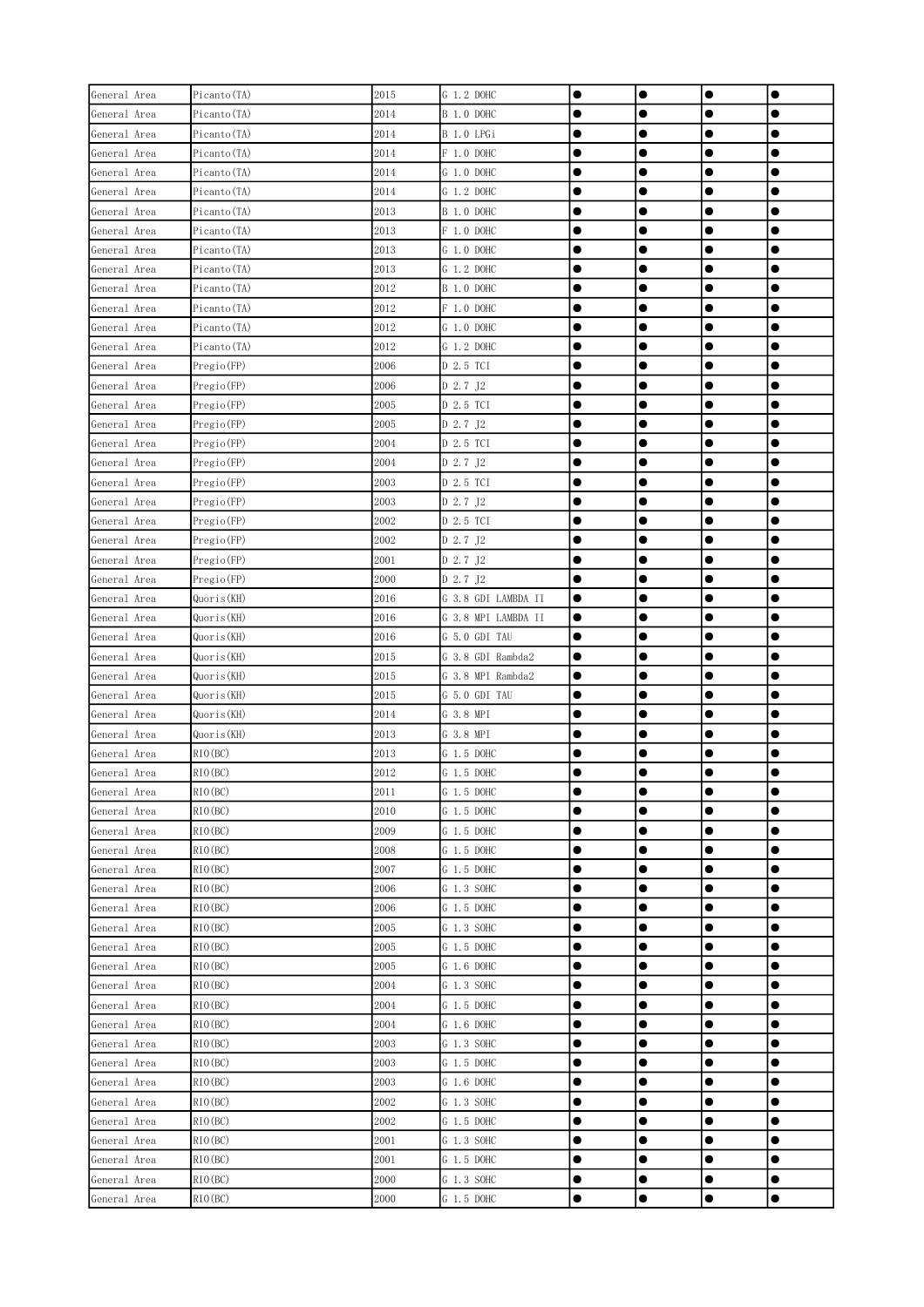| General Area | Picanto(TA) | 2015 | G 1.2 DOHC | ● | ● | ● | ● |
|---|---|---|---|---|---|---|---|
| General Area | Picanto(TA) | 2014 | B 1.0 DOHC | ● | ● | ● | ● |
| General Area | Picanto(TA) | 2014 | B 1.0 LPGi | ● | ● | ● | ● |
| General Area | Picanto(TA) | 2014 | F 1.0 DOHC | ● | ● | ● | ● |
| General Area | Picanto(TA) | 2014 | G 1.0 DOHC | ● | ● | ● | ● |
| General Area | Picanto(TA) | 2014 | G 1.2 DOHC | ● | ● | ● | ● |
| General Area | Picanto(TA) | 2013 | B 1.0 DOHC | ● | ● | ● | ● |
| General Area | Picanto(TA) | 2013 | F 1.0 DOHC | ● | ● | ● | ● |
| General Area | Picanto(TA) | 2013 | G 1.0 DOHC | ● | ● | ● | ● |
| General Area | Picanto(TA) | 2013 | G 1.2 DOHC | ● | ● | ● | ● |
| General Area | Picanto(TA) | 2012 | B 1.0 DOHC | ● | ● | ● | ● |
| General Area | Picanto(TA) | 2012 | F 1.0 DOHC | ● | ● | ● | ● |
| General Area | Picanto(TA) | 2012 | G 1.0 DOHC | ● | ● | ● | ● |
| General Area | Picanto(TA) | 2012 | G 1.2 DOHC | ● | ● | ● | ● |
| General Area | Pregio(FP) | 2006 | D 2.5 TCI | ● | ● | ● | ● |
| General Area | Pregio(FP) | 2006 | D 2.7 J2 | ● | ● | ● | ● |
| General Area | Pregio(FP) | 2005 | D 2.5 TCI | ● | ● | ● | ● |
| General Area | Pregio(FP) | 2005 | D 2.7 J2 | ● | ● | ● | ● |
| General Area | Pregio(FP) | 2004 | D 2.5 TCI | ● | ● | ● | ● |
| General Area | Pregio(FP) | 2004 | D 2.7 J2 | ● | ● | ● | ● |
| General Area | Pregio(FP) | 2003 | D 2.5 TCI | ● | ● | ● | ● |
| General Area | Pregio(FP) | 2003 | D 2.7 J2 | ● | ● | ● | ● |
| General Area | Pregio(FP) | 2002 | D 2.5 TCI | ● | ● | ● | ● |
| General Area | Pregio(FP) | 2002 | D 2.7 J2 | ● | ● | ● | ● |
| General Area | Pregio(FP) | 2001 | D 2.7 J2 | ● | ● | ● | ● |
| General Area | Pregio(FP) | 2000 | D 2.7 J2 | ● | ● | ● | ● |
| General Area | Quoris(KH) | 2016 | G 3.8 GDI LAMBDA II | ● | ● | ● | ● |
| General Area | Quoris(KH) | 2016 | G 3.8 MPI LAMBDA II | ● | ● | ● | ● |
| General Area | Quoris(KH) | 2016 | G 5.0 GDI TAU | ● | ● | ● | ● |
| General Area | Quoris(KH) | 2015 | G 3.8 GDI Rambda2 | ● | ● | ● | ● |
| General Area | Quoris(KH) | 2015 | G 3.8 MPI Rambda2 | ● | ● | ● | ● |
| General Area | Quoris(KH) | 2015 | G 5.0 GDI TAU | ● | ● | ● | ● |
| General Area | Quoris(KH) | 2014 | G 3.8 MPI | ● | ● | ● | ● |
| General Area | Quoris(KH) | 2013 | G 3.8 MPI | ● | ● | ● | ● |
| General Area | RIO(BC) | 2013 | G 1.5 DOHC | ● | ● | ● | ● |
| General Area | RIO(BC) | 2012 | G 1.5 DOHC | ● | ● | ● | ● |
| General Area | RIO(BC) | 2011 | G 1.5 DOHC | ● | ● | ● | ● |
| General Area | RIO(BC) | 2010 | G 1.5 DOHC | ● | ● | ● | ● |
| General Area | RIO(BC) | 2009 | G 1.5 DOHC | ● | ● | ● | ● |
| General Area | RIO(BC) | 2008 | G 1.5 DOHC | ● | ● | ● | ● |
| General Area | RIO(BC) | 2007 | G 1.5 DOHC | ● | ● | ● | ● |
| General Area | RIO(BC) | 2006 | G 1.3 SOHC | ● | ● | ● | ● |
| General Area | RIO(BC) | 2006 | G 1.5 DOHC | ● | ● | ● | ● |
| General Area | RIO(BC) | 2005 | G 1.3 SOHC | ● | ● | ● | ● |
| General Area | RIO(BC) | 2005 | G 1.5 DOHC | ● | ● | ● | ● |
| General Area | RIO(BC) | 2005 | G 1.6 DOHC | ● | ● | ● | ● |
| General Area | RIO(BC) | 2004 | G 1.3 SOHC | ● | ● | ● | ● |
| General Area | RIO(BC) | 2004 | G 1.5 DOHC | ● | ● | ● | ● |
| General Area | RIO(BC) | 2004 | G 1.6 DOHC | ● | ● | ● | ● |
| General Area | RIO(BC) | 2003 | G 1.3 SOHC | ● | ● | ● | ● |
| General Area | RIO(BC) | 2003 | G 1.5 DOHC | ● | ● | ● | ● |
| General Area | RIO(BC) | 2003 | G 1.6 DOHC | ● | ● | ● | ● |
| General Area | RIO(BC) | 2002 | G 1.3 SOHC | ● | ● | ● | ● |
| General Area | RIO(BC) | 2002 | G 1.5 DOHC | ● | ● | ● | ● |
| General Area | RIO(BC) | 2001 | G 1.3 SOHC | ● | ● | ● | ● |
| General Area | RIO(BC) | 2001 | G 1.5 DOHC | ● | ● | ● | ● |
| General Area | RIO(BC) | 2000 | G 1.3 SOHC | ● | ● | ● | ● |
| General Area | RIO(BC) | 2000 | G 1.5 DOHC | ● | ● | ● | ● |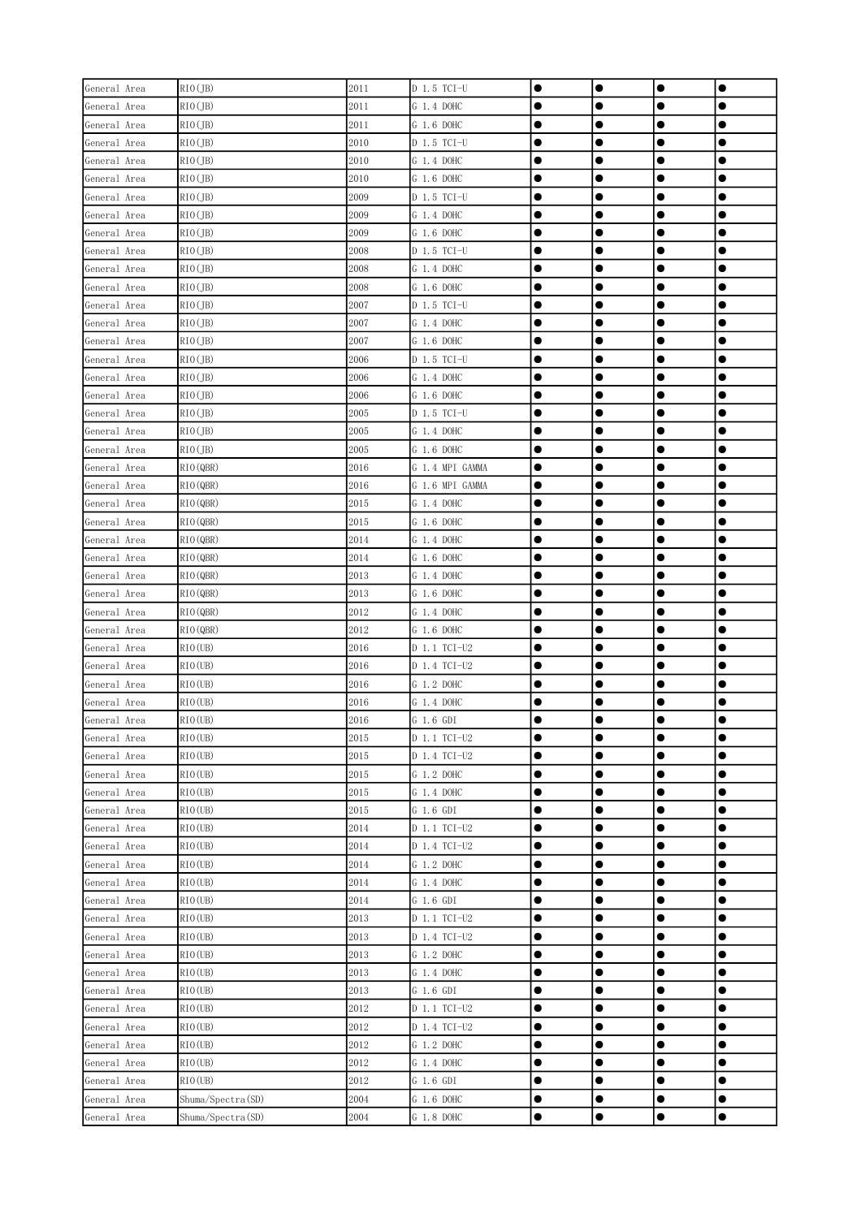| General Area | RIO(JB) | 2011 | D 1.5 TCI-U | ● | ● | ● | ● |
|---|---|---|---|---|---|---|---|
| General Area | RIO(JB) | 2011 | G 1.4 DOHC | ● | ● | ● | ● |
| General Area | RIO(JB) | 2011 | G 1.6 DOHC | ● | ● | ● | ● |
| General Area | RIO(JB) | 2010 | D 1.5 TCI-U | ● | ● | ● | ● |
| General Area | RIO(JB) | 2010 | G 1.4 DOHC | ● | ● | ● | ● |
| General Area | RIO(JB) | 2010 | G 1.6 DOHC | ● | ● | ● | ● |
| General Area | RIO(JB) | 2009 | D 1.5 TCI-U | ● | ● | ● | ● |
| General Area | RIO(JB) | 2009 | G 1.4 DOHC | ● | ● | ● | ● |
| General Area | RIO(JB) | 2009 | G 1.6 DOHC | ● | ● | ● | ● |
| General Area | RIO(JB) | 2008 | D 1.5 TCI-U | ● | ● | ● | ● |
| General Area | RIO(JB) | 2008 | G 1.4 DOHC | ● | ● | ● | ● |
| General Area | RIO(JB) | 2008 | G 1.6 DOHC | ● | ● | ● | ● |
| General Area | RIO(JB) | 2007 | D 1.5 TCI-U | ● | ● | ● | ● |
| General Area | RIO(JB) | 2007 | G 1.4 DOHC | ● | ● | ● | ● |
| General Area | RIO(JB) | 2007 | G 1.6 DOHC | ● | ● | ● | ● |
| General Area | RIO(JB) | 2006 | D 1.5 TCI-U | ● | ● | ● | ● |
| General Area | RIO(JB) | 2006 | G 1.4 DOHC | ● | ● | ● | ● |
| General Area | RIO(JB) | 2006 | G 1.6 DOHC | ● | ● | ● | ● |
| General Area | RIO(JB) | 2005 | D 1.5 TCI-U | ● | ● | ● | ● |
| General Area | RIO(JB) | 2005 | G 1.4 DOHC | ● | ● | ● | ● |
| General Area | RIO(JB) | 2005 | G 1.6 DOHC | ● | ● | ● | ● |
| General Area | RIO(QBR) | 2016 | G 1.4 MPI GAMMA | ● | ● | ● | ● |
| General Area | RIO(QBR) | 2016 | G 1.6 MPI GAMMA | ● | ● | ● | ● |
| General Area | RIO(QBR) | 2015 | G 1.4 DOHC | ● | ● | ● | ● |
| General Area | RIO(QBR) | 2015 | G 1.6 DOHC | ● | ● | ● | ● |
| General Area | RIO(QBR) | 2014 | G 1.4 DOHC | ● | ● | ● | ● |
| General Area | RIO(QBR) | 2014 | G 1.6 DOHC | ● | ● | ● | ● |
| General Area | RIO(QBR) | 2013 | G 1.4 DOHC | ● | ● | ● | ● |
| General Area | RIO(QBR) | 2013 | G 1.6 DOHC | ● | ● | ● | ● |
| General Area | RIO(QBR) | 2012 | G 1.4 DOHC | ● | ● | ● | ● |
| General Area | RIO(QBR) | 2012 | G 1.6 DOHC | ● | ● | ● | ● |
| General Area | RIO(UB) | 2016 | D 1.1 TCI-U2 | ● | ● | ● | ● |
| General Area | RIO(UB) | 2016 | D 1.4 TCI-U2 | ● | ● | ● | ● |
| General Area | RIO(UB) | 2016 | G 1.2 DOHC | ● | ● | ● | ● |
| General Area | RIO(UB) | 2016 | G 1.4 DOHC | ● | ● | ● | ● |
| General Area | RIO(UB) | 2016 | G 1.6 GDI | ● | ● | ● | ● |
| General Area | RIO(UB) | 2015 | D 1.1 TCI-U2 | ● | ● | ● | ● |
| General Area | RIO(UB) | 2015 | D 1.4 TCI-U2 | ● | ● | ● | ● |
| General Area | RIO(UB) | 2015 | G 1.2 DOHC | ● | ● | ● | ● |
| General Area | RIO(UB) | 2015 | G 1.4 DOHC | ● | ● | ● | ● |
| General Area | RIO(UB) | 2015 | G 1.6 GDI | ● | ● | ● | ● |
| General Area | RIO(UB) | 2014 | D 1.1 TCI-U2 | ● | ● | ● | ● |
| General Area | RIO(UB) | 2014 | D 1.4 TCI-U2 | ● | ● | ● | ● |
| General Area | RIO(UB) | 2014 | G 1.2 DOHC | ● | ● | ● | ● |
| General Area | RIO(UB) | 2014 | G 1.4 DOHC | ● | ● | ● | ● |
| General Area | RIO(UB) | 2014 | G 1.6 GDI | ● | ● | ● | ● |
| General Area | RIO(UB) | 2013 | D 1.1 TCI-U2 | ● | ● | ● | ● |
| General Area | RIO(UB) | 2013 | D 1.4 TCI-U2 | ● | ● | ● | ● |
| General Area | RIO(UB) | 2013 | G 1.2 DOHC | ● | ● | ● | ● |
| General Area | RIO(UB) | 2013 | G 1.4 DOHC | ● | ● | ● | ● |
| General Area | RIO(UB) | 2013 | G 1.6 GDI | ● | ● | ● | ● |
| General Area | RIO(UB) | 2012 | D 1.1 TCI-U2 | ● | ● | ● | ● |
| General Area | RIO(UB) | 2012 | D 1.4 TCI-U2 | ● | ● | ● | ● |
| General Area | RIO(UB) | 2012 | G 1.2 DOHC | ● | ● | ● | ● |
| General Area | RIO(UB) | 2012 | G 1.4 DOHC | ● | ● | ● | ● |
| General Area | RIO(UB) | 2012 | G 1.6 GDI | ● | ● | ● | ● |
| General Area | Shuma/Spectra(SD) | 2004 | G 1.6 DOHC | ● | ● | ● | ● |
| General Area | Shuma/Spectra(SD) | 2004 | G 1.8 DOHC | ● | ● | ● | ● |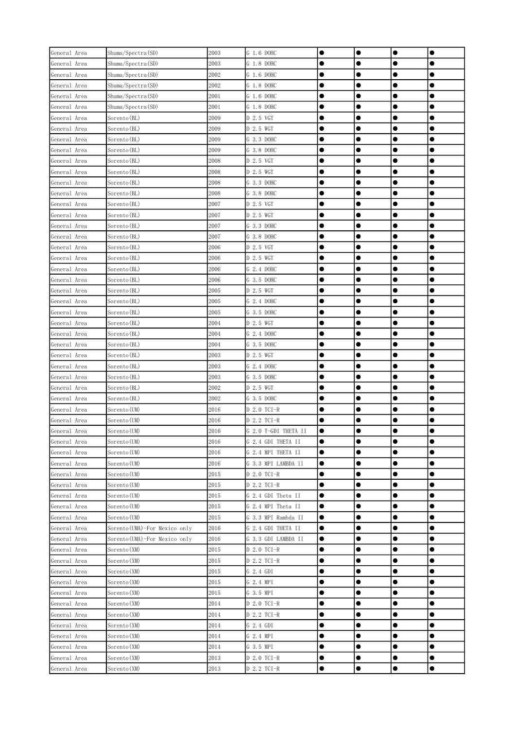| General Area | Shuma/Spectra(SD) | 2003 | G 1.6 DOHC | ● | ● | ● | ● |
|---|---|---|---|---|---|---|---|
| General Area | Shuma/Spectra(SD) | 2003 | G 1.8 DOHC | ● | ● | ● | ● |
| General Area | Shuma/Spectra(SD) | 2002 | G 1.6 DOHC | ● | ● | ● | ● |
| General Area | Shuma/Spectra(SD) | 2002 | G 1.8 DOHC | ● | ● | ● | ● |
| General Area | Shuma/Spectra(SD) | 2001 | G 1.6 DOHC | ● | ● | ● | ● |
| General Area | Shuma/Spectra(SD) | 2001 | G 1.8 DOHC | ● | ● | ● | ● |
| General Area | Sorento(BL) | 2009 | D 2.5 VGT | ● | ● | ● | ● |
| General Area | Sorento(BL) | 2009 | D 2.5 WGT | ● | ● | ● | ● |
| General Area | Sorento(BL) | 2009 | G 3.3 DOHC | ● | ● | ● | ● |
| General Area | Sorento(BL) | 2009 | G 3.8 DOHC | ● | ● | ● | ● |
| General Area | Sorento(BL) | 2008 | D 2.5 VGT | ● | ● | ● | ● |
| General Area | Sorento(BL) | 2008 | D 2.5 WGT | ● | ● | ● | ● |
| General Area | Sorento(BL) | 2008 | G 3.3 DOHC | ● | ● | ● | ● |
| General Area | Sorento(BL) | 2008 | G 3.8 DOHC | ● | ● | ● | ● |
| General Area | Sorento(BL) | 2007 | D 2.5 VGT | ● | ● | ● | ● |
| General Area | Sorento(BL) | 2007 | D 2.5 WGT | ● | ● | ● | ● |
| General Area | Sorento(BL) | 2007 | G 3.3 DOHC | ● | ● | ● | ● |
| General Area | Sorento(BL) | 2007 | G 3.8 DOHC | ● | ● | ● | ● |
| General Area | Sorento(BL) | 2006 | D 2.5 VGT | ● | ● | ● | ● |
| General Area | Sorento(BL) | 2006 | D 2.5 WGT | ● | ● | ● | ● |
| General Area | Sorento(BL) | 2006 | G 2.4 DOHC | ● | ● | ● | ● |
| General Area | Sorento(BL) | 2006 | G 3.5 DOHC | ● | ● | ● | ● |
| General Area | Sorento(BL) | 2005 | D 2.5 WGT | ● | ● | ● | ● |
| General Area | Sorento(BL) | 2005 | G 2.4 DOHC | ● | ● | ● | ● |
| General Area | Sorento(BL) | 2005 | G 3.5 DOHC | ● | ● | ● | ● |
| General Area | Sorento(BL) | 2004 | D 2.5 WGT | ● | ● | ● | ● |
| General Area | Sorento(BL) | 2004 | G 2.4 DOHC | ● | ● | ● | ● |
| General Area | Sorento(BL) | 2004 | G 3.5 DOHC | ● | ● | ● | ● |
| General Area | Sorento(BL) | 2003 | D 2.5 WGT | ● | ● | ● | ● |
| General Area | Sorento(BL) | 2003 | G 2.4 DOHC | ● | ● | ● | ● |
| General Area | Sorento(BL) | 2003 | G 3.5 DOHC | ● | ● | ● | ● |
| General Area | Sorento(BL) | 2002 | D 2.5 WGT | ● | ● | ● | ● |
| General Area | Sorento(BL) | 2002 | G 3.5 DOHC | ● | ● | ● | ● |
| General Area | Sorento(UM) | 2016 | D 2.0 TCI-R | ● | ● | ● | ● |
| General Area | Sorento(UM) | 2016 | D 2.2 TCI-R | ● | ● | ● | ● |
| General Area | Sorento(UM) | 2016 | G 2.0 T-GDI THETA II | ● | ● | ● | ● |
| General Area | Sorento(UM) | 2016 | G 2.4 GDI THETA II | ● | ● | ● | ● |
| General Area | Sorento(UM) | 2016 | G 2.4 MPI THETA II | ● | ● | ● | ● |
| General Area | Sorento(UM) | 2016 | G 3.3 MPI LAMBDA II | ● | ● | ● | ● |
| General Area | Sorento(UM) | 2015 | D 2.0 TCI-R | ● | ● | ● | ● |
| General Area | Sorento(UM) | 2015 | D 2.2 TCI-R | ● | ● | ● | ● |
| General Area | Sorento(UM) | 2015 | G 2.4 GDI Theta II | ● | ● | ● | ● |
| General Area | Sorento(UM) | 2015 | G 2.4 MPI Theta II | ● | ● | ● | ● |
| General Area | Sorento(UM) | 2015 | G 3.3 MPI Rambda II | ● | ● | ● | ● |
| General Area | Sorento(UMA)-For Mexico only | 2016 | G 2.4 GDI THETA II | ● | ● | ● | ● |
| General Area | Sorento(UMA)-For Mexico only | 2016 | G 3.3 GDI LAMBDA II | ● | ● | ● | ● |
| General Area | Sorento(XM) | 2015 | D 2.0 TCI-R | ● | ● | ● | ● |
| General Area | Sorento(XM) | 2015 | D 2.2 TCI-R | ● | ● | ● | ● |
| General Area | Sorento(XM) | 2015 | G 2.4 GDI | ● | ● | ● | ● |
| General Area | Sorento(XM) | 2015 | G 2.4 MPI | ● | ● | ● | ● |
| General Area | Sorento(XM) | 2015 | G 3.5 MPI | ● | ● | ● | ● |
| General Area | Sorento(XM) | 2014 | D 2.0 TCI-R | ● | ● | ● | ● |
| General Area | Sorento(XM) | 2014 | D 2.2 TCI-R | ● | ● | ● | ● |
| General Area | Sorento(XM) | 2014 | G 2.4 GDI | ● | ● | ● | ● |
| General Area | Sorento(XM) | 2014 | G 2.4 MPI | ● | ● | ● | ● |
| General Area | Sorento(XM) | 2014 | G 3.5 MPI | ● | ● | ● | ● |
| General Area | Sorento(XM) | 2013 | D 2.0 TCI-R | ● | ● | ● | ● |
| General Area | Sorento(XM) | 2013 | D 2.2 TCI-R | ● | ● | ● | ● |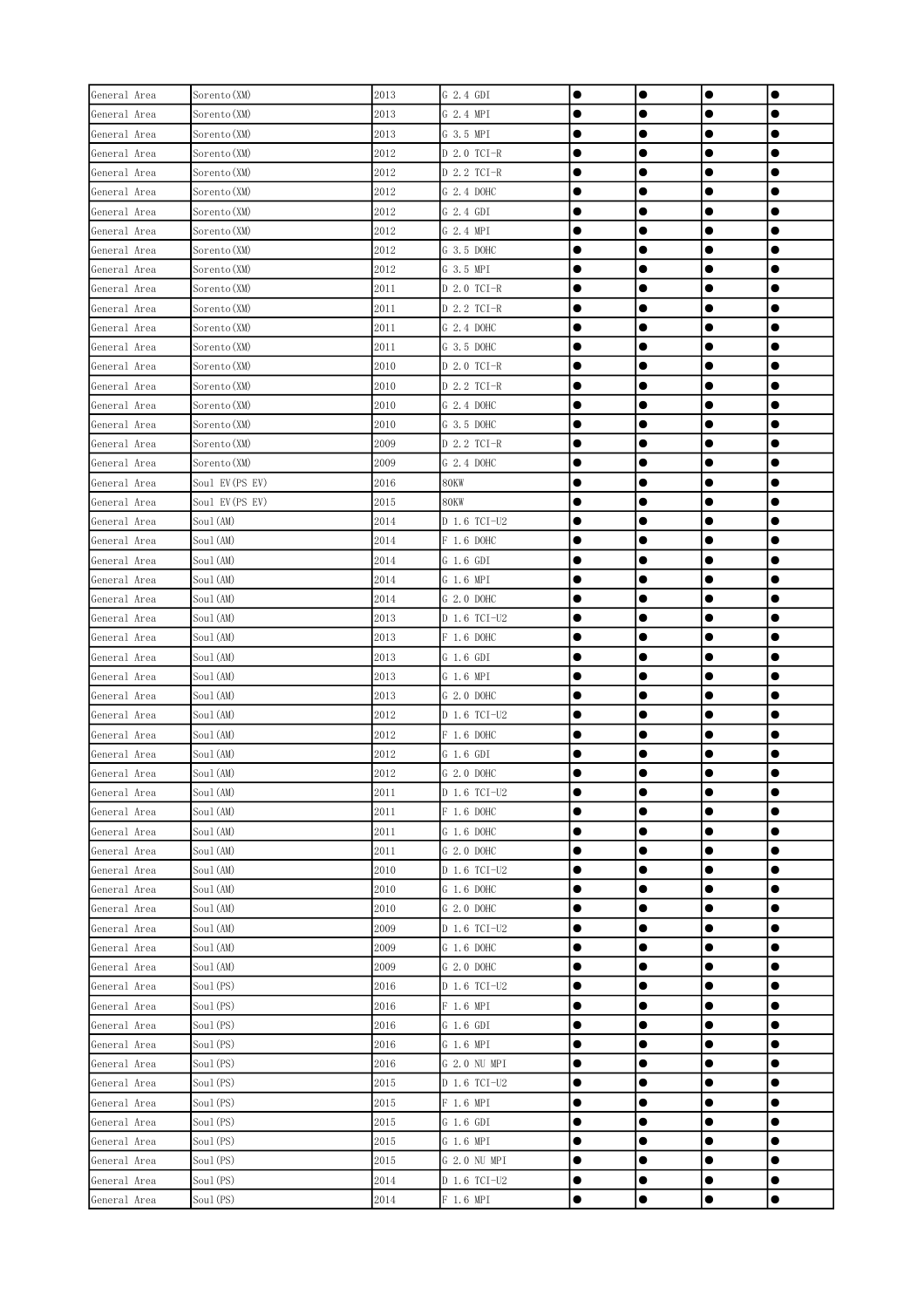| General Area | Sorento(XM) | 2013 | G 2.4 GDI | ● | ● | ● | ● |
|---|---|---|---|---|---|---|---|
| General Area | Sorento(XM) | 2013 | G 2.4 MPI | ● | ● | ● | ● |
| General Area | Sorento(XM) | 2013 | G 3.5 MPI | ● | ● | ● | ● |
| General Area | Sorento(XM) | 2012 | D 2.0 TCI-R | ● | ● | ● | ● |
| General Area | Sorento(XM) | 2012 | D 2.2 TCI-R | ● | ● | ● | ● |
| General Area | Sorento(XM) | 2012 | G 2.4 DOHC | ● | ● | ● | ● |
| General Area | Sorento(XM) | 2012 | G 2.4 GDI | ● | ● | ● | ● |
| General Area | Sorento(XM) | 2012 | G 2.4 MPI | ● | ● | ● | ● |
| General Area | Sorento(XM) | 2012 | G 3.5 DOHC | ● | ● | ● | ● |
| General Area | Sorento(XM) | 2012 | G 3.5 MPI | ● | ● | ● | ● |
| General Area | Sorento(XM) | 2011 | D 2.0 TCI-R | ● | ● | ● | ● |
| General Area | Sorento(XM) | 2011 | D 2.2 TCI-R | ● | ● | ● | ● |
| General Area | Sorento(XM) | 2011 | G 2.4 DOHC | ● | ● | ● | ● |
| General Area | Sorento(XM) | 2011 | G 3.5 DOHC | ● | ● | ● | ● |
| General Area | Sorento(XM) | 2010 | D 2.0 TCI-R | ● | ● | ● | ● |
| General Area | Sorento(XM) | 2010 | D 2.2 TCI-R | ● | ● | ● | ● |
| General Area | Sorento(XM) | 2010 | G 2.4 DOHC | ● | ● | ● | ● |
| General Area | Sorento(XM) | 2010 | G 3.5 DOHC | ● | ● | ● | ● |
| General Area | Sorento(XM) | 2009 | D 2.2 TCI-R | ● | ● | ● | ● |
| General Area | Sorento(XM) | 2009 | G 2.4 DOHC | ● | ● | ● | ● |
| General Area | Soul EV(PS EV) | 2016 | 80KW | ● | ● | ● | ● |
| General Area | Soul EV(PS EV) | 2015 | 80KW | ● | ● | ● | ● |
| General Area | Soul(AM) | 2014 | D 1.6 TCI-U2 | ● | ● | ● | ● |
| General Area | Soul(AM) | 2014 | F 1.6 DOHC | ● | ● | ● | ● |
| General Area | Soul(AM) | 2014 | G 1.6 GDI | ● | ● | ● | ● |
| General Area | Soul(AM) | 2014 | G 1.6 MPI | ● | ● | ● | ● |
| General Area | Soul(AM) | 2014 | G 2.0 DOHC | ● | ● | ● | ● |
| General Area | Soul(AM) | 2013 | D 1.6 TCI-U2 | ● | ● | ● | ● |
| General Area | Soul(AM) | 2013 | F 1.6 DOHC | ● | ● | ● | ● |
| General Area | Soul(AM) | 2013 | G 1.6 GDI | ● | ● | ● | ● |
| General Area | Soul(AM) | 2013 | G 1.6 MPI | ● | ● | ● | ● |
| General Area | Soul(AM) | 2013 | G 2.0 DOHC | ● | ● | ● | ● |
| General Area | Soul(AM) | 2012 | D 1.6 TCI-U2 | ● | ● | ● | ● |
| General Area | Soul(AM) | 2012 | F 1.6 DOHC | ● | ● | ● | ● |
| General Area | Soul(AM) | 2012 | G 1.6 GDI | ● | ● | ● | ● |
| General Area | Soul(AM) | 2012 | G 2.0 DOHC | ● | ● | ● | ● |
| General Area | Soul(AM) | 2011 | D 1.6 TCI-U2 | ● | ● | ● | ● |
| General Area | Soul(AM) | 2011 | F 1.6 DOHC | ● | ● | ● | ● |
| General Area | Soul(AM) | 2011 | G 1.6 DOHC | ● | ● | ● | ● |
| General Area | Soul(AM) | 2011 | G 2.0 DOHC | ● | ● | ● | ● |
| General Area | Soul(AM) | 2010 | D 1.6 TCI-U2 | ● | ● | ● | ● |
| General Area | Soul(AM) | 2010 | G 1.6 DOHC | ● | ● | ● | ● |
| General Area | Soul(AM) | 2010 | G 2.0 DOHC | ● | ● | ● | ● |
| General Area | Soul(AM) | 2009 | D 1.6 TCI-U2 | ● | ● | ● | ● |
| General Area | Soul(AM) | 2009 | G 1.6 DOHC | ● | ● | ● | ● |
| General Area | Soul(AM) | 2009 | G 2.0 DOHC | ● | ● | ● | ● |
| General Area | Soul(PS) | 2016 | D 1.6 TCI-U2 | ● | ● | ● | ● |
| General Area | Soul(PS) | 2016 | F 1.6 MPI | ● | ● | ● | ● |
| General Area | Soul(PS) | 2016 | G 1.6 GDI | ● | ● | ● | ● |
| General Area | Soul(PS) | 2016 | G 1.6 MPI | ● | ● | ● | ● |
| General Area | Soul(PS) | 2016 | G 2.0 NU MPI | ● | ● | ● | ● |
| General Area | Soul(PS) | 2015 | D 1.6 TCI-U2 | ● | ● | ● | ● |
| General Area | Soul(PS) | 2015 | F 1.6 MPI | ● | ● | ● | ● |
| General Area | Soul(PS) | 2015 | G 1.6 GDI | ● | ● | ● | ● |
| General Area | Soul(PS) | 2015 | G 1.6 MPI | ● | ● | ● | ● |
| General Area | Soul(PS) | 2015 | G 2.0 NU MPI | ● | ● | ● | ● |
| General Area | Soul(PS) | 2014 | D 1.6 TCI-U2 | ● | ● | ● | ● |
| General Area | Soul(PS) | 2014 | F 1.6 MPI | ● | ● | ● | ● |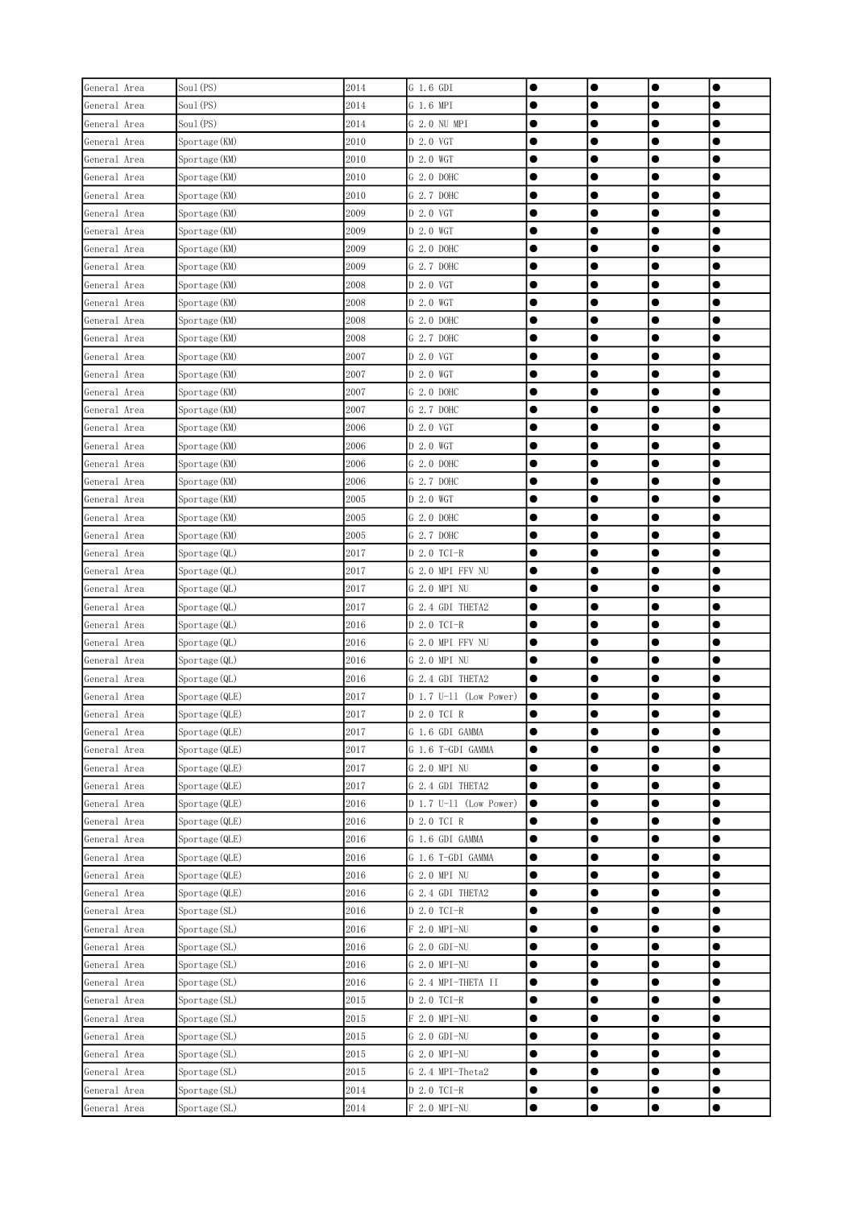| General Area | Soul(PS) | 2014 | G 1.6 GDI | ● | ● | ● | ● |
|---|---|---|---|---|---|---|---|
| General Area | Soul(PS) | 2014 | G 1.6 MPI | ● | ● | ● | ● |
| General Area | Soul(PS) | 2014 | G 2.0 NU MPI | ● | ● | ● | ● |
| General Area | Sportage(KM) | 2010 | D 2.0 VGT | ● | ● | ● | ● |
| General Area | Sportage(KM) | 2010 | D 2.0 WGT | ● | ● | ● | ● |
| General Area | Sportage(KM) | 2010 | G 2.0 DOHC | ● | ● | ● | ● |
| General Area | Sportage(KM) | 2010 | G 2.7 DOHC | ● | ● | ● | ● |
| General Area | Sportage(KM) | 2009 | D 2.0 VGT | ● | ● | ● | ● |
| General Area | Sportage(KM) | 2009 | D 2.0 WGT | ● | ● | ● | ● |
| General Area | Sportage(KM) | 2009 | G 2.0 DOHC | ● | ● | ● | ● |
| General Area | Sportage(KM) | 2009 | G 2.7 DOHC | ● | ● | ● | ● |
| General Area | Sportage(KM) | 2008 | D 2.0 VGT | ● | ● | ● | ● |
| General Area | Sportage(KM) | 2008 | D 2.0 WGT | ● | ● | ● | ● |
| General Area | Sportage(KM) | 2008 | G 2.0 DOHC | ● | ● | ● | ● |
| General Area | Sportage(KM) | 2008 | G 2.7 DOHC | ● | ● | ● | ● |
| General Area | Sportage(KM) | 2007 | D 2.0 VGT | ● | ● | ● | ● |
| General Area | Sportage(KM) | 2007 | D 2.0 WGT | ● | ● | ● | ● |
| General Area | Sportage(KM) | 2007 | G 2.0 DOHC | ● | ● | ● | ● |
| General Area | Sportage(KM) | 2007 | G 2.7 DOHC | ● | ● | ● | ● |
| General Area | Sportage(KM) | 2006 | D 2.0 VGT | ● | ● | ● | ● |
| General Area | Sportage(KM) | 2006 | D 2.0 WGT | ● | ● | ● | ● |
| General Area | Sportage(KM) | 2006 | G 2.0 DOHC | ● | ● | ● | ● |
| General Area | Sportage(KM) | 2006 | G 2.7 DOHC | ● | ● | ● | ● |
| General Area | Sportage(KM) | 2005 | D 2.0 WGT | ● | ● | ● | ● |
| General Area | Sportage(KM) | 2005 | G 2.0 DOHC | ● | ● | ● | ● |
| General Area | Sportage(KM) | 2005 | G 2.7 DOHC | ● | ● | ● | ● |
| General Area | Sportage(QL) | 2017 | D 2.0 TCI-R | ● | ● | ● | ● |
| General Area | Sportage(QL) | 2017 | G 2.0 MPI FFV NU | ● | ● | ● | ● |
| General Area | Sportage(QL) | 2017 | G 2.0 MPI NU | ● | ● | ● | ● |
| General Area | Sportage(QL) | 2017 | G 2.4 GDI THETA2 | ● | ● | ● | ● |
| General Area | Sportage(QL) | 2016 | D 2.0 TCI-R | ● | ● | ● | ● |
| General Area | Sportage(QL) | 2016 | G 2.0 MPI FFV NU | ● | ● | ● | ● |
| General Area | Sportage(QL) | 2016 | G 2.0 MPI NU | ● | ● | ● | ● |
| General Area | Sportage(QL) | 2016 | G 2.4 GDI THETA2 | ● | ● | ● | ● |
| General Area | Sportage(QLE) | 2017 | D 1.7 U-II (Low Power) | ● | ● | ● | ● |
| General Area | Sportage(QLE) | 2017 | D 2.0 TCI R | ● | ● | ● | ● |
| General Area | Sportage(QLE) | 2017 | G 1.6 GDI GAMMA | ● | ● | ● | ● |
| General Area | Sportage(QLE) | 2017 | G 1.6 T-GDI GAMMA | ● | ● | ● | ● |
| General Area | Sportage(QLE) | 2017 | G 2.0 MPI NU | ● | ● | ● | ● |
| General Area | Sportage(QLE) | 2017 | G 2.4 GDI THETA2 | ● | ● | ● | ● |
| General Area | Sportage(QLE) | 2016 | D 1.7 U-II (Low Power) | ● | ● | ● | ● |
| General Area | Sportage(QLE) | 2016 | D 2.0 TCI R | ● | ● | ● | ● |
| General Area | Sportage(QLE) | 2016 | G 1.6 GDI GAMMA | ● | ● | ● | ● |
| General Area | Sportage(QLE) | 2016 | G 1.6 T-GDI GAMMA | ● | ● | ● | ● |
| General Area | Sportage(QLE) | 2016 | G 2.0 MPI NU | ● | ● | ● | ● |
| General Area | Sportage(QLE) | 2016 | G 2.4 GDI THETA2 | ● | ● | ● | ● |
| General Area | Sportage(SL) | 2016 | D 2.0 TCI-R | ● | ● | ● | ● |
| General Area | Sportage(SL) | 2016 | F 2.0 MPI-NU | ● | ● | ● | ● |
| General Area | Sportage(SL) | 2016 | G 2.0 GDI-NU | ● | ● | ● | ● |
| General Area | Sportage(SL) | 2016 | G 2.0 MPI-NU | ● | ● | ● | ● |
| General Area | Sportage(SL) | 2016 | G 2.4 MPI-THETA II | ● | ● | ● | ● |
| General Area | Sportage(SL) | 2015 | D 2.0 TCI-R | ● | ● | ● | ● |
| General Area | Sportage(SL) | 2015 | F 2.0 MPI-NU | ● | ● | ● | ● |
| General Area | Sportage(SL) | 2015 | G 2.0 GDI-NU | ● | ● | ● | ● |
| General Area | Sportage(SL) | 2015 | G 2.0 MPI-NU | ● | ● | ● | ● |
| General Area | Sportage(SL) | 2015 | G 2.4 MPI-Theta2 | ● | ● | ● | ● |
| General Area | Sportage(SL) | 2014 | D 2.0 TCI-R | ● | ● | ● | ● |
| General Area | Sportage(SL) | 2014 | F 2.0 MPI-NU | ● | ● | ● | ● |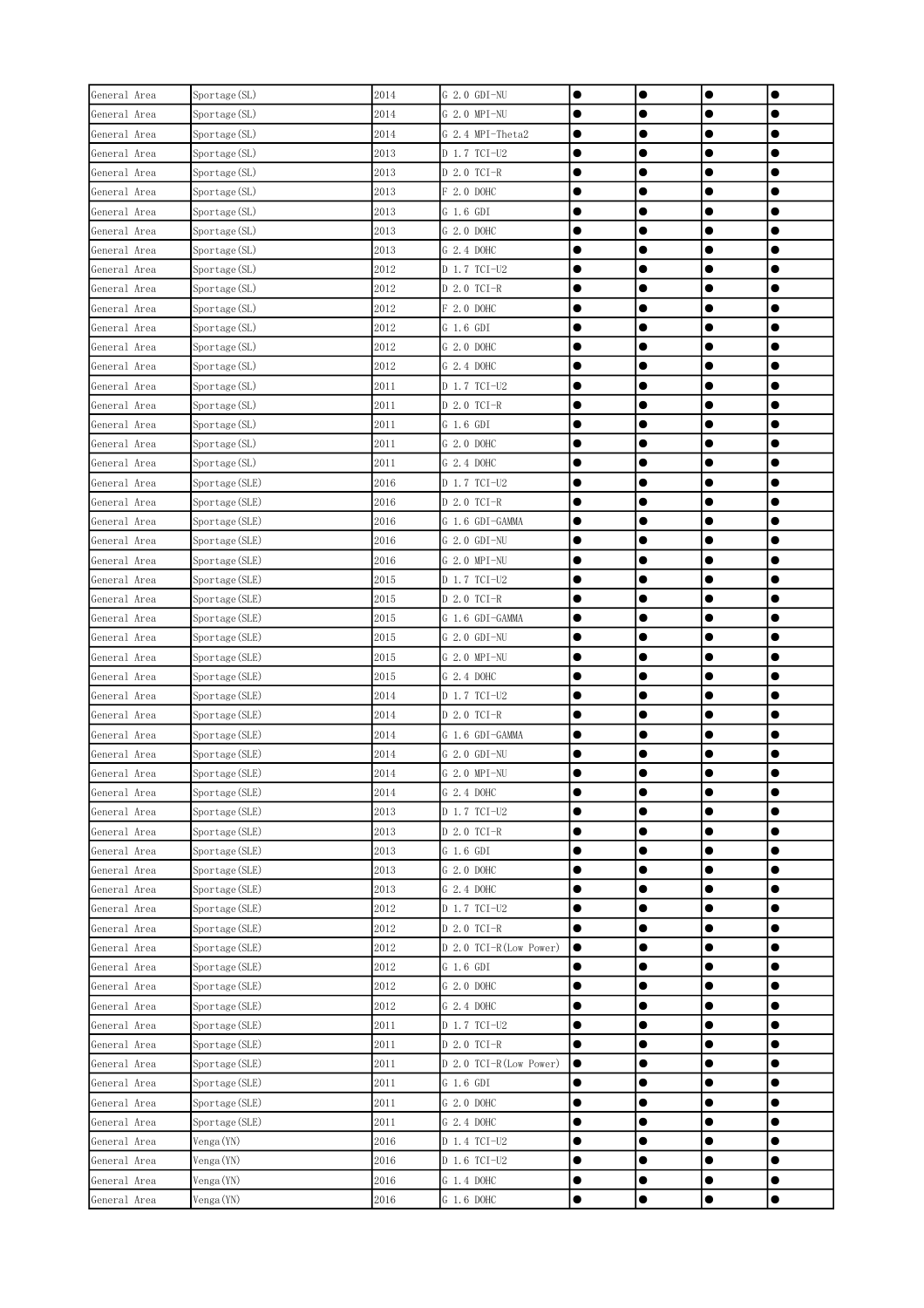| General Area | Sportage(SL) | 2014 | G 2.0 GDI-NU | ● | ● | ● | ● |
|---|---|---|---|---|---|---|---|
| General Area | Sportage(SL) | 2014 | G 2.0 MPI-NU | ● | ● | ● | ● |
| General Area | Sportage(SL) | 2014 | G 2.4 MPI-Theta2 | ● | ● | ● | ● |
| General Area | Sportage(SL) | 2013 | D 1.7 TCI-U2 | ● | ● | ● | ● |
| General Area | Sportage(SL) | 2013 | D 2.0 TCI-R | ● | ● | ● | ● |
| General Area | Sportage(SL) | 2013 | F 2.0 DOHC | ● | ● | ● | ● |
| General Area | Sportage(SL) | 2013 | G 1.6 GDI | ● | ● | ● | ● |
| General Area | Sportage(SL) | 2013 | G 2.0 DOHC | ● | ● | ● | ● |
| General Area | Sportage(SL) | 2013 | G 2.4 DOHC | ● | ● | ● | ● |
| General Area | Sportage(SL) | 2012 | D 1.7 TCI-U2 | ● | ● | ● | ● |
| General Area | Sportage(SL) | 2012 | D 2.0 TCI-R | ● | ● | ● | ● |
| General Area | Sportage(SL) | 2012 | F 2.0 DOHC | ● | ● | ● | ● |
| General Area | Sportage(SL) | 2012 | G 1.6 GDI | ● | ● | ● | ● |
| General Area | Sportage(SL) | 2012 | G 2.0 DOHC | ● | ● | ● | ● |
| General Area | Sportage(SL) | 2012 | G 2.4 DOHC | ● | ● | ● | ● |
| General Area | Sportage(SL) | 2011 | D 1.7 TCI-U2 | ● | ● | ● | ● |
| General Area | Sportage(SL) | 2011 | D 2.0 TCI-R | ● | ● | ● | ● |
| General Area | Sportage(SL) | 2011 | G 1.6 GDI | ● | ● | ● | ● |
| General Area | Sportage(SL) | 2011 | G 2.0 DOHC | ● | ● | ● | ● |
| General Area | Sportage(SL) | 2011 | G 2.4 DOHC | ● | ● | ● | ● |
| General Area | Sportage(SLE) | 2016 | D 1.7 TCI-U2 | ● | ● | ● | ● |
| General Area | Sportage(SLE) | 2016 | D 2.0 TCI-R | ● | ● | ● | ● |
| General Area | Sportage(SLE) | 2016 | G 1.6 GDI-GAMMA | ● | ● | ● | ● |
| General Area | Sportage(SLE) | 2016 | G 2.0 GDI-NU | ● | ● | ● | ● |
| General Area | Sportage(SLE) | 2016 | G 2.0 MPI-NU | ● | ● | ● | ● |
| General Area | Sportage(SLE) | 2015 | D 1.7 TCI-U2 | ● | ● | ● | ● |
| General Area | Sportage(SLE) | 2015 | D 2.0 TCI-R | ● | ● | ● | ● |
| General Area | Sportage(SLE) | 2015 | G 1.6 GDI-GAMMA | ● | ● | ● | ● |
| General Area | Sportage(SLE) | 2015 | G 2.0 GDI-NU | ● | ● | ● | ● |
| General Area | Sportage(SLE) | 2015 | G 2.0 MPI-NU | ● | ● | ● | ● |
| General Area | Sportage(SLE) | 2015 | G 2.4 DOHC | ● | ● | ● | ● |
| General Area | Sportage(SLE) | 2014 | D 1.7 TCI-U2 | ● | ● | ● | ● |
| General Area | Sportage(SLE) | 2014 | D 2.0 TCI-R | ● | ● | ● | ● |
| General Area | Sportage(SLE) | 2014 | G 1.6 GDI-GAMMA | ● | ● | ● | ● |
| General Area | Sportage(SLE) | 2014 | G 2.0 GDI-NU | ● | ● | ● | ● |
| General Area | Sportage(SLE) | 2014 | G 2.0 MPI-NU | ● | ● | ● | ● |
| General Area | Sportage(SLE) | 2014 | G 2.4 DOHC | ● | ● | ● | ● |
| General Area | Sportage(SLE) | 2013 | D 1.7 TCI-U2 | ● | ● | ● | ● |
| General Area | Sportage(SLE) | 2013 | D 2.0 TCI-R | ● | ● | ● | ● |
| General Area | Sportage(SLE) | 2013 | G 1.6 GDI | ● | ● | ● | ● |
| General Area | Sportage(SLE) | 2013 | G 2.0 DOHC | ● | ● | ● | ● |
| General Area | Sportage(SLE) | 2013 | G 2.4 DOHC | ● | ● | ● | ● |
| General Area | Sportage(SLE) | 2012 | D 1.7 TCI-U2 | ● | ● | ● | ● |
| General Area | Sportage(SLE) | 2012 | D 2.0 TCI-R | ● | ● | ● | ● |
| General Area | Sportage(SLE) | 2012 | D 2.0 TCI-R(Low Power) | ● | ● | ● | ● |
| General Area | Sportage(SLE) | 2012 | G 1.6 GDI | ● | ● | ● | ● |
| General Area | Sportage(SLE) | 2012 | G 2.0 DOHC | ● | ● | ● | ● |
| General Area | Sportage(SLE) | 2012 | G 2.4 DOHC | ● | ● | ● | ● |
| General Area | Sportage(SLE) | 2011 | D 1.7 TCI-U2 | ● | ● | ● | ● |
| General Area | Sportage(SLE) | 2011 | D 2.0 TCI-R | ● | ● | ● | ● |
| General Area | Sportage(SLE) | 2011 | D 2.0 TCI-R(Low Power) | ● | ● | ● | ● |
| General Area | Sportage(SLE) | 2011 | G 1.6 GDI | ● | ● | ● | ● |
| General Area | Sportage(SLE) | 2011 | G 2.0 DOHC | ● | ● | ● | ● |
| General Area | Sportage(SLE) | 2011 | G 2.4 DOHC | ● | ● | ● | ● |
| General Area | Venga(YN) | 2016 | D 1.4 TCI-U2 | ● | ● | ● | ● |
| General Area | Venga(YN) | 2016 | D 1.6 TCI-U2 | ● | ● | ● | ● |
| General Area | Venga(YN) | 2016 | G 1.4 DOHC | ● | ● | ● | ● |
| General Area | Venga(YN) | 2016 | G 1.6 DOHC | ● | ● | ● | ● |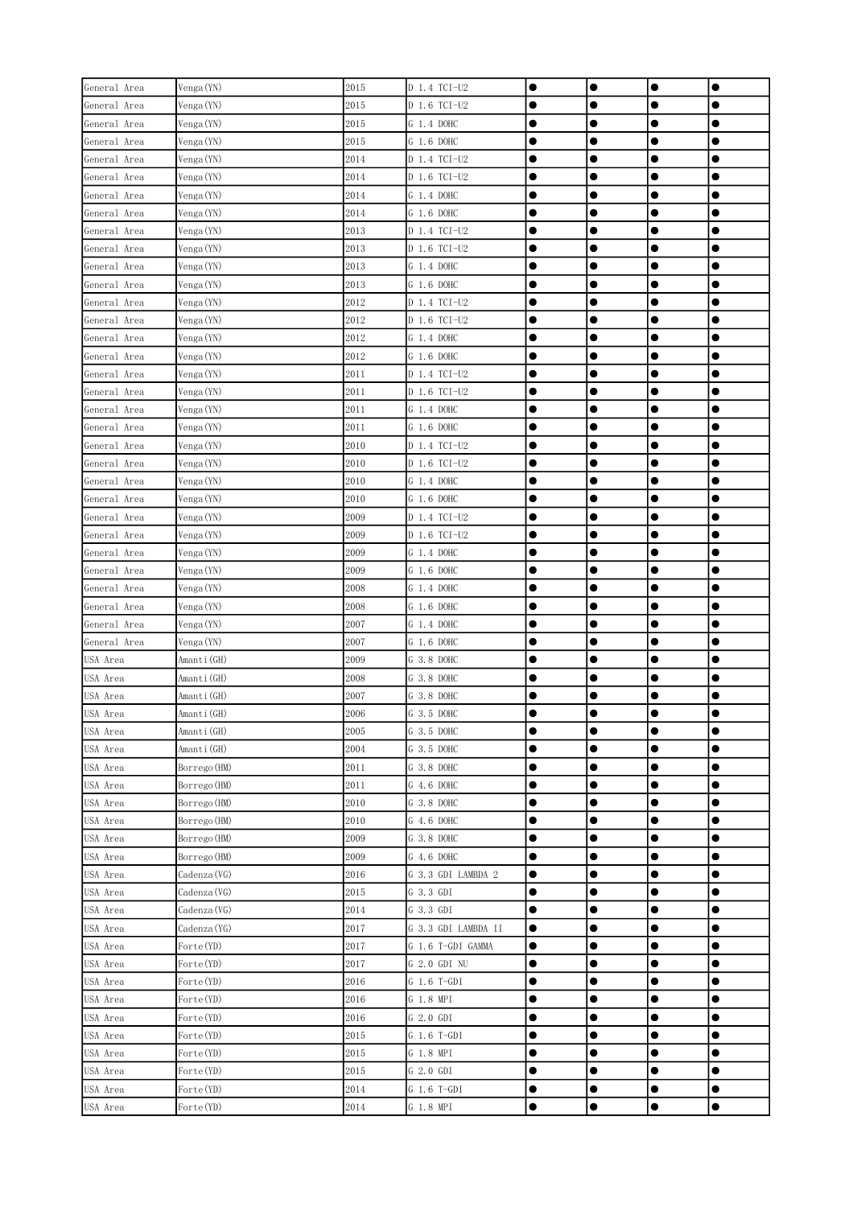| | | | | | | | |
|---|---|---|---|---|---|---|---|
| General Area | Venga(YN) | 2015 | D 1.4 TCI-U2 | ● | ● | ● | ● |
| General Area | Venga(YN) | 2015 | D 1.6 TCI-U2 | ● | ● | ● | ● |
| General Area | Venga(YN) | 2015 | G 1.4 DOHC | ● | ● | ● | ● |
| General Area | Venga(YN) | 2015 | G 1.6 DOHC | ● | ● | ● | ● |
| General Area | Venga(YN) | 2014 | D 1.4 TCI-U2 | ● | ● | ● | ● |
| General Area | Venga(YN) | 2014 | D 1.6 TCI-U2 | ● | ● | ● | ● |
| General Area | Venga(YN) | 2014 | G 1.4 DOHC | ● | ● | ● | ● |
| General Area | Venga(YN) | 2014 | G 1.6 DOHC | ● | ● | ● | ● |
| General Area | Venga(YN) | 2013 | D 1.4 TCI-U2 | ● | ● | ● | ● |
| General Area | Venga(YN) | 2013 | D 1.6 TCI-U2 | ● | ● | ● | ● |
| General Area | Venga(YN) | 2013 | G 1.4 DOHC | ● | ● | ● | ● |
| General Area | Venga(YN) | 2013 | G 1.6 DOHC | ● | ● | ● | ● |
| General Area | Venga(YN) | 2012 | D 1.4 TCI-U2 | ● | ● | ● | ● |
| General Area | Venga(YN) | 2012 | D 1.6 TCI-U2 | ● | ● | ● | ● |
| General Area | Venga(YN) | 2012 | G 1.4 DOHC | ● | ● | ● | ● |
| General Area | Venga(YN) | 2012 | G 1.6 DOHC | ● | ● | ● | ● |
| General Area | Venga(YN) | 2011 | D 1.4 TCI-U2 | ● | ● | ● | ● |
| General Area | Venga(YN) | 2011 | D 1.6 TCI-U2 | ● | ● | ● | ● |
| General Area | Venga(YN) | 2011 | G 1.4 DOHC | ● | ● | ● | ● |
| General Area | Venga(YN) | 2011 | G 1.6 DOHC | ● | ● | ● | ● |
| General Area | Venga(YN) | 2010 | D 1.4 TCI-U2 | ● | ● | ● | ● |
| General Area | Venga(YN) | 2010 | D 1.6 TCI-U2 | ● | ● | ● | ● |
| General Area | Venga(YN) | 2010 | G 1.4 DOHC | ● | ● | ● | ● |
| General Area | Venga(YN) | 2010 | G 1.6 DOHC | ● | ● | ● | ● |
| General Area | Venga(YN) | 2009 | D 1.4 TCI-U2 | ● | ● | ● | ● |
| General Area | Venga(YN) | 2009 | D 1.6 TCI-U2 | ● | ● | ● | ● |
| General Area | Venga(YN) | 2009 | G 1.4 DOHC | ● | ● | ● | ● |
| General Area | Venga(YN) | 2009 | G 1.6 DOHC | ● | ● | ● | ● |
| General Area | Venga(YN) | 2008 | G 1.4 DOHC | ● | ● | ● | ● |
| General Area | Venga(YN) | 2008 | G 1.6 DOHC | ● | ● | ● | ● |
| General Area | Venga(YN) | 2007 | G 1.4 DOHC | ● | ● | ● | ● |
| General Area | Venga(YN) | 2007 | G 1.6 DOHC | ● | ● | ● | ● |
| USA Area | Amanti(GH) | 2009 | G 3.8 DOHC | ● | ● | ● | ● |
| USA Area | Amanti(GH) | 2008 | G 3.8 DOHC | ● | ● | ● | ● |
| USA Area | Amanti(GH) | 2007 | G 3.8 DOHC | ● | ● | ● | ● |
| USA Area | Amanti(GH) | 2006 | G 3.5 DOHC | ● | ● | ● | ● |
| USA Area | Amanti(GH) | 2005 | G 3.5 DOHC | ● | ● | ● | ● |
| USA Area | Amanti(GH) | 2004 | G 3.5 DOHC | ● | ● | ● | ● |
| USA Area | Borrego(HM) | 2011 | G 3.8 DOHC | ● | ● | ● | ● |
| USA Area | Borrego(HM) | 2011 | G 4.6 DOHC | ● | ● | ● | ● |
| USA Area | Borrego(HM) | 2010 | G 3.8 DOHC | ● | ● | ● | ● |
| USA Area | Borrego(HM) | 2010 | G 4.6 DOHC | ● | ● | ● | ● |
| USA Area | Borrego(HM) | 2009 | G 3.8 DOHC | ● | ● | ● | ● |
| USA Area | Borrego(HM) | 2009 | G 4.6 DOHC | ● | ● | ● | ● |
| USA Area | Cadenza(VG) | 2016 | G 3.3 GDI LAMBDA 2 | ● | ● | ● | ● |
| USA Area | Cadenza(VG) | 2015 | G 3.3 GDI | ● | ● | ● | ● |
| USA Area | Cadenza(VG) | 2014 | G 3.3 GDI | ● | ● | ● | ● |
| USA Area | Cadenza(VG) | 2017 | G 3.3 GDI LAMBDA II | ● | ● | ● | ● |
| USA Area | Forte(YD) | 2017 | G 1.6 T-GDI GAMMA | ● | ● | ● | ● |
| USA Area | Forte(YD) | 2017 | G 2.0 GDI NU | ● | ● | ● | ● |
| USA Area | Forte(YD) | 2016 | G 1.6 T-GDI | ● | ● | ● | ● |
| USA Area | Forte(YD) | 2016 | G 1.8 MPI | ● | ● | ● | ● |
| USA Area | Forte(YD) | 2016 | G 2.0 GDI | ● | ● | ● | ● |
| USA Area | Forte(YD) | 2015 | G 1.6 T-GDI | ● | ● | ● | ● |
| USA Area | Forte(YD) | 2015 | G 1.8 MPI | ● | ● | ● | ● |
| USA Area | Forte(YD) | 2015 | G 2.0 GDI | ● | ● | ● | ● |
| USA Area | Forte(YD) | 2014 | G 1.6 T-GDI | ● | ● | ● | ● |
| USA Area | Forte(YD) | 2014 | G 1.8 MPI | ● | ● | ● | ● |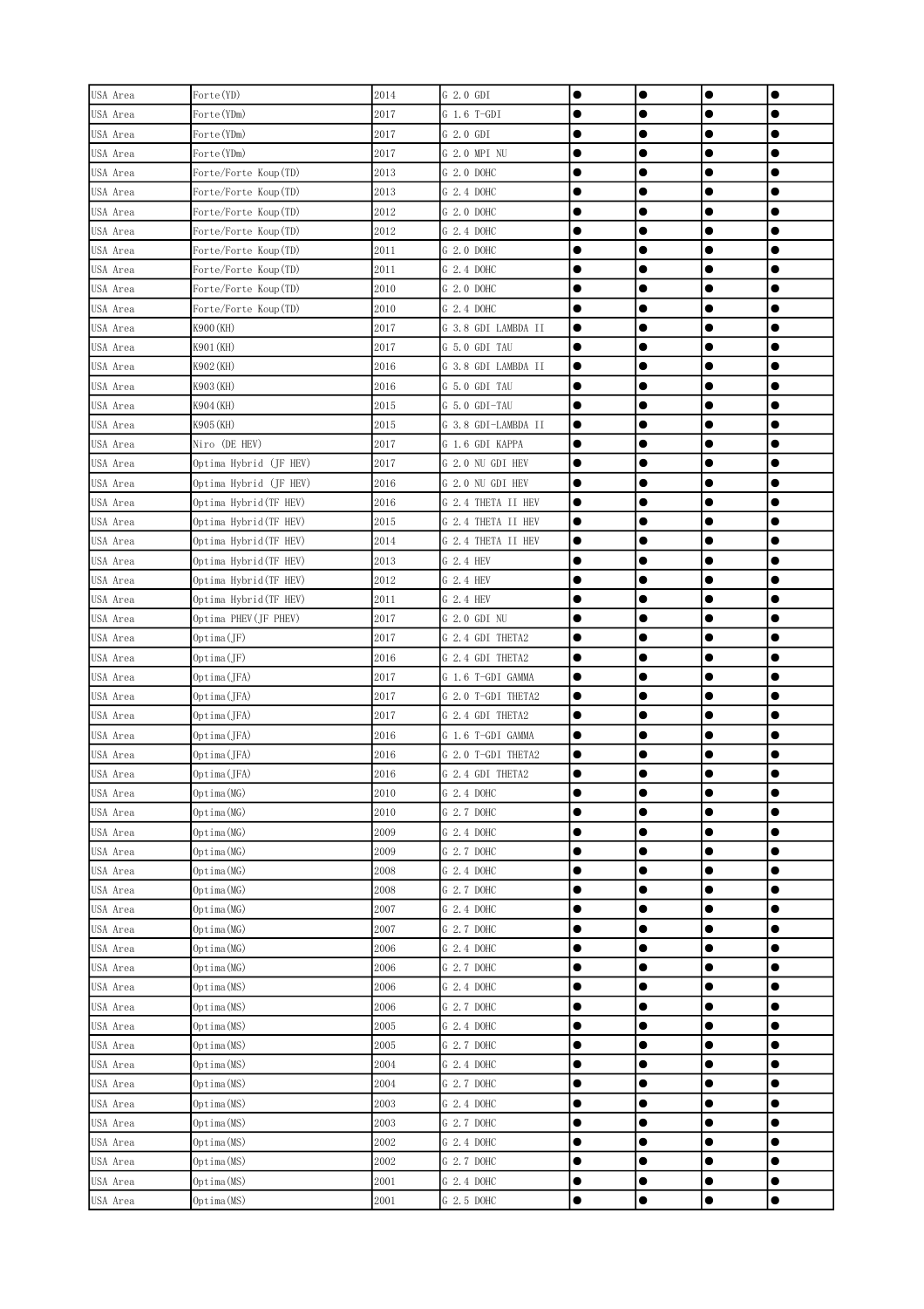| USA Area | Forte(YD) | 2014 | G 2.0 GDI | ● | ● | ● | ● |
|---|---|---|---|---|---|---|---|
| USA Area | Forte(YDm) | 2017 | G 1.6 T-GDI | ● | ● | ● | ● |
| USA Area | Forte(YDm) | 2017 | G 2.0 GDI | ● | ● | ● | ● |
| USA Area | Forte(YDm) | 2017 | G 2.0 MPI NU | ● | ● | ● | ● |
| USA Area | Forte/Forte Koup(TD) | 2013 | G 2.0 DOHC | ● | ● | ● | ● |
| USA Area | Forte/Forte Koup(TD) | 2013 | G 2.4 DOHC | ● | ● | ● | ● |
| USA Area | Forte/Forte Koup(TD) | 2012 | G 2.0 DOHC | ● | ● | ● | ● |
| USA Area | Forte/Forte Koup(TD) | 2012 | G 2.4 DOHC | ● | ● | ● | ● |
| USA Area | Forte/Forte Koup(TD) | 2011 | G 2.0 DOHC | ● | ● | ● | ● |
| USA Area | Forte/Forte Koup(TD) | 2011 | G 2.4 DOHC | ● | ● | ● | ● |
| USA Area | Forte/Forte Koup(TD) | 2010 | G 2.0 DOHC | ● | ● | ● | ● |
| USA Area | Forte/Forte Koup(TD) | 2010 | G 2.4 DOHC | ● | ● | ● | ● |
| USA Area | K900(KH) | 2017 | G 3.8 GDI LAMBDA II | ● | ● | ● | ● |
| USA Area | K901(KH) | 2017 | G 5.0 GDI TAU | ● | ● | ● | ● |
| USA Area | K902(KH) | 2016 | G 3.8 GDI LAMBDA II | ● | ● | ● | ● |
| USA Area | K903(KH) | 2016 | G 5.0 GDI TAU | ● | ● | ● | ● |
| USA Area | K904(KH) | 2015 | G 5.0 GDI-TAU | ● | ● | ● | ● |
| USA Area | K905(KH) | 2015 | G 3.8 GDI-LAMBDA II | ● | ● | ● | ● |
| USA Area | Niro (DE HEV) | 2017 | G 1.6 GDI KAPPA | ● | ● | ● | ● |
| USA Area | Optima Hybrid (JF HEV) | 2017 | G 2.0 NU GDI HEV | ● | ● | ● | ● |
| USA Area | Optima Hybrid (JF HEV) | 2016 | G 2.0 NU GDI HEV | ● | ● | ● | ● |
| USA Area | Optima Hybrid(TF HEV) | 2016 | G 2.4 THETA II HEV | ● | ● | ● | ● |
| USA Area | Optima Hybrid(TF HEV) | 2015 | G 2.4 THETA II HEV | ● | ● | ● | ● |
| USA Area | Optima Hybrid(TF HEV) | 2014 | G 2.4 THETA II HEV | ● | ● | ● | ● |
| USA Area | Optima Hybrid(TF HEV) | 2013 | G 2.4 HEV | ● | ● | ● | ● |
| USA Area | Optima Hybrid(TF HEV) | 2012 | G 2.4 HEV | ● | ● | ● | ● |
| USA Area | Optima Hybrid(TF HEV) | 2011 | G 2.4 HEV | ● | ● | ● | ● |
| USA Area | Optima PHEV(JF PHEV) | 2017 | G 2.0 GDI NU | ● | ● | ● | ● |
| USA Area | Optima(JF) | 2017 | G 2.4 GDI THETA2 | ● | ● | ● | ● |
| USA Area | Optima(JF) | 2016 | G 2.4 GDI THETA2 | ● | ● | ● | ● |
| USA Area | Optima(JFA) | 2017 | G 1.6 T-GDI GAMMA | ● | ● | ● | ● |
| USA Area | Optima(JFA) | 2017 | G 2.0 T-GDI THETA2 | ● | ● | ● | ● |
| USA Area | Optima(JFA) | 2017 | G 2.4 GDI THETA2 | ● | ● | ● | ● |
| USA Area | Optima(JFA) | 2016 | G 1.6 T-GDI GAMMA | ● | ● | ● | ● |
| USA Area | Optima(JFA) | 2016 | G 2.0 T-GDI THETA2 | ● | ● | ● | ● |
| USA Area | Optima(JFA) | 2016 | G 2.4 GDI THETA2 | ● | ● | ● | ● |
| USA Area | Optima(MG) | 2010 | G 2.4 DOHC | ● | ● | ● | ● |
| USA Area | Optima(MG) | 2010 | G 2.7 DOHC | ● | ● | ● | ● |
| USA Area | Optima(MG) | 2009 | G 2.4 DOHC | ● | ● | ● | ● |
| USA Area | Optima(MG) | 2009 | G 2.7 DOHC | ● | ● | ● | ● |
| USA Area | Optima(MG) | 2008 | G 2.4 DOHC | ● | ● | ● | ● |
| USA Area | Optima(MG) | 2008 | G 2.7 DOHC | ● | ● | ● | ● |
| USA Area | Optima(MG) | 2007 | G 2.4 DOHC | ● | ● | ● | ● |
| USA Area | Optima(MG) | 2007 | G 2.7 DOHC | ● | ● | ● | ● |
| USA Area | Optima(MG) | 2006 | G 2.4 DOHC | ● | ● | ● | ● |
| USA Area | Optima(MG) | 2006 | G 2.7 DOHC | ● | ● | ● | ● |
| USA Area | Optima(MS) | 2006 | G 2.4 DOHC | ● | ● | ● | ● |
| USA Area | Optima(MS) | 2006 | G 2.7 DOHC | ● | ● | ● | ● |
| USA Area | Optima(MS) | 2005 | G 2.4 DOHC | ● | ● | ● | ● |
| USA Area | Optima(MS) | 2005 | G 2.7 DOHC | ● | ● | ● | ● |
| USA Area | Optima(MS) | 2004 | G 2.4 DOHC | ● | ● | ● | ● |
| USA Area | Optima(MS) | 2004 | G 2.7 DOHC | ● | ● | ● | ● |
| USA Area | Optima(MS) | 2003 | G 2.4 DOHC | ● | ● | ● | ● |
| USA Area | Optima(MS) | 2003 | G 2.7 DOHC | ● | ● | ● | ● |
| USA Area | Optima(MS) | 2002 | G 2.4 DOHC | ● | ● | ● | ● |
| USA Area | Optima(MS) | 2002 | G 2.7 DOHC | ● | ● | ● | ● |
| USA Area | Optima(MS) | 2001 | G 2.4 DOHC | ● | ● | ● | ● |
| USA Area | Optima(MS) | 2001 | G 2.5 DOHC | ● | ● | ● | ● |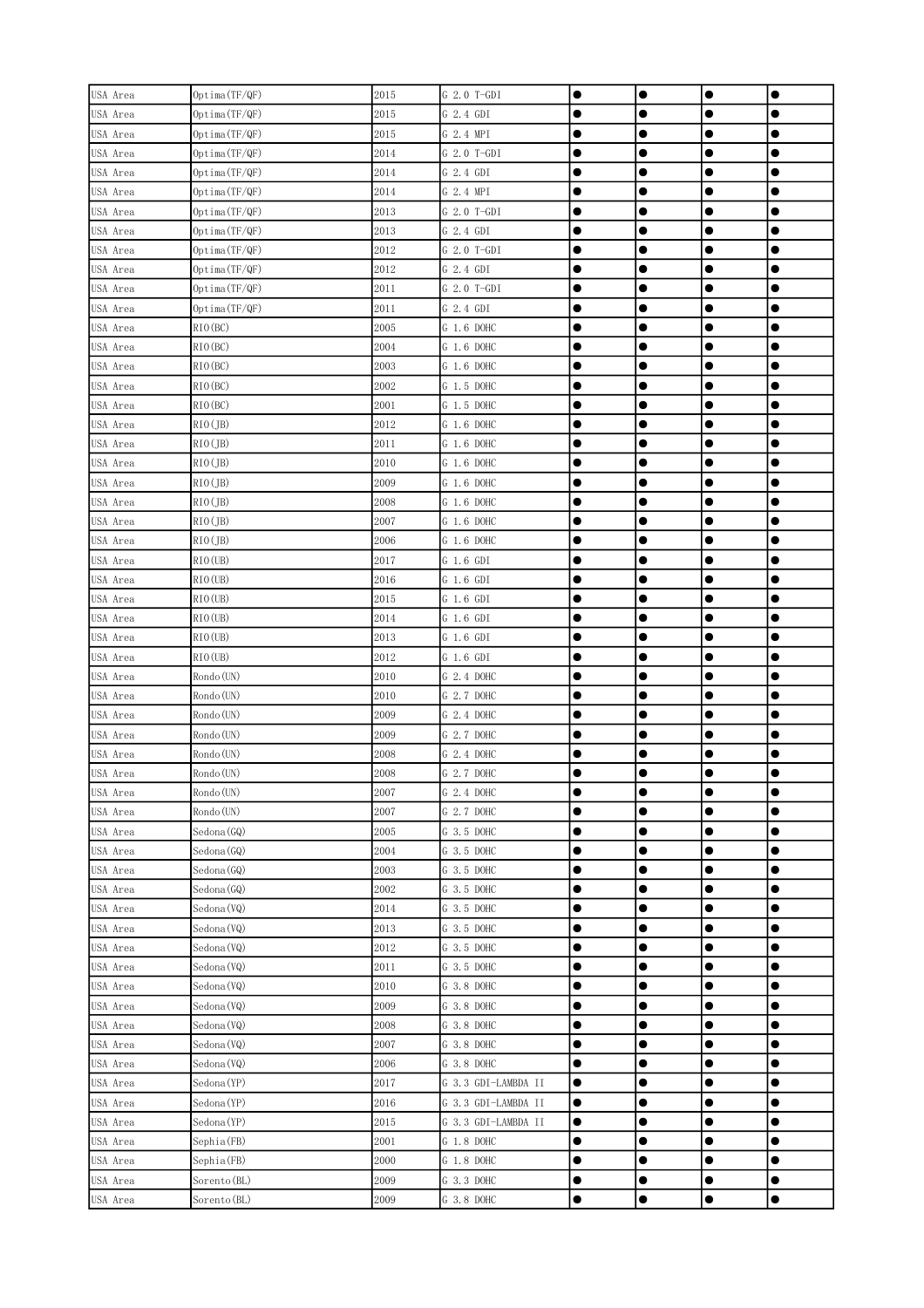| USA Area | Optima(TF/QF) | 2015 | G 2.0 T-GDI | ● | ● | ● | ● |
|---|---|---|---|---|---|---|---|
| USA Area | Optima(TF/QF) | 2015 | G 2.4 GDI | ● | ● | ● | ● |
| USA Area | Optima(TF/QF) | 2015 | G 2.4 MPI | ● | ● | ● | ● |
| USA Area | Optima(TF/QF) | 2014 | G 2.0 T-GDI | ● | ● | ● | ● |
| USA Area | Optima(TF/QF) | 2014 | G 2.4 GDI | ● | ● | ● | ● |
| USA Area | Optima(TF/QF) | 2014 | G 2.4 MPI | ● | ● | ● | ● |
| USA Area | Optima(TF/QF) | 2013 | G 2.0 T-GDI | ● | ● | ● | ● |
| USA Area | Optima(TF/QF) | 2013 | G 2.4 GDI | ● | ● | ● | ● |
| USA Area | Optima(TF/QF) | 2012 | G 2.0 T-GDI | ● | ● | ● | ● |
| USA Area | Optima(TF/QF) | 2012 | G 2.4 GDI | ● | ● | ● | ● |
| USA Area | Optima(TF/QF) | 2011 | G 2.0 T-GDI | ● | ● | ● | ● |
| USA Area | Optima(TF/QF) | 2011 | G 2.4 GDI | ● | ● | ● | ● |
| USA Area | RIO(BC) | 2005 | G 1.6 DOHC | ● | ● | ● | ● |
| USA Area | RIO(BC) | 2004 | G 1.6 DOHC | ● | ● | ● | ● |
| USA Area | RIO(BC) | 2003 | G 1.6 DOHC | ● | ● | ● | ● |
| USA Area | RIO(BC) | 2002 | G 1.5 DOHC | ● | ● | ● | ● |
| USA Area | RIO(BC) | 2001 | G 1.5 DOHC | ● | ● | ● | ● |
| USA Area | RIO(JB) | 2012 | G 1.6 DOHC | ● | ● | ● | ● |
| USA Area | RIO(JB) | 2011 | G 1.6 DOHC | ● | ● | ● | ● |
| USA Area | RIO(JB) | 2010 | G 1.6 DOHC | ● | ● | ● | ● |
| USA Area | RIO(JB) | 2009 | G 1.6 DOHC | ● | ● | ● | ● |
| USA Area | RIO(JB) | 2008 | G 1.6 DOHC | ● | ● | ● | ● |
| USA Area | RIO(JB) | 2007 | G 1.6 DOHC | ● | ● | ● | ● |
| USA Area | RIO(JB) | 2006 | G 1.6 DOHC | ● | ● | ● | ● |
| USA Area | RIO(UB) | 2017 | G 1.6 GDI | ● | ● | ● | ● |
| USA Area | RIO(UB) | 2016 | G 1.6 GDI | ● | ● | ● | ● |
| USA Area | RIO(UB) | 2015 | G 1.6 GDI | ● | ● | ● | ● |
| USA Area | RIO(UB) | 2014 | G 1.6 GDI | ● | ● | ● | ● |
| USA Area | RIO(UB) | 2013 | G 1.6 GDI | ● | ● | ● | ● |
| USA Area | RIO(UB) | 2012 | G 1.6 GDI | ● | ● | ● | ● |
| USA Area | Rondo(UN) | 2010 | G 2.4 DOHC | ● | ● | ● | ● |
| USA Area | Rondo(UN) | 2010 | G 2.7 DOHC | ● | ● | ● | ● |
| USA Area | Rondo(UN) | 2009 | G 2.4 DOHC | ● | ● | ● | ● |
| USA Area | Rondo(UN) | 2009 | G 2.7 DOHC | ● | ● | ● | ● |
| USA Area | Rondo(UN) | 2008 | G 2.4 DOHC | ● | ● | ● | ● |
| USA Area | Rondo(UN) | 2008 | G 2.7 DOHC | ● | ● | ● | ● |
| USA Area | Rondo(UN) | 2007 | G 2.4 DOHC | ● | ● | ● | ● |
| USA Area | Rondo(UN) | 2007 | G 2.7 DOHC | ● | ● | ● | ● |
| USA Area | Sedona(GQ) | 2005 | G 3.5 DOHC | ● | ● | ● | ● |
| USA Area | Sedona(GQ) | 2004 | G 3.5 DOHC | ● | ● | ● | ● |
| USA Area | Sedona(GQ) | 2003 | G 3.5 DOHC | ● | ● | ● | ● |
| USA Area | Sedona(GQ) | 2002 | G 3.5 DOHC | ● | ● | ● | ● |
| USA Area | Sedona(VQ) | 2014 | G 3.5 DOHC | ● | ● | ● | ● |
| USA Area | Sedona(VQ) | 2013 | G 3.5 DOHC | ● | ● | ● | ● |
| USA Area | Sedona(VQ) | 2012 | G 3.5 DOHC | ● | ● | ● | ● |
| USA Area | Sedona(VQ) | 2011 | G 3.5 DOHC | ● | ● | ● | ● |
| USA Area | Sedona(VQ) | 2010 | G 3.8 DOHC | ● | ● | ● | ● |
| USA Area | Sedona(VQ) | 2009 | G 3.8 DOHC | ● | ● | ● | ● |
| USA Area | Sedona(VQ) | 2008 | G 3.8 DOHC | ● | ● | ● | ● |
| USA Area | Sedona(VQ) | 2007 | G 3.8 DOHC | ● | ● | ● | ● |
| USA Area | Sedona(VQ) | 2006 | G 3.8 DOHC | ● | ● | ● | ● |
| USA Area | Sedona(YP) | 2017 | G 3.3 GDI-LAMBDA II | ● | ● | ● | ● |
| USA Area | Sedona(YP) | 2016 | G 3.3 GDI-LAMBDA II | ● | ● | ● | ● |
| USA Area | Sedona(YP) | 2015 | G 3.3 GDI-LAMBDA II | ● | ● | ● | ● |
| USA Area | Sephia(FB) | 2001 | G 1.8 DOHC | ● | ● | ● | ● |
| USA Area | Sephia(FB) | 2000 | G 1.8 DOHC | ● | ● | ● | ● |
| USA Area | Sorento(BL) | 2009 | G 3.3 DOHC | ● | ● | ● | ● |
| USA Area | Sorento(BL) | 2009 | G 3.8 DOHC | ● | ● | ● | ● |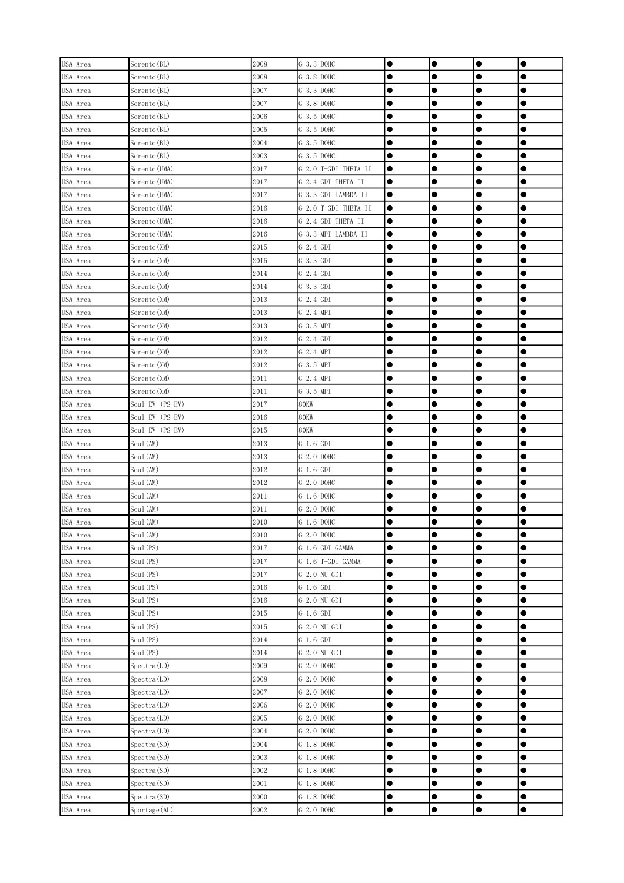| USA Area | Sorento(BL) | 2008 | G 3.3 DOHC | ● | ● | ● | ● |
|---|---|---|---|---|---|---|---|
| USA Area | Sorento(BL) | 2008 | G 3.8 DOHC | ● | ● | ● | ● |
| USA Area | Sorento(BL) | 2007 | G 3.3 DOHC | ● | ● | ● | ● |
| USA Area | Sorento(BL) | 2007 | G 3.8 DOHC | ● | ● | ● | ● |
| USA Area | Sorento(BL) | 2006 | G 3.5 DOHC | ● | ● | ● | ● |
| USA Area | Sorento(BL) | 2005 | G 3.5 DOHC | ● | ● | ● | ● |
| USA Area | Sorento(BL) | 2004 | G 3.5 DOHC | ● | ● | ● | ● |
| USA Area | Sorento(BL) | 2003 | G 3.5 DOHC | ● | ● | ● | ● |
| USA Area | Sorento(UMA) | 2017 | G 2.0 T-GDI THETA II | ● | ● | ● | ● |
| USA Area | Sorento(UMA) | 2017 | G 2.4 GDI THETA II | ● | ● | ● | ● |
| USA Area | Sorento(UMA) | 2017 | G 3.3 GDI LAMBDA II | ● | ● | ● | ● |
| USA Area | Sorento(UMA) | 2016 | G 2.0 T-GDI THETA II | ● | ● | ● | ● |
| USA Area | Sorento(UMA) | 2016 | G 2.4 GDI THETA II | ● | ● | ● | ● |
| USA Area | Sorento(UMA) | 2016 | G 3.3 MPI LAMBDA II | ● | ● | ● | ● |
| USA Area | Sorento(XM) | 2015 | G 2.4 GDI | ● | ● | ● | ● |
| USA Area | Sorento(XM) | 2015 | G 3.3 GDI | ● | ● | ● | ● |
| USA Area | Sorento(XM) | 2014 | G 2.4 GDI | ● | ● | ● | ● |
| USA Area | Sorento(XM) | 2014 | G 3.3 GDI | ● | ● | ● | ● |
| USA Area | Sorento(XM) | 2013 | G 2.4 GDI | ● | ● | ● | ● |
| USA Area | Sorento(XM) | 2013 | G 2.4 MPI | ● | ● | ● | ● |
| USA Area | Sorento(XM) | 2013 | G 3.5 MPI | ● | ● | ● | ● |
| USA Area | Sorento(XM) | 2012 | G 2.4 GDI | ● | ● | ● | ● |
| USA Area | Sorento(XM) | 2012 | G 2.4 MPI | ● | ● | ● | ● |
| USA Area | Sorento(XM) | 2012 | G 3.5 MPI | ● | ● | ● | ● |
| USA Area | Sorento(XM) | 2011 | G 2.4 MPI | ● | ● | ● | ● |
| USA Area | Sorento(XM) | 2011 | G 3.5 MPI | ● | ● | ● | ● |
| USA Area | Soul EV (PS EV) | 2017 | 80KW | ● | ● | ● | ● |
| USA Area | Soul EV (PS EV) | 2016 | 80KW | ● | ● | ● | ● |
| USA Area | Soul EV (PS EV) | 2015 | 80KW | ● | ● | ● | ● |
| USA Area | Soul(AM) | 2013 | G 1.6 GDI | ● | ● | ● | ● |
| USA Area | Soul(AM) | 2013 | G 2.0 DOHC | ● | ● | ● | ● |
| USA Area | Soul(AM) | 2012 | G 1.6 GDI | ● | ● | ● | ● |
| USA Area | Soul(AM) | 2012 | G 2.0 DOHC | ● | ● | ● | ● |
| USA Area | Soul(AM) | 2011 | G 1.6 DOHC | ● | ● | ● | ● |
| USA Area | Soul(AM) | 2011 | G 2.0 DOHC | ● | ● | ● | ● |
| USA Area | Soul(AM) | 2010 | G 1.6 DOHC | ● | ● | ● | ● |
| USA Area | Soul(AM) | 2010 | G 2.0 DOHC | ● | ● | ● | ● |
| USA Area | Soul(PS) | 2017 | G 1.6 GDI GAMMA | ● | ● | ● | ● |
| USA Area | Soul(PS) | 2017 | G 1.6 T-GDI GAMMA | ● | ● | ● | ● |
| USA Area | Soul(PS) | 2017 | G 2.0 NU GDI | ● | ● | ● | ● |
| USA Area | Soul(PS) | 2016 | G 1.6 GDI | ● | ● | ● | ● |
| USA Area | Soul(PS) | 2016 | G 2.0 NU GDI | ● | ● | ● | ● |
| USA Area | Soul(PS) | 2015 | G 1.6 GDI | ● | ● | ● | ● |
| USA Area | Soul(PS) | 2015 | G 2.0 NU GDI | ● | ● | ● | ● |
| USA Area | Soul(PS) | 2014 | G 1.6 GDI | ● | ● | ● | ● |
| USA Area | Soul(PS) | 2014 | G 2.0 NU GDI | ● | ● | ● | ● |
| USA Area | Spectra(LD) | 2009 | G 2.0 DOHC | ● | ● | ● | ● |
| USA Area | Spectra(LD) | 2008 | G 2.0 DOHC | ● | ● | ● | ● |
| USA Area | Spectra(LD) | 2007 | G 2.0 DOHC | ● | ● | ● | ● |
| USA Area | Spectra(LD) | 2006 | G 2.0 DOHC | ● | ● | ● | ● |
| USA Area | Spectra(LD) | 2005 | G 2.0 DOHC | ● | ● | ● | ● |
| USA Area | Spectra(LD) | 2004 | G 2.0 DOHC | ● | ● | ● | ● |
| USA Area | Spectra(SD) | 2004 | G 1.8 DOHC | ● | ● | ● | ● |
| USA Area | Spectra(SD) | 2003 | G 1.8 DOHC | ● | ● | ● | ● |
| USA Area | Spectra(SD) | 2002 | G 1.8 DOHC | ● | ● | ● | ● |
| USA Area | Spectra(SD) | 2001 | G 1.8 DOHC | ● | ● | ● | ● |
| USA Area | Spectra(SD) | 2000 | G 1.8 DOHC | ● | ● | ● | ● |
| USA Area | Sportage(AL) | 2002 | G 2.0 DOHC | ● | ● | ● | ● |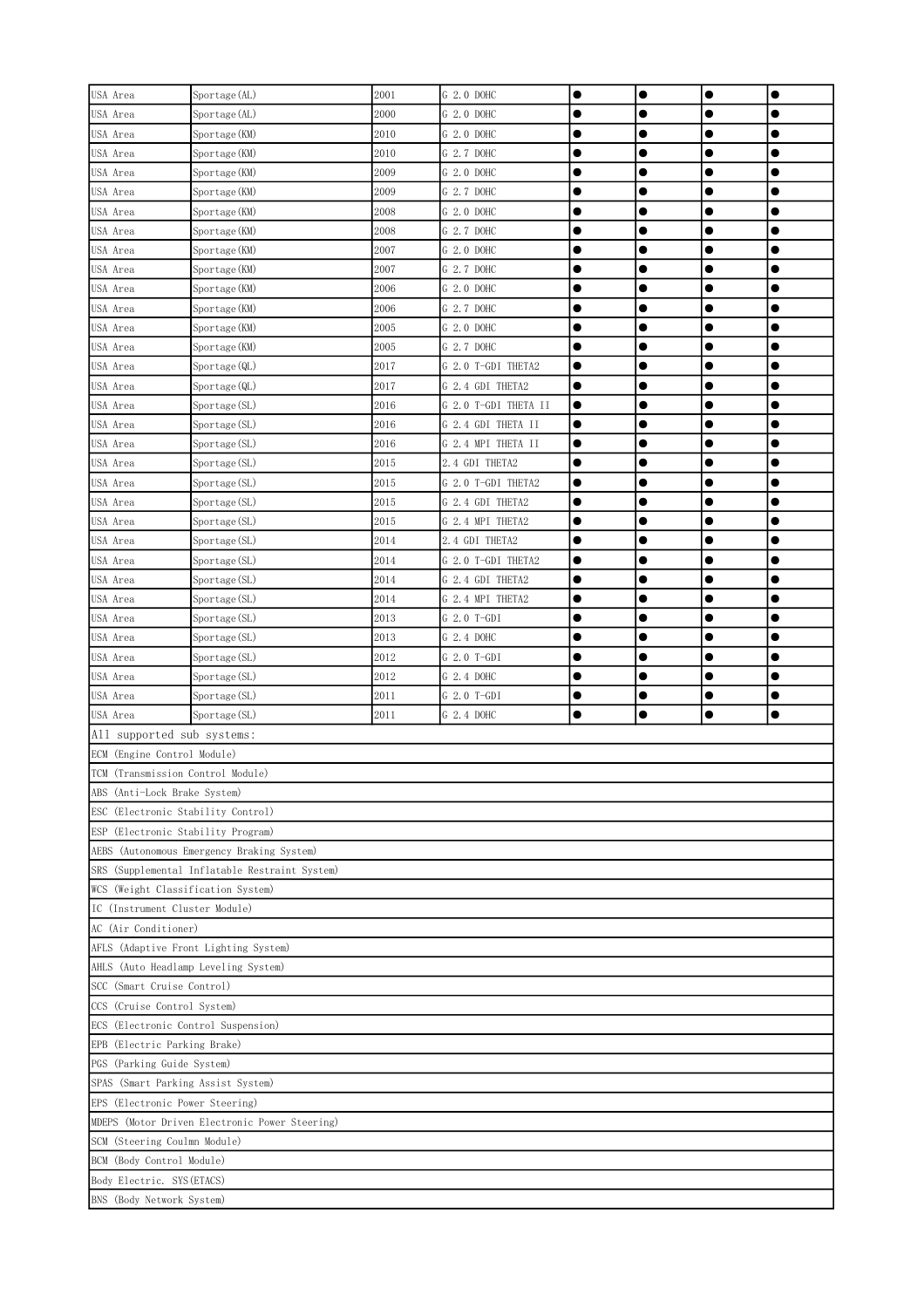| | | | | | | | |
|---|---|---|---|---|---|---|---|
| USA Area | Sportage(AL) | 2001 | G 2.0 DOHC | ● | ● | ● | ● |
| USA Area | Sportage(AL) | 2000 | G 2.0 DOHC | ● | ● | ● | ● |
| USA Area | Sportage(KM) | 2010 | G 2.0 DOHC | ● | ● | ● | ● |
| USA Area | Sportage(KM) | 2010 | G 2.7 DOHC | ● | ● | ● | ● |
| USA Area | Sportage(KM) | 2009 | G 2.0 DOHC | ● | ● | ● | ● |
| USA Area | Sportage(KM) | 2009 | G 2.7 DOHC | ● | ● | ● | ● |
| USA Area | Sportage(KM) | 2008 | G 2.0 DOHC | ● | ● | ● | ● |
| USA Area | Sportage(KM) | 2008 | G 2.7 DOHC | ● | ● | ● | ● |
| USA Area | Sportage(KM) | 2007 | G 2.0 DOHC | ● | ● | ● | ● |
| USA Area | Sportage(KM) | 2007 | G 2.7 DOHC | ● | ● | ● | ● |
| USA Area | Sportage(KM) | 2006 | G 2.0 DOHC | ● | ● | ● | ● |
| USA Area | Sportage(KM) | 2006 | G 2.7 DOHC | ● | ● | ● | ● |
| USA Area | Sportage(KM) | 2005 | G 2.0 DOHC | ● | ● | ● | ● |
| USA Area | Sportage(KM) | 2005 | G 2.7 DOHC | ● | ● | ● | ● |
| USA Area | Sportage(QL) | 2017 | G 2.0 T-GDI THETA2 | ● | ● | ● | ● |
| USA Area | Sportage(QL) | 2017 | G 2.4 GDI THETA2 | ● | ● | ● | ● |
| USA Area | Sportage(SL) | 2016 | G 2.0 T-GDI THETA II | ● | ● | ● | ● |
| USA Area | Sportage(SL) | 2016 | G 2.4 GDI THETA II | ● | ● | ● | ● |
| USA Area | Sportage(SL) | 2016 | G 2.4 MPI THETA II | ● | ● | ● | ● |
| USA Area | Sportage(SL) | 2015 | 2.4 GDI THETA2 | ● | ● | ● | ● |
| USA Area | Sportage(SL) | 2015 | G 2.0 T-GDI THETA2 | ● | ● | ● | ● |
| USA Area | Sportage(SL) | 2015 | G 2.4 GDI THETA2 | ● | ● | ● | ● |
| USA Area | Sportage(SL) | 2015 | G 2.4 MPI THETA2 | ● | ● | ● | ● |
| USA Area | Sportage(SL) | 2014 | 2.4 GDI THETA2 | ● | ● | ● | ● |
| USA Area | Sportage(SL) | 2014 | G 2.0 T-GDI THETA2 | ● | ● | ● | ● |
| USA Area | Sportage(SL) | 2014 | G 2.4 GDI THETA2 | ● | ● | ● | ● |
| USA Area | Sportage(SL) | 2014 | G 2.4 MPI THETA2 | ● | ● | ● | ● |
| USA Area | Sportage(SL) | 2013 | G 2.0 T-GDI | ● | ● | ● | ● |
| USA Area | Sportage(SL) | 2013 | G 2.4 DOHC | ● | ● | ● | ● |
| USA Area | Sportage(SL) | 2012 | G 2.0 T-GDI | ● | ● | ● | ● |
| USA Area | Sportage(SL) | 2012 | G 2.4 DOHC | ● | ● | ● | ● |
| USA Area | Sportage(SL) | 2011 | G 2.0 T-GDI | ● | ● | ● | ● |
| USA Area | Sportage(SL) | 2011 | G 2.4 DOHC | ● | ● | ● | ● |

| All supported sub systems: |
|---|
| ECM (Engine Control Module) |
| TCM (Transmission Control Module) |
| ABS (Anti-Lock Brake System) |
| ESC (Electronic Stability Control) |
| ESP (Electronic Stability Program) |
| AEBS (Autonomous Emergency Braking System) |
| SRS (Supplemental Inflatable Restraint System) |
| WCS (Weight Classification System) |
| IC (Instrument Cluster Module) |
| AC (Air Conditioner) |
| AFLS (Adaptive Front Lighting System) |
| AHLS (Auto Headlamp Leveling System) |
| SCC (Smart Cruise Control) |
| CCS (Cruise Control System) |
| ECS (Electronic Control Suspension) |
| EPB (Electric Parking Brake) |
| PGS (Parking Guide System) |
| SPAS (Smart Parking Assist System) |
| EPS (Electronic Power Steering) |
| MDEPS (Motor Driven Electronic Power Steering) |
| SCM (Steering Coulmn Module) |
| BCM (Body Control Module) |
| Body Electric. SYS(ETACS) |
| BNS (Body Network System) |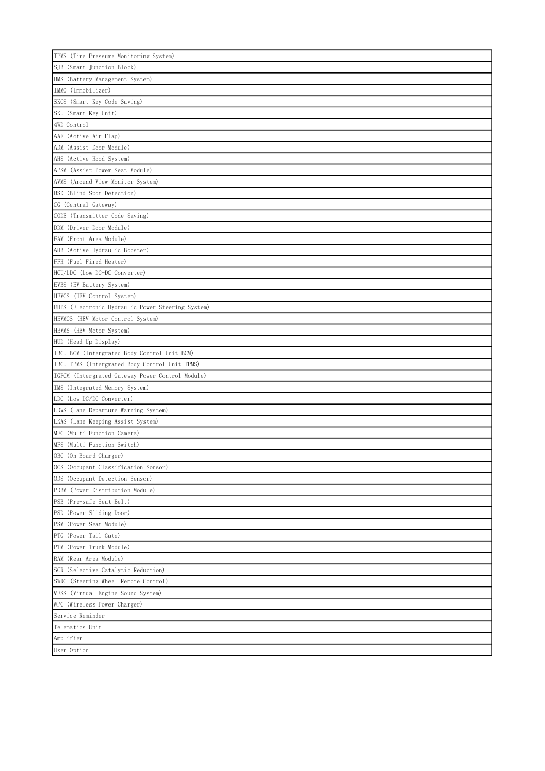| TPMS (Tire Pressure Monitoring System) |
|---|
| SJB (Smart Junction Block) |
| BMS (Battery Management System) |
| IMMO (Immobilizer) |
| SKCS (Smart Key Code Saving) |
| SKU (Smart Key Unit) |
| 4WD Control |
| AAF (Active Air Flap) |
| ADM (Assist Door Module) |
| AHS (Active Hood System) |
| APSM (Assist Power Seat Module) |
| AVMS (Around View Monitor System) |
| BSD (Blind Spot Detection) |
| CG (Central Gateway) |
| CODE (Transmitter Code Saving) |
| DDM (Driver Door Module) |
| FAM (Front Area Module) |
| AHB (Active Hydraulic Booster) |
| FFH (Fuel Fired Heater) |
| HCU/LDC (Low DC-DC Converter) |
| EVBS (EV Battery System) |
| HEVCS (HEV Control System) |
| EHPS (Electronic Hydraulic Power Steering System) |
| HEVMCS (HEV Motor Control System) |
| HEVMS (HEV Motor System) |
| HUD (Head Up Display) |
| IBCU-BCM (Intergrated Body Control Unit-BCM) |
| IBCU-TPMS (Intergrated Body Control Unit-TPMS) |
| IGPCM (Intergrated Gateway Power Control Module) |
| IMS (Integrated Memory System) |
| LDC (Low DC/DC Converter) |
| LDWS (Lane Departure Warning System) |
| LKAS (Lane Keeping Assist System) |
| MFC (Multi Function Camera) |
| MFS (Multi Function Switch) |
| OBC (On Board Charger) |
| OCS (Occupant Classification Sonsor) |
| ODS (Occupant Detection Sensor) |
| PDBM (Power Distribution Module) |
| PSB (Pre-safe Seat Belt) |
| PSD (Power Sliding Door) |
| PSM (Power Seat Module) |
| PTG (Power Tail Gate) |
| PTM (Power Trunk Module) |
| RAM (Rear Area Module) |
| SCR (Selective Catalytic Reduction) |
| SWRC (Steering Wheel Remote Control) |
| VESS (Virtual Engine Sound System) |
| WPC (Wireless Power Charger) |
| Service Reminder |
| Telematics Unit |
| Amplifier |
| User Option |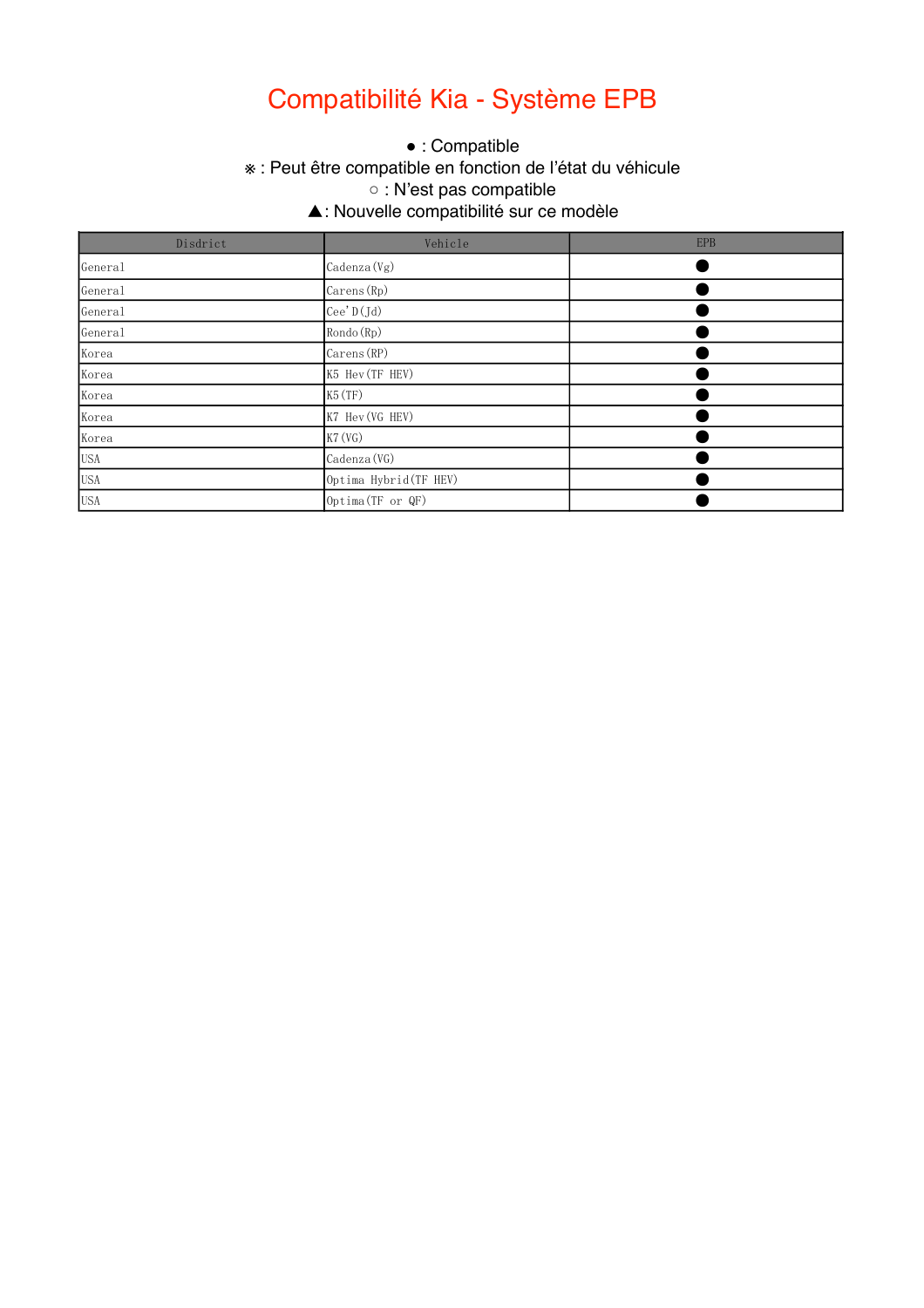# Compatibilité Kia - Système EPB

● : Compatible
※ : Peut être compatible en fonction de l'état du véhicule
○ : N'est pas compatible
▲: Nouvelle compatibilité sur ce modèle

| Disdrict | Vehicle | EPB |
|---|---|---|
| General | Cadenza(Vg) | ● |
| General | Carens(Rp) | ● |
| General | Cee'D(Jd) | ● |
| General | Rondo(Rp) | ● |
| Korea | Carens(RP) | ● |
| Korea | K5 Hev(TF HEV) | ● |
| Korea | K5(TF) | ● |
| Korea | K7 Hev(VG HEV) | ● |
| Korea | K7(VG) | ● |
| USA | Cadenza(VG) | ● |
| USA | Optima Hybrid(TF HEV) | ● |
| USA | Optima(TF or QF) | ● |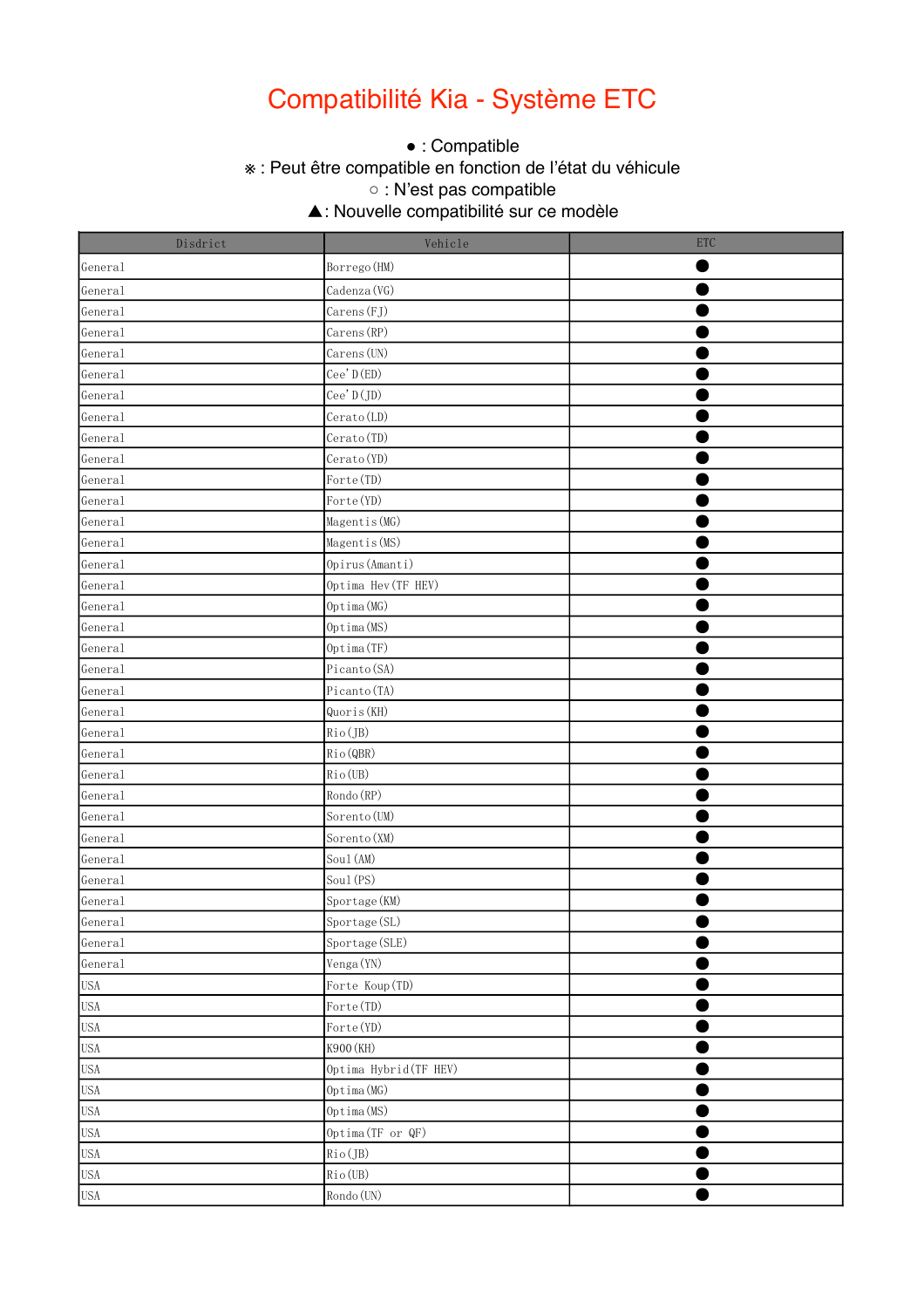# Compatibilité Kia - Système ETC

● : Compatible
※ : Peut être compatible en fonction de l'état du véhicule
○ : N'est pas compatible
▲: Nouvelle compatibilité sur ce modèle

| Disdrict | Vehicle | ETC |
|---|---|---|
| General | Borrego(HM) | ● |
| General | Cadenza(VG) | ● |
| General | Carens(FJ) | ● |
| General | Carens(RP) | ● |
| General | Carens(UN) | ● |
| General | Cee'D(ED) | ● |
| General | Cee'D(JD) | ● |
| General | Cerato(LD) | ● |
| General | Cerato(TD) | ● |
| General | Cerato(YD) | ● |
| General | Forte(TD) | ● |
| General | Forte(YD) | ● |
| General | Magentis(MG) | ● |
| General | Magentis(MS) | ● |
| General | Opirus(Amanti) | ● |
| General | Optima Hev(TF HEV) | ● |
| General | Optima(MG) | ● |
| General | Optima(MS) | ● |
| General | Optima(TF) | ● |
| General | Picanto(SA) | ● |
| General | Picanto(TA) | ● |
| General | Quoris(KH) | ● |
| General | Rio(JB) | ● |
| General | Rio(QBR) | ● |
| General | Rio(UB) | ● |
| General | Rondo(RP) | ● |
| General | Sorento(UM) | ● |
| General | Sorento(XM) | ● |
| General | Soul(AM) | ● |
| General | Soul(PS) | ● |
| General | Sportage(KM) | ● |
| General | Sportage(SL) | ● |
| General | Sportage(SLE) | ● |
| General | Venga(YN) | ● |
| USA | Forte Koup(TD) | ● |
| USA | Forte(TD) | ● |
| USA | Forte(YD) | ● |
| USA | K900(KH) | ● |
| USA | Optima Hybrid(TF HEV) | ● |
| USA | Optima(MG) | ● |
| USA | Optima(MS) | ● |
| USA | Optima(TF or QF) | ● |
| USA | Rio(JB) | ● |
| USA | Rio(UB) | ● |
| USA | Rondo(UN) | ● |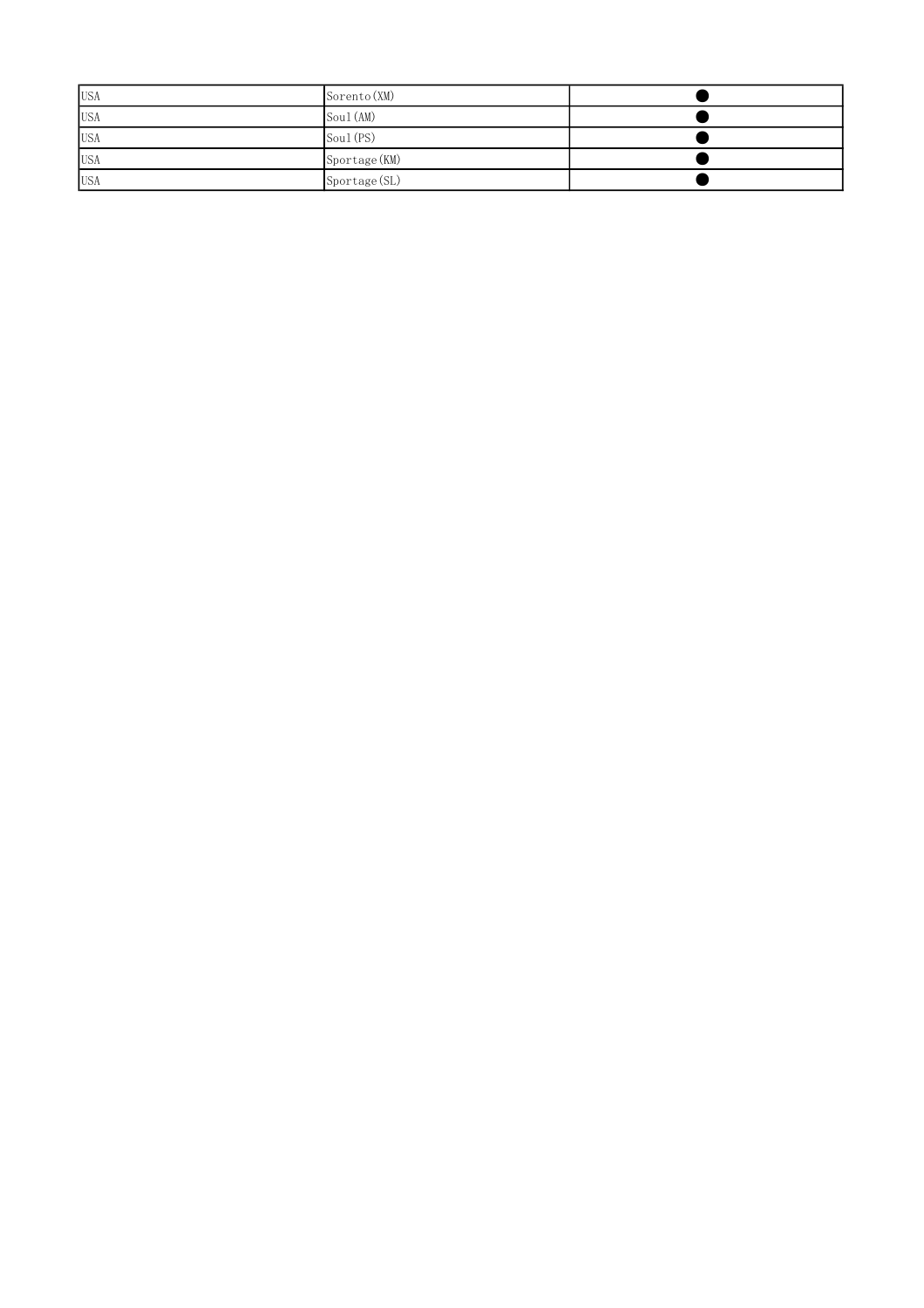| | | |
|---|---|---|
| USA | Sorento(XM) | ● |
| USA | Soul(AM) | ● |
| USA | Soul(PS) | ● |
| USA | Sportage(KM) | ● |
| USA | Sportage(SL) | ● |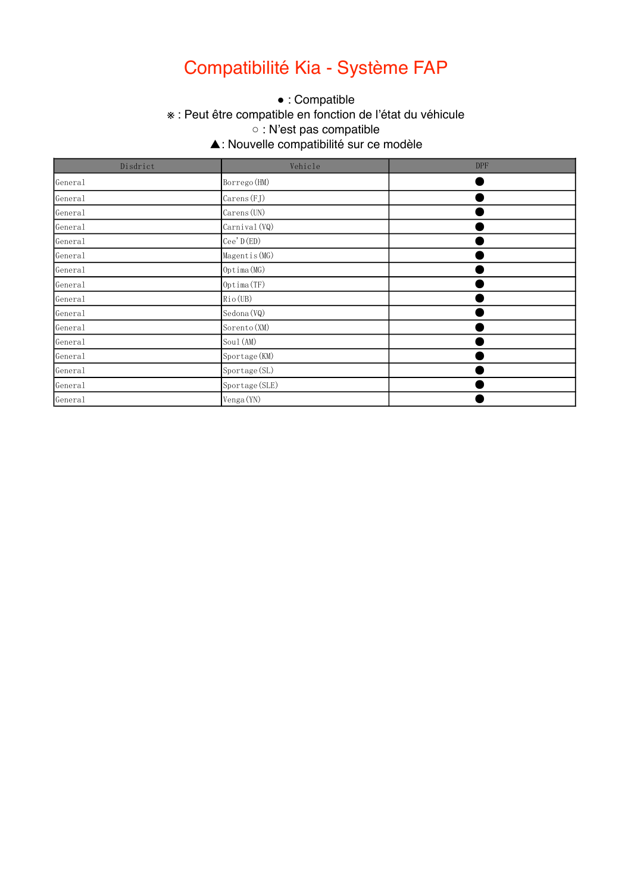# Compatibilité Kia - Système FAP

● : Compatible
※ : Peut être compatible en fonction de l'état du véhicule
○ : N'est pas compatible
▲: Nouvelle compatibilité sur ce modèle

| Disdrict | Vehicle | DPF |
|---|---|---|
| General | Borrego(HM) | ● |
| General | Carens(FJ) | ● |
| General | Carens(UN) | ● |
| General | Carnival(VQ) | ● |
| General | Cee'D(ED) | ● |
| General | Magentis(MG) | ● |
| General | Optima(MG) | ● |
| General | Optima(TF) | ● |
| General | Rio(UB) | ● |
| General | Sedona(VQ) | ● |
| General | Sorento(XM) | ● |
| General | Soul(AM) | ● |
| General | Sportage(KM) | ● |
| General | Sportage(SL) | ● |
| General | Sportage(SLE) | ● |
| General | Venga(YN) | ● |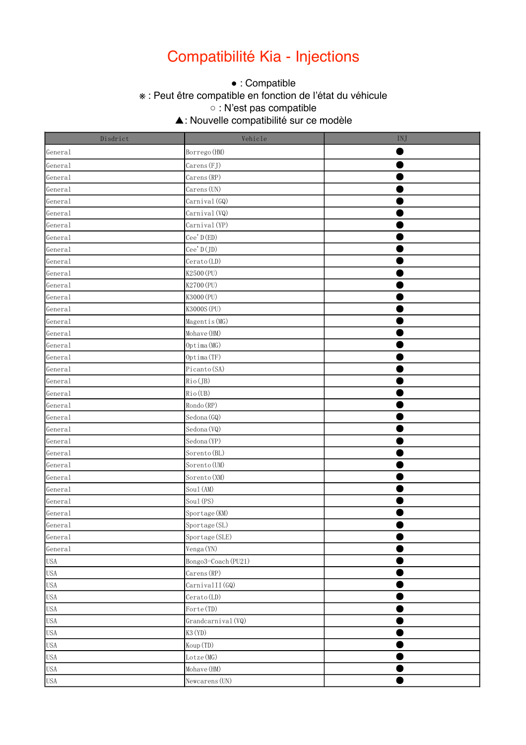# Compatibilité Kia - Injections

● : Compatible
※ : Peut être compatible en fonction de l'état du véhicule
○ : N'est pas compatible
▲: Nouvelle compatibilité sur ce modèle

| Disdrict | Vehicle | INJ |
|---|---|---|
| General | Borrego(HM) | ● |
| General | Carens(FJ) | ● |
| General | Carens(RP) | ● |
| General | Carens(UN) | ● |
| General | Carnival(GQ) | ● |
| General | Carnival(VQ) | ● |
| General | Carnival(YP) | ● |
| General | Cee'D(ED) | ● |
| General | Cee'D(JD) | ● |
| General | Cerato(LD) | ● |
| General | K2500(PU) | ● |
| General | K2700(PU) | ● |
| General | K3000(PU) | ● |
| General | K3000S(PU) | ● |
| General | Magentis(MG) | ● |
| General | Mohave(HM) | ● |
| General | Optima(MG) | ● |
| General | Optima(TF) | ● |
| General | Picanto(SA) | ● |
| General | Rio(JB) | ● |
| General | Rio(UB) | ● |
| General | Rondo(RP) | ● |
| General | Sedona(GQ) | ● |
| General | Sedona(VQ) | ● |
| General | Sedona(YP) | ● |
| General | Sorento(BL) | ● |
| General | Sorento(UM) | ● |
| General | Sorento(XM) | ● |
| General | Soul(AM) | ● |
| General | Soul(PS) | ● |
| General | Sportage(KM) | ● |
| General | Sportage(SL) | ● |
| General | Sportage(SLE) | ● |
| General | Venga(YN) | ● |
| USA | Bongo3-Coach(PU21) | ● |
| USA | Carens(RP) | ● |
| USA | CarnivalII(GQ) | ● |
| USA | Cerato(LD) | ● |
| USA | Forte(TD) | ● |
| USA | Grandcarnival(VQ) | ● |
| USA | K3(YD) | ● |
| USA | Koup(TD) | ● |
| USA | Lotze(MG) | ● |
| USA | Mohave(HM) | ● |
| USA | Newcarens(UN) | ● |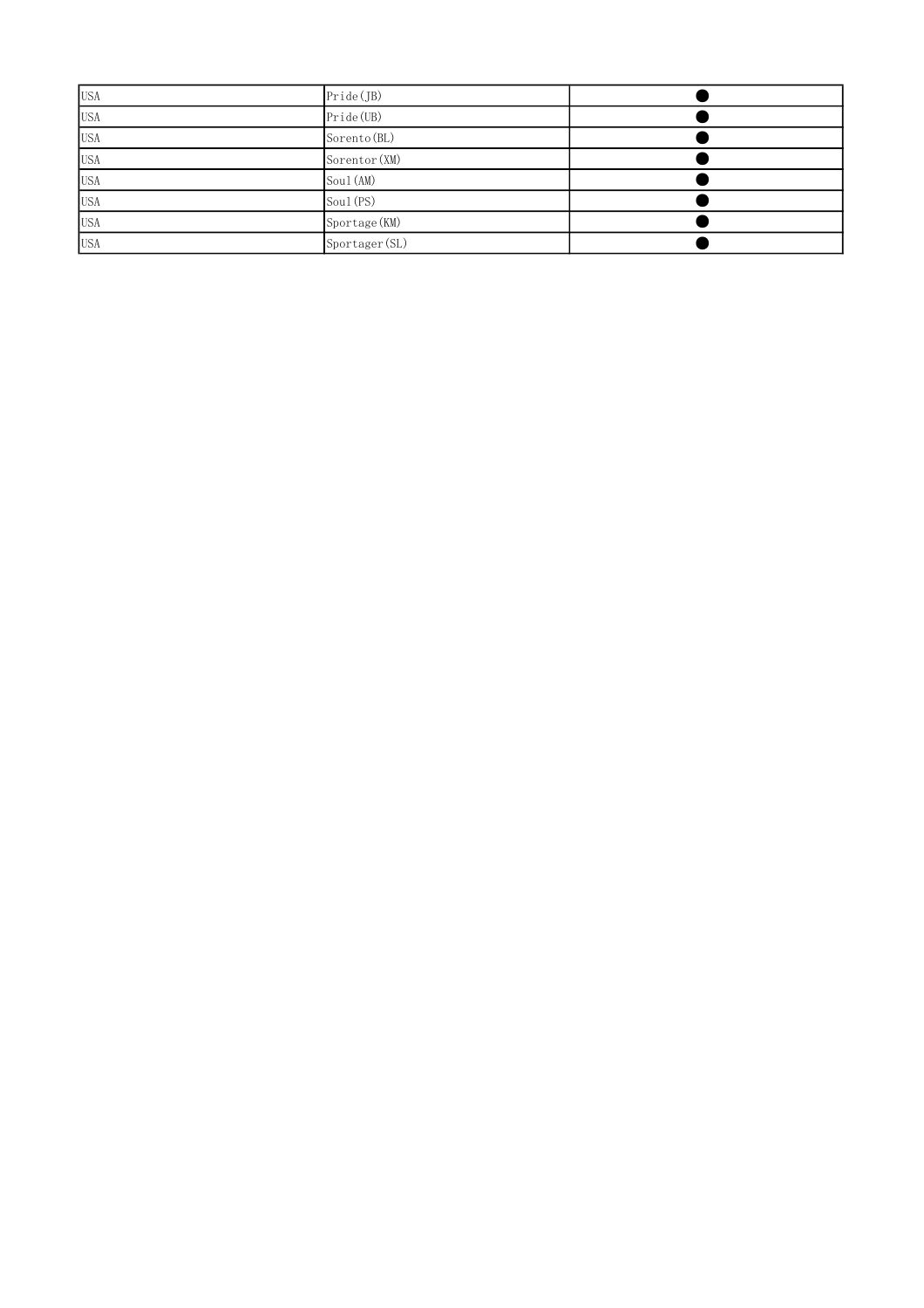| | | |
|---|---|---|
| USA | Pride(JB) | ● |
| USA | Pride(UB) | ● |
| USA | Sorento(BL) | ● |
| USA | Sorentor(XM) | ● |
| USA | Soul(AM) | ● |
| USA | Soul(PS) | ● |
| USA | Sportage(KM) | ● |
| USA | Sportager(SL) | ● |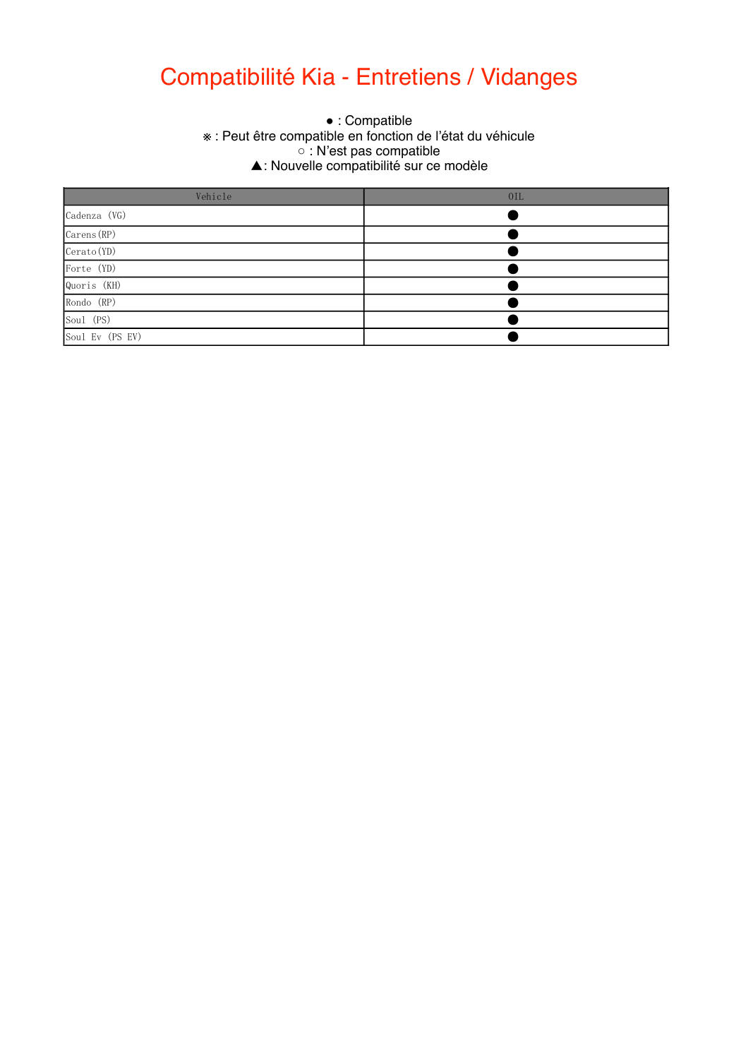# Compatibilité Kia - Entretiens / Vidanges

● : Compatible
※ : Peut être compatible en fonction de l’état du véhicule
○ : N’est pas compatible
▲: Nouvelle compatibilité sur ce modèle

| Vehicle | OIL |
|---|---|
| Cadenza (VG) | ● |
| Carens(RP) | ● |
| Cerato(YD) | ● |
| Forte (YD) | ● |
| Quoris (KH) | ● |
| Rondo (RP) | ● |
| Soul (PS) | ● |
| Soul Ev (PS EV) | ● |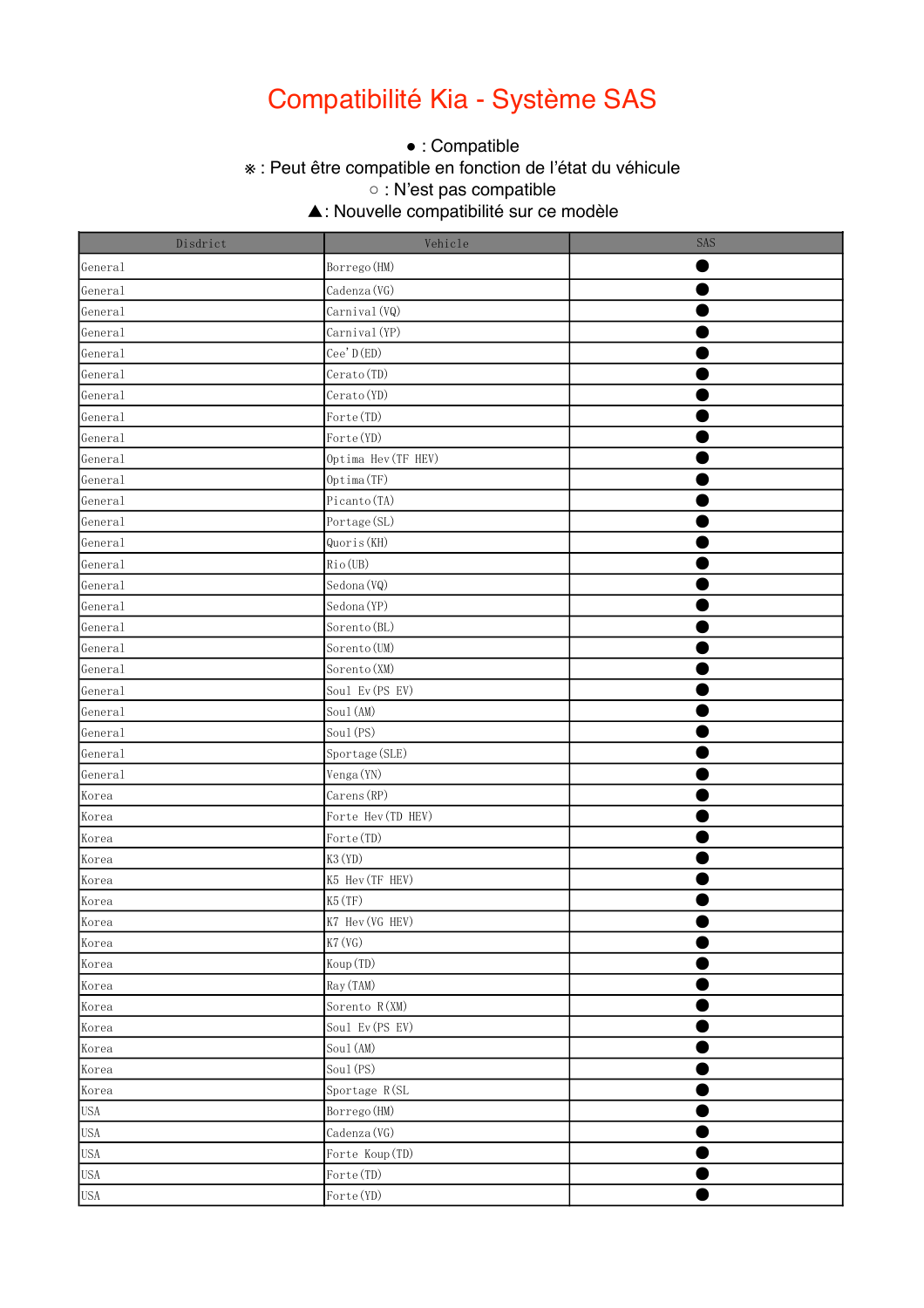# Compatibilité Kia - Système SAS

● : Compatible
※ : Peut être compatible en fonction de l'état du véhicule
○ : N'est pas compatible
▲: Nouvelle compatibilité sur ce modèle

| Disdrict | Vehicle | SAS |
|---|---|---|
| General | Borrego(HM) | ● |
| General | Cadenza(VG) | ● |
| General | Carnival(VQ) | ● |
| General | Carnival(YP) | ● |
| General | Cee'D(ED) | ● |
| General | Cerato(TD) | ● |
| General | Cerato(YD) | ● |
| General | Forte(TD) | ● |
| General | Forte(YD) | ● |
| General | Optima Hev(TF HEV) | ● |
| General | Optima(TF) | ● |
| General | Picanto(TA) | ● |
| General | Portage(SL) | ● |
| General | Quoris(KH) | ● |
| General | Rio(UB) | ● |
| General | Sedona(VQ) | ● |
| General | Sedona(YP) | ● |
| General | Sorento(BL) | ● |
| General | Sorento(UM) | ● |
| General | Sorento(XM) | ● |
| General | Soul Ev(PS EV) | ● |
| General | Soul(AM) | ● |
| General | Soul(PS) | ● |
| General | Sportage(SLE) | ● |
| General | Venga(YN) | ● |
| Korea | Carens(RP) | ● |
| Korea | Forte Hev(TD HEV) | ● |
| Korea | Forte(TD) | ● |
| Korea | K3(YD) | ● |
| Korea | K5 Hev(TF HEV) | ● |
| Korea | K5(TF) | ● |
| Korea | K7 Hev(VG HEV) | ● |
| Korea | K7(VG) | ● |
| Korea | Koup(TD) | ● |
| Korea | Ray(TAM) | ● |
| Korea | Sorento R(XM) | ● |
| Korea | Soul Ev(PS EV) | ● |
| Korea | Soul(AM) | ● |
| Korea | Soul(PS) | ● |
| Korea | Sportage R(SL | ● |
| USA | Borrego(HM) | ● |
| USA | Cadenza(VG) | ● |
| USA | Forte Koup(TD) | ● |
| USA | Forte(TD) | ● |
| USA | Forte(YD) | ● |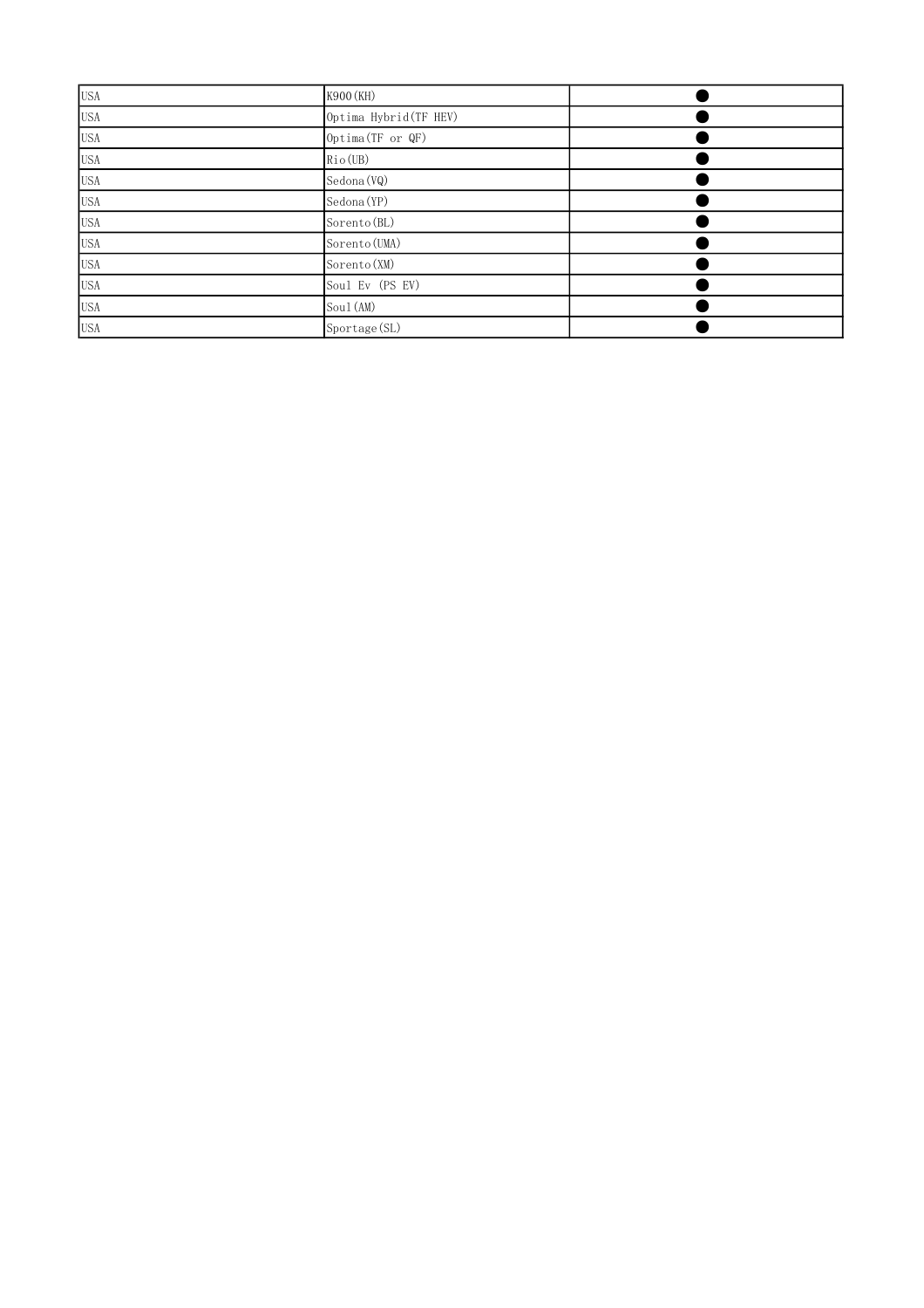| | | |
|---|---|---|
| USA | K900(KH) | ● |
| USA | Optima Hybrid(TF HEV) | ● |
| USA | Optima(TF or QF) | ● |
| USA | Rio(UB) | ● |
| USA | Sedona(VQ) | ● |
| USA | Sedona(YP) | ● |
| USA | Sorento(BL) | ● |
| USA | Sorento(UMA) | ● |
| USA | Sorento(XM) | ● |
| USA | Soul Ev (PS EV) | ● |
| USA | Soul(AM) | ● |
| USA | Sportage(SL) | ● |